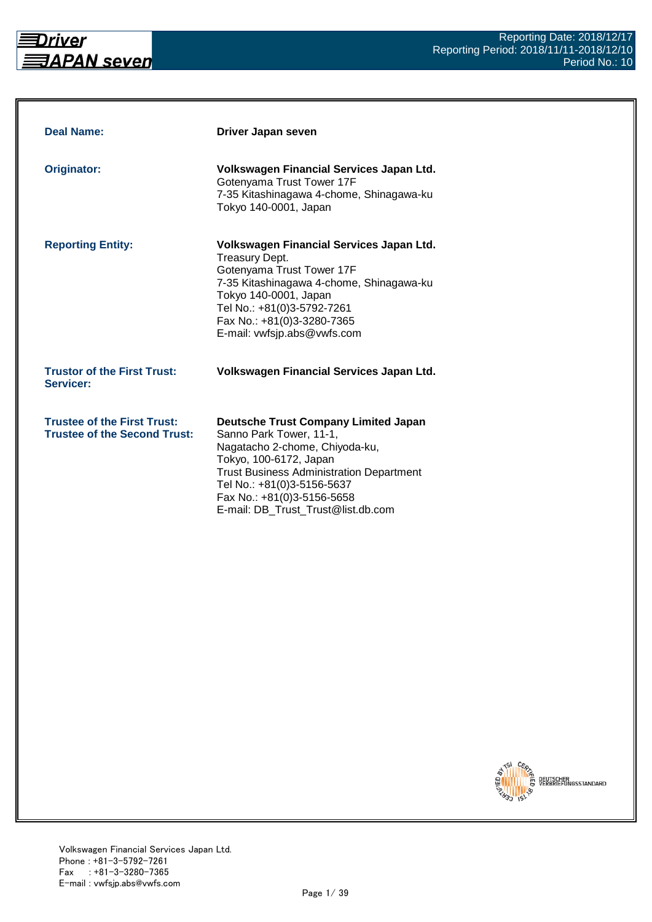Reporting Date: 2018/12/17
Reporting Period: 2018/11/11-2018/12/10
Period No.: 10

| | |
|---|---|
| **Deal Name:** | **Driver Japan seven** |
| **Originator:** | **Volkswagen Financial Services Japan Ltd.**<br>Gotenyama Trust Tower 17F<br>7-35 Kitashinagawa 4-chome, Shinagawa-ku<br>Tokyo 140-0001, Japan |
| **Reporting Entity:** | **Volkswagen Financial Services Japan Ltd.**<br>Treasury Dept.<br>Gotenyama Trust Tower 17F<br>7-35 Kitashinagawa 4-chome, Shinagawa-ku<br>Tokyo 140-0001, Japan<br>Tel No.: +81(0)3-5792-7261<br>Fax No.: +81(0)3-3280-7365<br>E-mail: vwfsjp.abs@vwfs.com |
| **Trustor of the First Trust:**<br>**Servicer:** | **Volkswagen Financial Services Japan Ltd.** |
| **Trustee of the First Trust:**<br>**Trustee of the Second Trust:** | **Deutsche Trust Company Limited Japan**<br>Sanno Park Tower, 11-1,<br>Nagatacho 2-chome, Chiyoda-ku,<br>Tokyo, 100-6172, Japan<br>Trust Business Administration Department<br>Tel No.: +81(0)3-5156-5637<br>Fax No.: +81(0)3-5156-5658<br>E-mail: DB_Trust_Trust@list.db.com |

Volkswagen Financial Services Japan Ltd.
Phone : +81-3-5792-7261
Fax : +81-3-3280-7365
E-mail : vwfsjp.abs@vwfs.com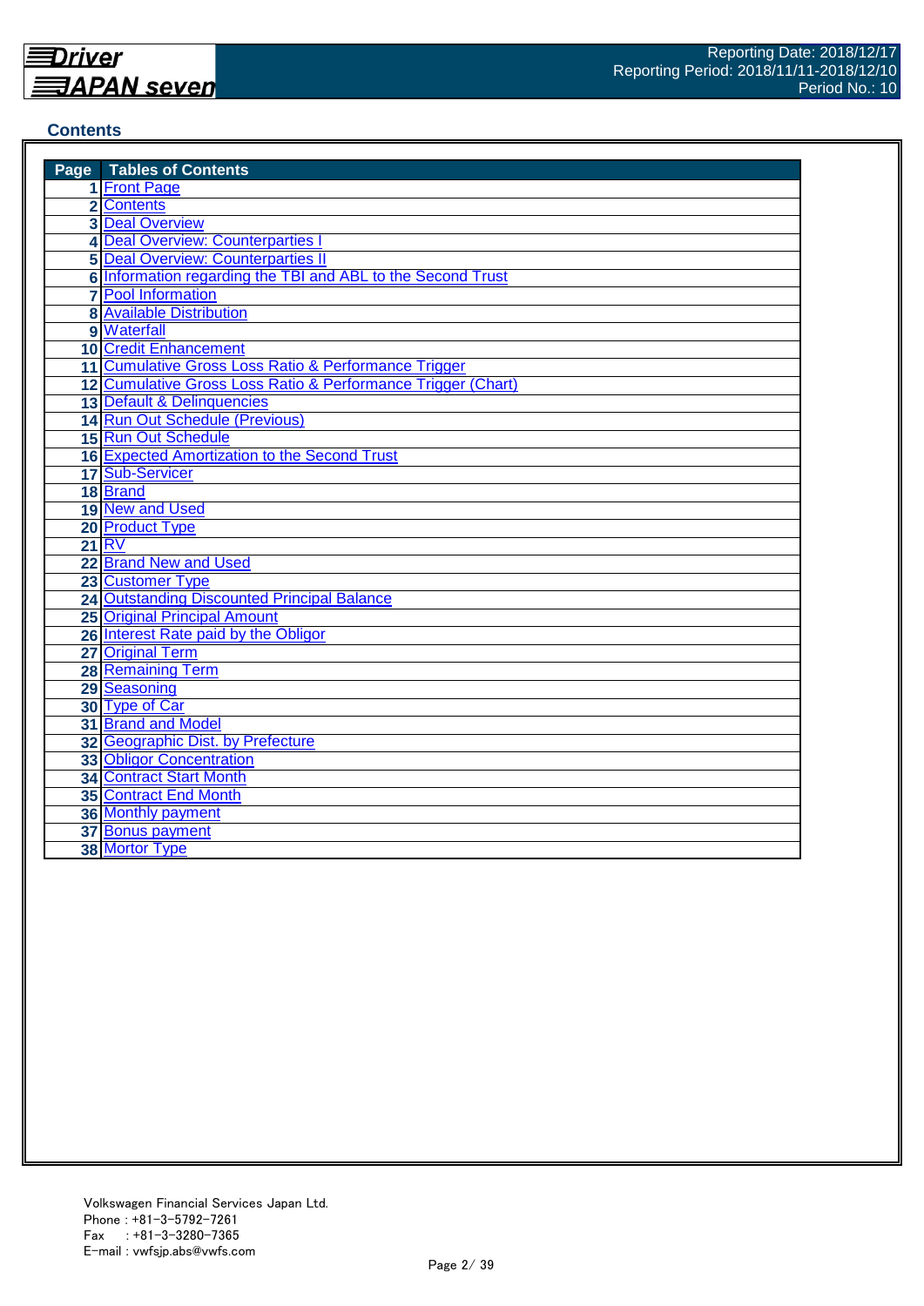## Contents

| Page | Tables of Contents |
|---|---|
| 1 | Front Page |
| 2 | Contents |
| 3 | Deal Overview |
| 4 | Deal Overview: Counterparties I |
| 5 | Deal Overview: Counterparties II |
| 6 | Information regarding the TBI and ABL to the Second Trust |
| 7 | Pool Information |
| 8 | Available Distribution |
| 9 | Waterfall |
| 10 | Credit Enhancement |
| 11 | Cumulative Gross Loss Ratio & Performance Trigger |
| 12 | Cumulative Gross Loss Ratio & Performance Trigger (Chart) |
| 13 | Default & Delinquencies |
| 14 | Run Out Schedule (Previous) |
| 15 | Run Out Schedule |
| 16 | Expected Amortization to the Second Trust |
| 17 | Sub-Servicer |
| 18 | Brand |
| 19 | New and Used |
| 20 | Product Type |
| 21 | RV |
| 22 | Brand New and Used |
| 23 | Customer Type |
| 24 | Outstanding Discounted Principal Balance |
| 25 | Original Principal Amount |
| 26 | Interest Rate paid by the Obligor |
| 27 | Original Term |
| 28 | Remaining Term |
| 29 | Seasoning |
| 30 | Type of Car |
| 31 | Brand and Model |
| 32 | Geographic Dist. by Prefecture |
| 33 | Obligor Concentration |
| 34 | Contract Start Month |
| 35 | Contract End Month |
| 36 | Monthly payment |
| 37 | Bonus payment |
| 38 | Mortor Type |

Volkswagen Financial Services Japan Ltd.
Phone : +81-3-5792-7261
Fax : +81-3-3280-7365
E-mail : vwfsjp.abs@vwfs.com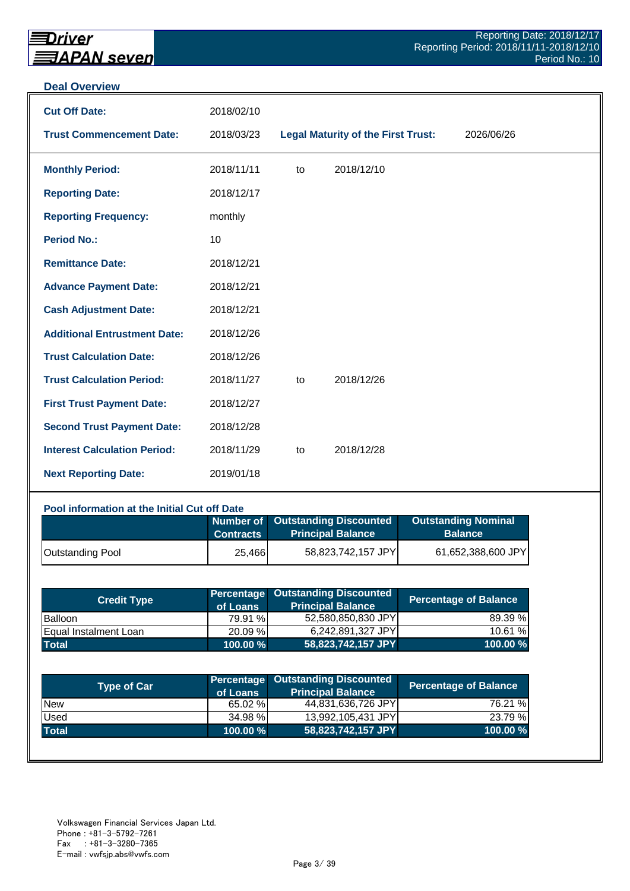## Deal Overview

| | | | |
|---|---|---|---|
| **Cut Off Date:** | 2018/02/10 | | |
| **Trust Commencement Date:** | 2018/03/23 | **Legal Maturity of the First Trust:** | 2026/06/26 |

| | | | |
|---|---|---|---|
| **Monthly Period:** | 2018/11/11 | to | 2018/12/10 |
| **Reporting Date:** | 2018/12/17 | | |
| **Reporting Frequency:** | monthly | | |
| **Period No.:** | 10 | | |
| **Remittance Date:** | 2018/12/21 | | |
| **Advance Payment Date:** | 2018/12/21 | | |
| **Cash Adjustment Date:** | 2018/12/21 | | |
| **Additional Entrustment Date:** | 2018/12/26 | | |
| **Trust Calculation Date:** | 2018/12/26 | | |
| **Trust Calculation Period:** | 2018/11/27 | to | 2018/12/26 |
| **First Trust Payment Date:** | 2018/12/27 | | |
| **Second Trust Payment Date:** | 2018/12/28 | | |
| **Interest Calculation Period:** | 2018/11/29 | to | 2018/12/28 |
| **Next Reporting Date:** | 2019/01/18 | | |

### Pool information at the Initial Cut off Date

| | Number of Contracts | Outstanding Discounted Principal Balance | Outstanding Nominal Balance |
|---|---|---|---|
| Outstanding Pool | 25,466 | 58,823,742,157 JPY | 61,652,388,600 JPY |

| Credit Type | Percentage of Loans | Outstanding Discounted Principal Balance | Percentage of Balance |
|---|---|---|---|
| Balloon | 79.91 % | 52,580,850,830 JPY | 89.39 % |
| Equal Instalment Loan | 20.09 % | 6,242,891,327 JPY | 10.61 % |
| **Total** | **100.00 %** | **58,823,742,157 JPY** | **100.00 %** |

| Type of Car | Percentage of Loans | Outstanding Discounted Principal Balance | Percentage of Balance |
|---|---|---|---|
| New | 65.02 % | 44,831,636,726 JPY | 76.21 % |
| Used | 34.98 % | 13,992,105,431 JPY | 23.79 % |
| **Total** | **100.00 %** | **58,823,742,157 JPY** | **100.00 %** |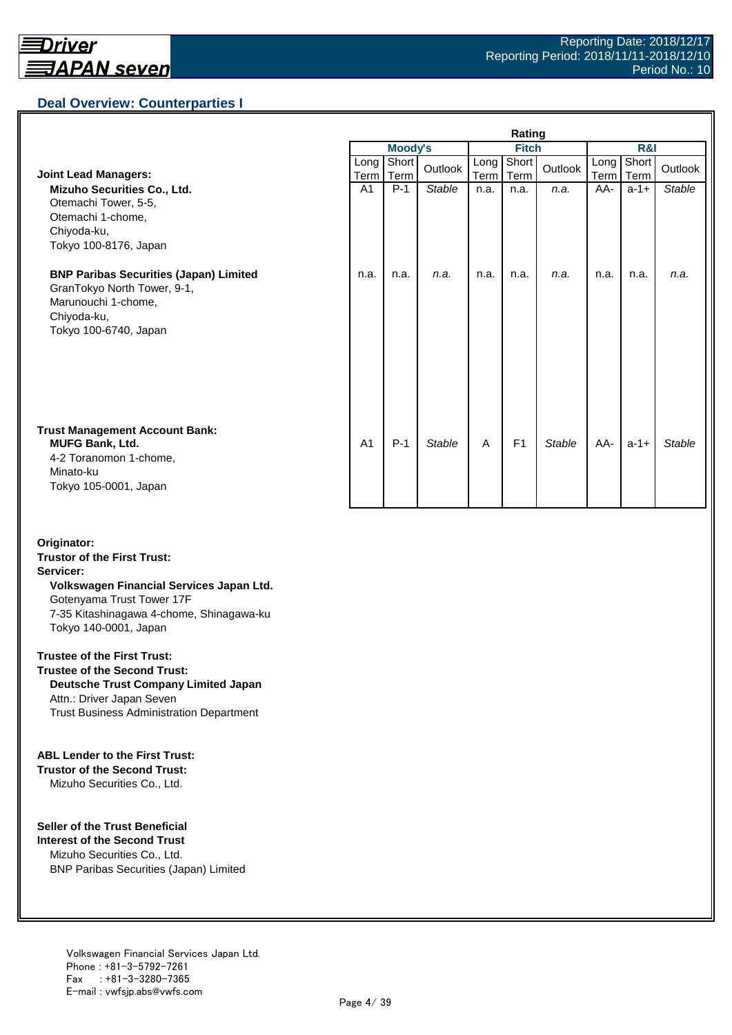## Deal Overview: Counterparties I

| | Rating | | | | | | | | |
|---|---|---|---|---|---|---|---|---|---|
| | Moody's | | | Fitch | | | R&I | | |
| | Long Term | Short Term | Outlook | Long Term | Short Term | Outlook | Long Term | Short Term | Outlook |
| **Joint Lead Managers:**<br>**Mizuho Securities Co., Ltd.**<br>Otemachi Tower, 5-5,<br>Otemachi 1-chome,<br>Chiyoda-ku,<br>Tokyo 100-8176, Japan | A1 | P-1 | *Stable* | n.a. | n.a. | *n.a.* | AA- | a-1+ | *Stable* |
| **BNP Paribas Securities (Japan) Limited**<br>GranTokyo North Tower, 9-1,<br>Marunouchi 1-chome,<br>Chiyoda-ku,<br>Tokyo 100-6740, Japan | n.a. | n.a. | *n.a.* | n.a. | n.a. | *n.a.* | n.a. | n.a. | *n.a.* |
| **Trust Management Account Bank:**<br>**MUFG Bank, Ltd.**<br>4-2 Toranomon 1-chome,<br>Minato-ku<br>Tokyo 105-0001, Japan | A1 | P-1 | *Stable* | A | F1 | *Stable* | AA- | a-1+ | *Stable* |

**Originator:**
**Trustor of the First Trust:**
**Servicer:**
**Volkswagen Financial Services Japan Ltd.**
Gotenyama Trust Tower 17F
7-35 Kitashinagawa 4-chome, Shinagawa-ku
Tokyo 140-0001, Japan

**Trustee of the First Trust:**
**Trustee of the Second Trust:**
**Deutsche Trust Company Limited Japan**
Attn.: Driver Japan Seven
Trust Business Administration Department

**ABL Lender to the First Trust:**
**Trustor of the Second Trust:**
Mizuho Securities Co., Ltd.

**Seller of the Trust Beneficial Interest of the Second Trust**
Mizuho Securities Co., Ltd.
BNP Paribas Securities (Japan) Limited

Volkswagen Financial Services Japan Ltd.
Phone : +81-3-5792-7261
Fax : +81-3-3280-7365
E-mail : vwfsjp.abs@vwfs.com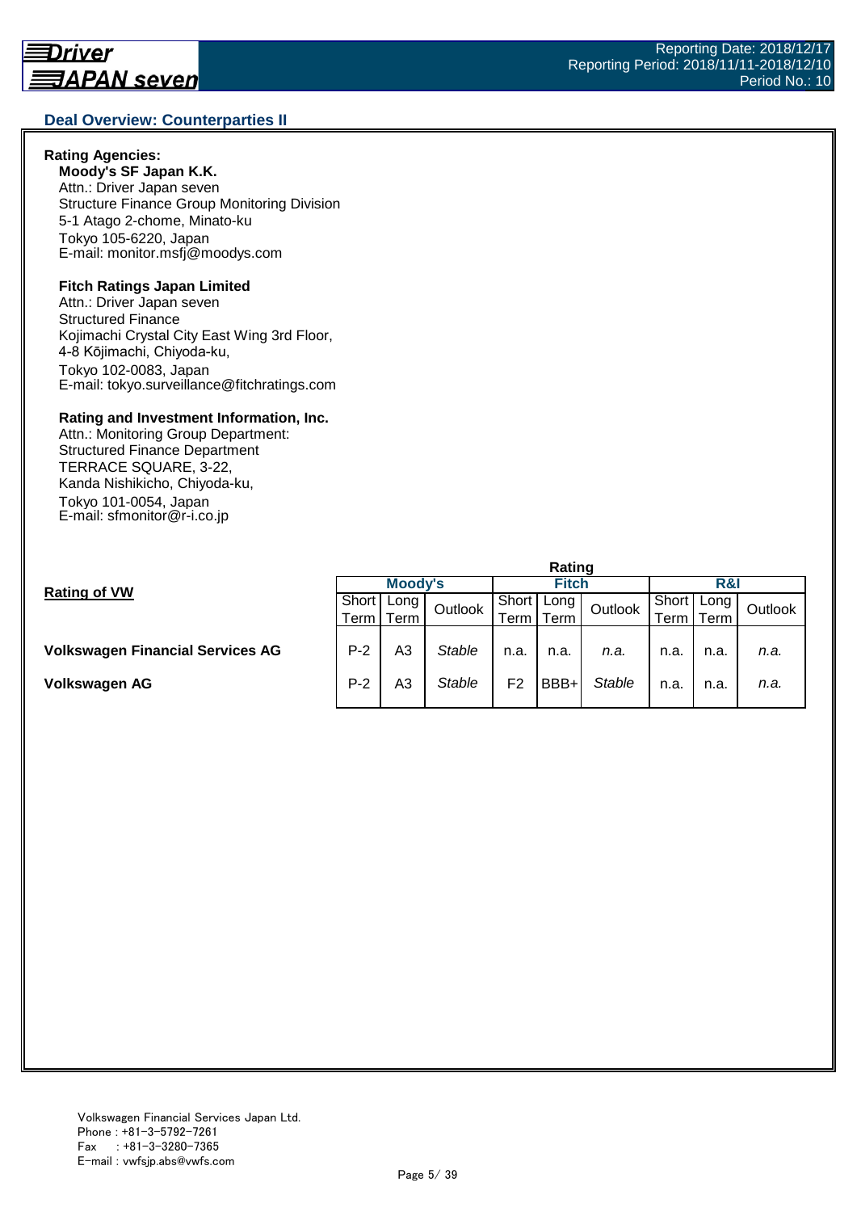## Deal Overview: Counterparties II

**Rating Agencies:**

**Moody's SF Japan K.K.**
Attn.: Driver Japan seven
Structure Finance Group Monitoring Division
5-1 Atago 2-chome, Minato-ku
Tokyo 105-6220, Japan
E-mail: monitor.msfj@moodys.com

**Fitch Ratings Japan Limited**
Attn.: Driver Japan seven
Structured Finance
Kojimachi Crystal City East Wing 3rd Floor,
4-8 Kōjimachi, Chiyoda-ku,
Tokyo 102-0083, Japan
E-mail: tokyo.surveillance@fitchratings.com

**Rating and Investment Information, Inc.**
Attn.: Monitoring Group Department:
Structured Finance Department
TERRACE SQUARE, 3-22,
Kanda Nishikicho, Chiyoda-ku,
Tokyo 101-0054, Japan
E-mail: sfmonitor@r-i.co.jp

**Rating of VW**

| | Rating | | | | | | | | |
|---|---|---|---|---|---|---|---|---|---|
| | Moody's | | | Fitch | | | R&I | | |
| | Short Term | Long Term | Outlook | Short Term | Long Term | Outlook | Short Term | Long Term | Outlook |
| **Volkswagen Financial Services AG** | P-2 | A3 | *Stable* | n.a. | n.a. | *n.a.* | n.a. | n.a. | *n.a.* |
| **Volkswagen AG** | P-2 | A3 | *Stable* | F2 | BBB+ | *Stable* | n.a. | n.a. | *n.a.* |

Volkswagen Financial Services Japan Ltd.
Phone : +81-3-5792-7261
Fax : +81-3-3280-7365
E-mail : vwfsjp.abs@vwfs.com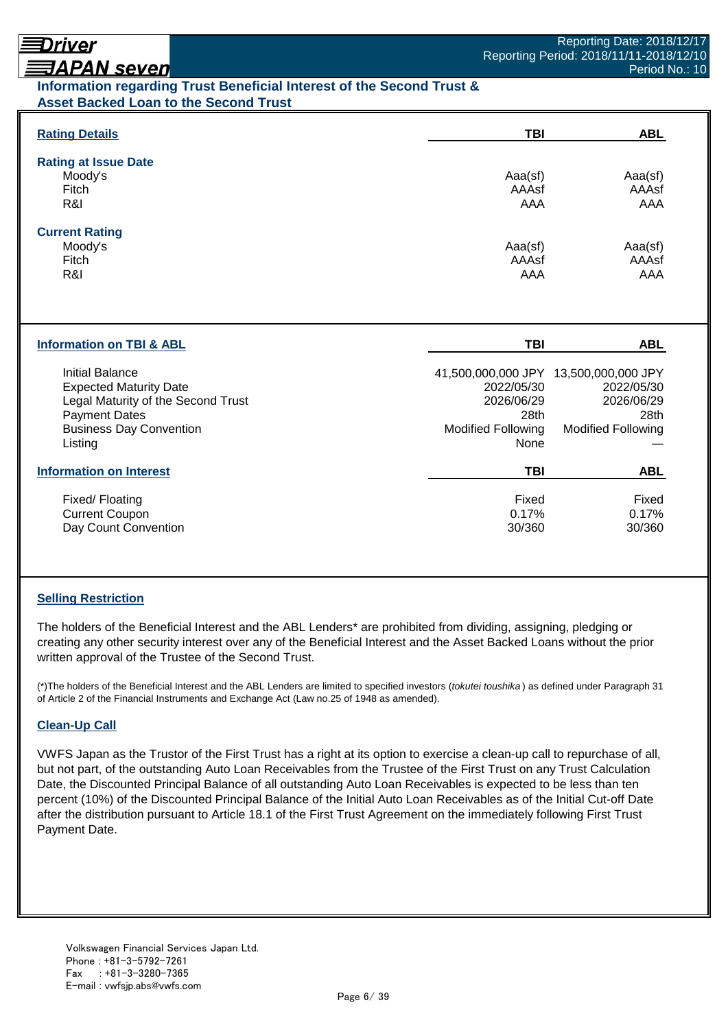## Information regarding Trust Beneficial Interest of the Second Trust & Asset Backed Loan to the Second Trust

### Rating Details

| | TBI | ABL |
|---|---|---|
| **Rating at Issue Date** | | |
| Moody's | Aaa(sf) | Aaa(sf) |
| Fitch | AAAsf | AAAsf |
| R&I | AAA | AAA |
| **Current Rating** | | |
| Moody's | Aaa(sf) | Aaa(sf) |
| Fitch | AAAsf | AAAsf |
| R&I | AAA | AAA |

### Information on TBI & ABL

| | TBI | ABL |
|---|---|---|
| Initial Balance | 41,500,000,000 JPY | 13,500,000,000 JPY |
| Expected Maturity Date | 2022/05/30 | 2022/05/30 |
| Legal Maturity of the Second Trust | 2026/06/29 | 2026/06/29 |
| Payment Dates | 28th | 28th |
| Business Day Convention | Modified Following | Modified Following |
| Listing | None | — |

### Information on Interest

| | TBI | ABL |
|---|---|---|
| Fixed/ Floating | Fixed | Fixed |
| Current Coupon | 0.17% | 0.17% |
| Day Count Convention | 30/360 | 30/360 |

### Selling Restriction

The holders of the Beneficial Interest and the ABL Lenders* are prohibited from dividing, assigning, pledging or creating any other security interest over any of the Beneficial Interest and the Asset Backed Loans without the prior written approval of the Trustee of the Second Trust.

(*)The holders of the Beneficial Interest and the ABL Lenders are limited to specified investors (*tokutei toushika*) as defined under Paragraph 31 of Article 2 of the Financial Instruments and Exchange Act (Law no.25 of 1948 as amended).

### Clean-Up Call

VWFS Japan as the Trustor of the First Trust has a right at its option to exercise a clean-up call to repurchase of all, but not part, of the outstanding Auto Loan Receivables from the Trustee of the First Trust on any Trust Calculation Date, the Discounted Principal Balance of all outstanding Auto Loan Receivables is expected to be less than ten percent (10%) of the Discounted Principal Balance of the Initial Auto Loan Receivables as of the Initial Cut-off Date after the distribution pursuant to Article 18.1 of the First Trust Agreement on the immediately following First Trust Payment Date.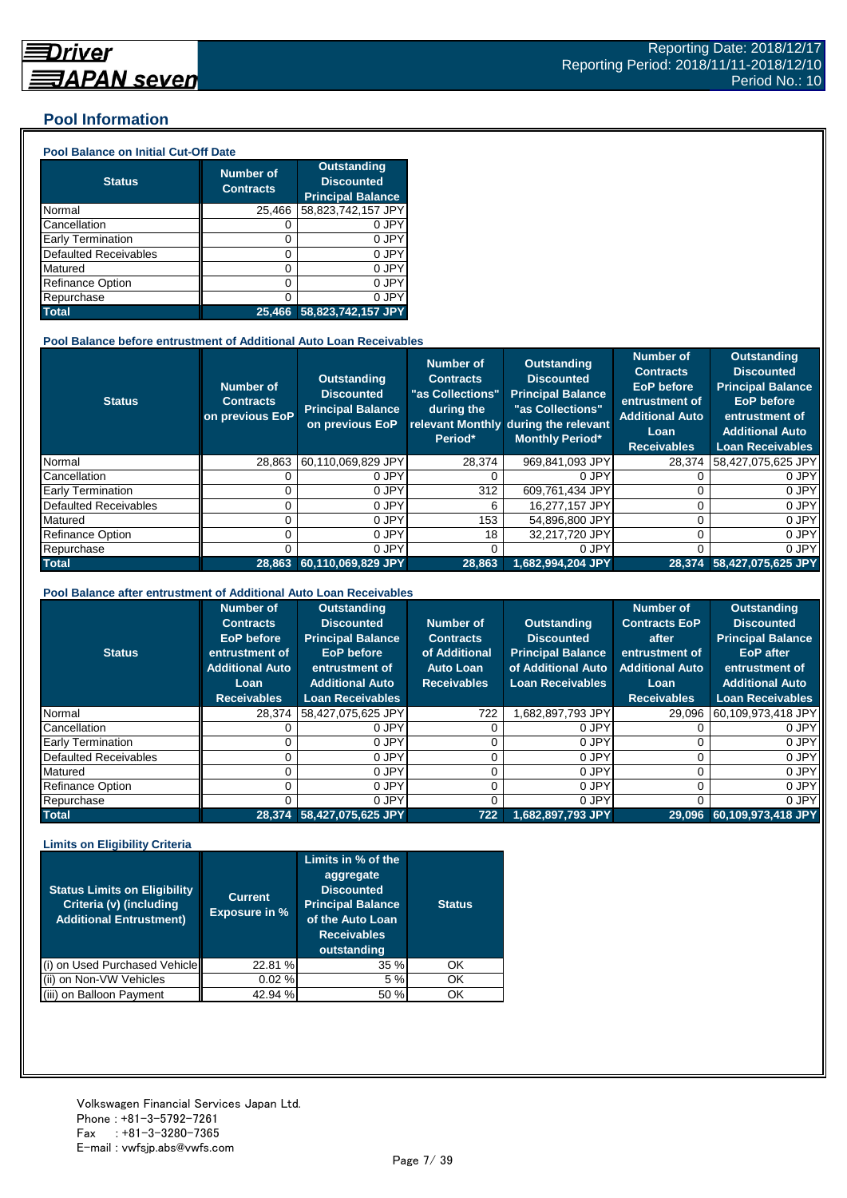## Pool Information

### Pool Balance on Initial Cut-Off Date

| Status | Number of Contracts | Outstanding Discounted Principal Balance |
|---|---|---|
| Normal | 25,466 | 58,823,742,157 JPY |
| Cancellation | 0 | 0 JPY |
| Early Termination | 0 | 0 JPY |
| Defaulted Receivables | 0 | 0 JPY |
| Matured | 0 | 0 JPY |
| Refinance Option | 0 | 0 JPY |
| Repurchase | 0 | 0 JPY |
| **Total** | **25,466** | **58,823,742,157 JPY** |

### Pool Balance before entrustment of Additional Auto Loan Receivables

| Status | Number of Contracts on previous EoP | Outstanding Discounted Principal Balance on previous EoP | Number of Contracts "as Collections" during the relevant Monthly Period* | Outstanding Discounted Principal Balance "as Collections" during the relevant Monthly Period* | Number of Contracts EoP before entrustment of Additional Auto Loan Receivables | Outstanding Discounted Principal Balance EoP before entrustment of Additional Auto Loan Receivables |
|---|---|---|---|---|---|---|
| Normal | 28,863 | 60,110,069,829 JPY | 28,374 | 969,841,093 JPY | 28,374 | 58,427,075,625 JPY |
| Cancellation | 0 | 0 JPY | 0 | 0 JPY | 0 | 0 JPY |
| Early Termination | 0 | 0 JPY | 312 | 609,761,434 JPY | 0 | 0 JPY |
| Defaulted Receivables | 0 | 0 JPY | 6 | 16,277,157 JPY | 0 | 0 JPY |
| Matured | 0 | 0 JPY | 153 | 54,896,800 JPY | 0 | 0 JPY |
| Refinance Option | 0 | 0 JPY | 18 | 32,217,720 JPY | 0 | 0 JPY |
| Repurchase | 0 | 0 JPY | 0 | 0 JPY | 0 | 0 JPY |
| **Total** | **28,863** | **60,110,069,829 JPY** | **28,863** | **1,682,994,204 JPY** | **28,374** | **58,427,075,625 JPY** |

### Pool Balance after entrustment of Additional Auto Loan Receivables

| Status | Number of Contracts EoP before entrustment of Additional Auto Loan Receivables | Outstanding Discounted Principal Balance EoP before entrustment of Additional Auto Loan Receivables | Number of Contracts of Additional Auto Loan Receivables | Outstanding Discounted Principal Balance of Additional Auto Loan Receivables | Number of Contracts EoP after entrustment of Additional Auto Loan Receivables | Outstanding Discounted Principal Balance EoP after entrustment of Additional Auto Loan Receivables |
|---|---|---|---|---|---|---|
| Normal | 28,374 | 58,427,075,625 JPY | 722 | 1,682,897,793 JPY | 29,096 | 60,109,973,418 JPY |
| Cancellation | 0 | 0 JPY | 0 | 0 JPY | 0 | 0 JPY |
| Early Termination | 0 | 0 JPY | 0 | 0 JPY | 0 | 0 JPY |
| Defaulted Receivables | 0 | 0 JPY | 0 | 0 JPY | 0 | 0 JPY |
| Matured | 0 | 0 JPY | 0 | 0 JPY | 0 | 0 JPY |
| Refinance Option | 0 | 0 JPY | 0 | 0 JPY | 0 | 0 JPY |
| Repurchase | 0 | 0 JPY | 0 | 0 JPY | 0 | 0 JPY |
| **Total** | **28,374** | **58,427,075,625 JPY** | **722** | **1,682,897,793 JPY** | **29,096** | **60,109,973,418 JPY** |

### Limits on Eligibility Criteria

| Status Limits on Eligibility Criteria (v) (including Additional Entrustment) | Current Exposure in % | Limits in % of the aggregate Discounted Principal Balance of the Auto Loan Receivables outstanding | Status |
|---|---|---|---|
| (i) on Used Purchased Vehicle | 22.81 % | 35 % | OK |
| (ii) on Non-VW Vehicles | 0.02 % | 5 % | OK |
| (iii) on Balloon Payment | 42.94 % | 50 % | OK |

Volkswagen Financial Services Japan Ltd.
Phone : +81-3-5792-7261
Fax : +81-3-3280-7365
E-mail : vwfsjp.abs@vwfs.com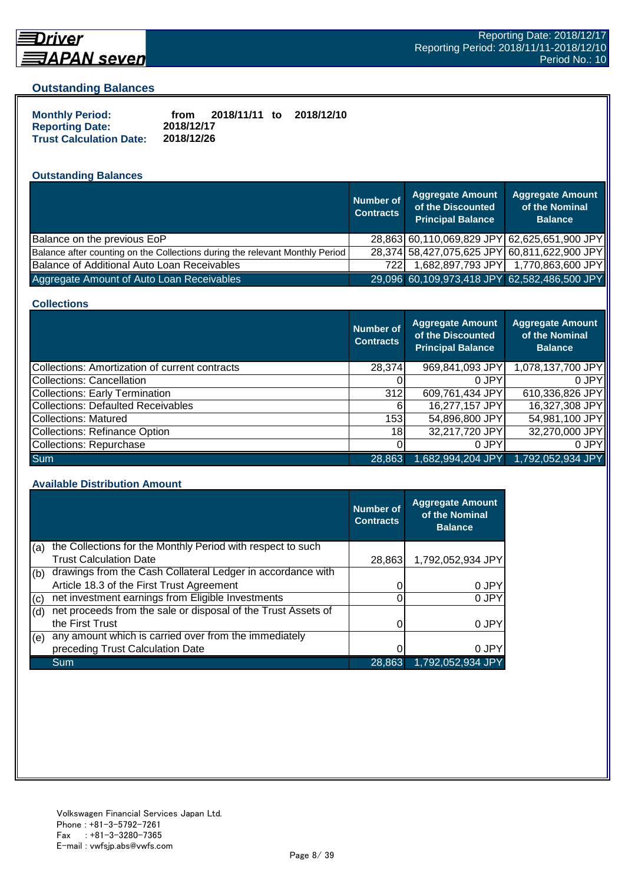## Outstanding Balances

**Monthly Period:** from 2018/11/11 to 2018/12/10
**Reporting Date:** 2018/12/17
**Trust Calculation Date:** 2018/12/26

### Outstanding Balances

| | Number of Contracts | Aggregate Amount of the Discounted Principal Balance | Aggregate Amount of the Nominal Balance |
|---|---|---|---|
| Balance on the previous EoP | 28,863 | 60,110,069,829 JPY | 62,625,651,900 JPY |
| Balance after counting on the Collections during the relevant Monthly Period | 28,374 | 58,427,075,625 JPY | 60,811,622,900 JPY |
| Balance of Additional Auto Loan Receivables | 722 | 1,682,897,793 JPY | 1,770,863,600 JPY |
| Aggregate Amount of Auto Loan Receivables | 29,096 | 60,109,973,418 JPY | 62,582,486,500 JPY |

### Collections

| | Number of Contracts | Aggregate Amount of the Discounted Principal Balance | Aggregate Amount of the Nominal Balance |
|---|---|---|---|
| Collections: Amortization of current contracts | 28,374 | 969,841,093 JPY | 1,078,137,700 JPY |
| Collections: Cancellation | 0 | 0 JPY | 0 JPY |
| Collections: Early Termination | 312 | 609,761,434 JPY | 610,336,826 JPY |
| Collections: Defaulted Receivables | 6 | 16,277,157 JPY | 16,327,308 JPY |
| Collections: Matured | 153 | 54,896,800 JPY | 54,981,100 JPY |
| Collections: Refinance Option | 18 | 32,217,720 JPY | 32,270,000 JPY |
| Collections: Repurchase | 0 | 0 JPY | 0 JPY |
| Sum | 28,863 | 1,682,994,204 JPY | 1,792,052,934 JPY |

### Available Distribution Amount

| | | Number of Contracts | Aggregate Amount of the Nominal Balance |
|---|---|---|---|
| (a) | the Collections for the Monthly Period with respect to such Trust Calculation Date | 28,863 | 1,792,052,934 JPY |
| (b) | drawings from the Cash Collateral Ledger in accordance with Article 18.3 of the First Trust Agreement | 0 | 0 JPY |
| (c) | net investment earnings from Eligible Investments | 0 | 0 JPY |
| (d) | net proceeds from the sale or disposal of the Trust Assets of the First Trust | 0 | 0 JPY |
| (e) | any amount which is carried over from the immediately preceding Trust Calculation Date | 0 | 0 JPY |
| | Sum | 28,863 | 1,792,052,934 JPY |

Volkswagen Financial Services Japan Ltd.
Phone : +81-3-5792-7261
Fax : +81-3-3280-7365
E-mail : vwfsjp.abs@vwfs.com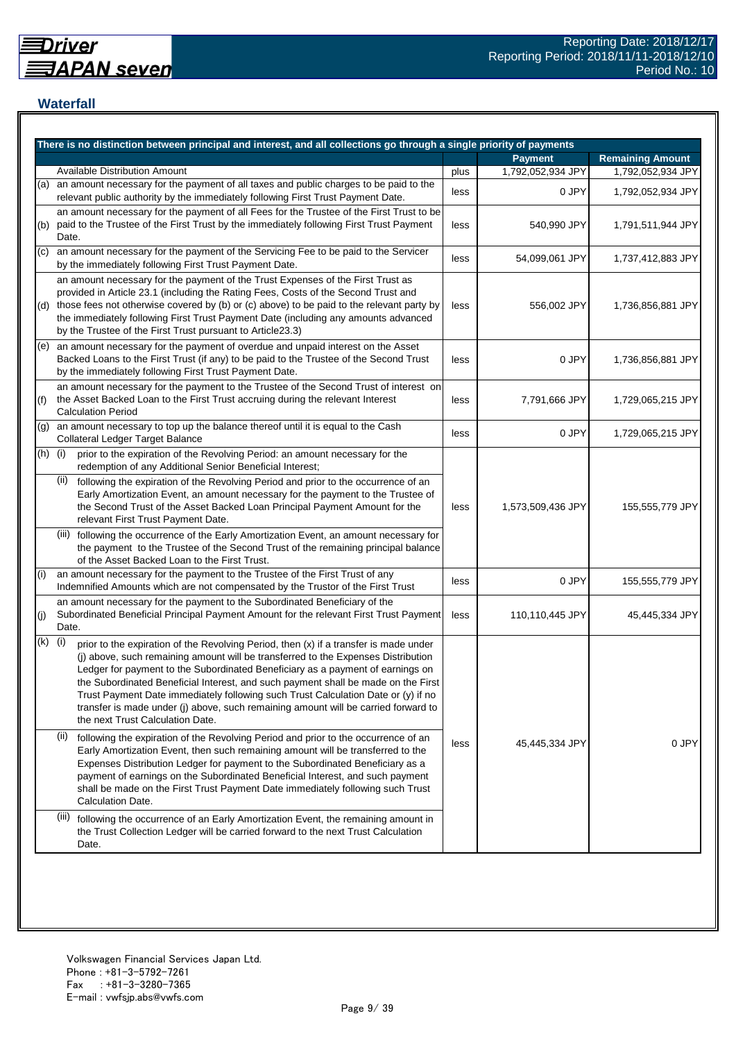## Waterfall

| There is no distinction between principal and interest, and all collections go through a single priority of payments | | | Payment | Remaining Amount |
|---|---|---|---|---|
| | Available Distribution Amount | plus | 1,792,052,934 JPY | 1,792,052,934 JPY |
| (a) | an amount necessary for the payment of all taxes and public charges to be paid to the relevant public authority by the immediately following First Trust Payment Date. | less | 0 JPY | 1,792,052,934 JPY |
| (b) | an amount necessary for the payment of all Fees for the Trustee of the First Trust to be paid to the Trustee of the First Trust by the immediately following First Trust Payment Date. | less | 540,990 JPY | 1,791,511,944 JPY |
| (c) | an amount necessary for the payment of the Servicing Fee to be paid to the Servicer by the immediately following First Trust Payment Date. | less | 54,099,061 JPY | 1,737,412,883 JPY |
| (d) | an amount necessary for the payment of the Trust Expenses of the First Trust as provided in Article 23.1 (including the Rating Fees, Costs of the Second Trust and those fees not otherwise covered by (b) or (c) above) to be paid to the relevant party by the immediately following First Trust Payment Date (including any amounts advanced by the Trustee of the First Trust pursuant to Article23.3) | less | 556,002 JPY | 1,736,856,881 JPY |
| (e) | an amount necessary for the payment of overdue and unpaid interest on the Asset Backed Loans to the First Trust (if any) to be paid to the Trustee of the Second Trust by the immediately following First Trust Payment Date. | less | 0 JPY | 1,736,856,881 JPY |
| (f) | an amount necessary for the payment to the Trustee of the Second Trust of interest on the Asset Backed Loan to the First Trust accruing during the relevant Interest Calculation Period | less | 7,791,666 JPY | 1,729,065,215 JPY |
| (g) | an amount necessary to top up the balance thereof until it is equal to the Cash Collateral Ledger Target Balance | less | 0 JPY | 1,729,065,215 JPY |
| (h) | (i) prior to the expiration of the Revolving Period: an amount necessary for the redemption of any Additional Senior Beneficial Interest;<br>(ii) following the expiration of the Revolving Period and prior to the occurrence of an Early Amortization Event, an amount necessary for the payment to the Trustee of the Second Trust of the Asset Backed Loan Principal Payment Amount for the relevant First Trust Payment Date.<br>(iii) following the occurrence of the Early Amortization Event, an amount necessary for the payment to the Trustee of the Second Trust of the remaining principal balance of the Asset Backed Loan to the First Trust. | less | 1,573,509,436 JPY | 155,555,779 JPY |
| (i) | an amount necessary for the payment to the Trustee of the First Trust of any Indemnified Amounts which are not compensated by the Trustor of the First Trust | less | 0 JPY | 155,555,779 JPY |
| (j) | an amount necessary for the payment to the Subordinated Beneficiary of the Subordinated Beneficial Principal Payment Amount for the relevant First Trust Payment Date. | less | 110,110,445 JPY | 45,445,334 JPY |
| (k) | (i) prior to the expiration of the Revolving Period, then (x) if a transfer is made under (j) above, such remaining amount will be transferred to the Expenses Distribution Ledger for payment to the Subordinated Beneficiary as a payment of earnings on the Subordinated Beneficial Interest, and such payment shall be made on the First Trust Payment Date immediately following such Trust Calculation Date or (y) if no transfer is made under (j) above, such remaining amount will be carried forward to the next Trust Calculation Date.<br>(ii) following the expiration of the Revolving Period and prior to the occurrence of an Early Amortization Event, then such remaining amount will be transferred to the Expenses Distribution Ledger for payment to the Subordinated Beneficiary as a payment of earnings on the Subordinated Beneficial Interest, and such payment shall be made on the First Trust Payment Date immediately following such Trust Calculation Date.<br>(iii) following the occurrence of an Early Amortization Event, the remaining amount in the Trust Collection Ledger will be carried forward to the next Trust Calculation Date. | less | 45,445,334 JPY | 0 JPY |

Volkswagen Financial Services Japan Ltd.
Phone : +81-3-5792-7261
Fax : +81-3-3280-7365
E-mail : vwfsjp.abs@vwfs.com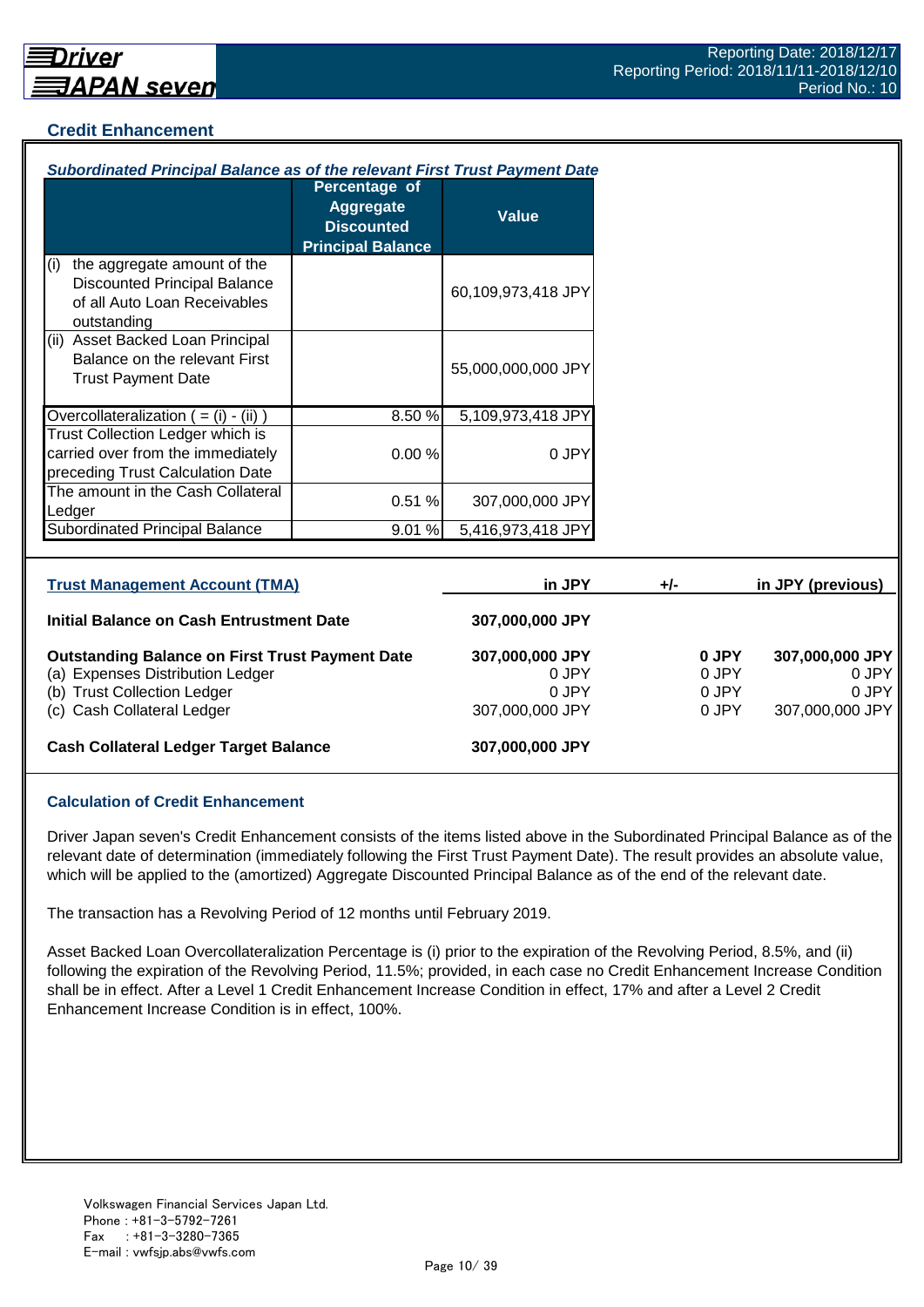## Credit Enhancement

### *Subordinated Principal Balance as of the relevant First Trust Payment Date*

| | Percentage of Aggregate Discounted Principal Balance | Value |
|---|---|---|
| (i) the aggregate amount of the Discounted Principal Balance of all Auto Loan Receivables outstanding | | 60,109,973,418 JPY |
| (ii) Asset Backed Loan Principal Balance on the relevant First Trust Payment Date | | 55,000,000,000 JPY |
| Overcollateralization ( = (i) - (ii) ) | 8.50 % | 5,109,973,418 JPY |
| Trust Collection Ledger which is carried over from the immediately preceding Trust Calculation Date | 0.00 % | 0 JPY |
| The amount in the Cash Collateral Ledger | 0.51 % | 307,000,000 JPY |
| Subordinated Principal Balance | 9.01 % | 5,416,973,418 JPY |

| Trust Management Account (TMA) | in JPY | +/- | in JPY (previous) |
|---|---|---|---|
| **Initial Balance on Cash Entrustment Date** | **307,000,000 JPY** | | |
| **Outstanding Balance on First Trust Payment Date** | **307,000,000 JPY** | **0 JPY** | **307,000,000 JPY** |
| (a) Expenses Distribution Ledger | 0 JPY | 0 JPY | 0 JPY |
| (b) Trust Collection Ledger | 0 JPY | 0 JPY | 0 JPY |
| (c) Cash Collateral Ledger | 307,000,000 JPY | 0 JPY | 307,000,000 JPY |
| **Cash Collateral Ledger Target Balance** | **307,000,000 JPY** | | |

### Calculation of Credit Enhancement

Driver Japan seven's Credit Enhancement consists of the items listed above in the Subordinated Principal Balance as of the relevant date of determination (immediately following the First Trust Payment Date). The result provides an absolute value, which will be applied to the (amortized) Aggregate Discounted Principal Balance as of the end of the relevant date.

The transaction has a Revolving Period of 12 months until February 2019.

Asset Backed Loan Overcollateralization Percentage is (i) prior to the expiration of the Revolving Period, 8.5%, and (ii) following the expiration of the Revolving Period, 11.5%; provided, in each case no Credit Enhancement Increase Condition shall be in effect. After a Level 1 Credit Enhancement Increase Condition in effect, 17% and after a Level 2 Credit Enhancement Increase Condition is in effect, 100%.

Volkswagen Financial Services Japan Ltd.
Phone : +81-3-5792-7261
Fax : +81-3-3280-7365
E-mail : vwfsjp.abs@vwfs.com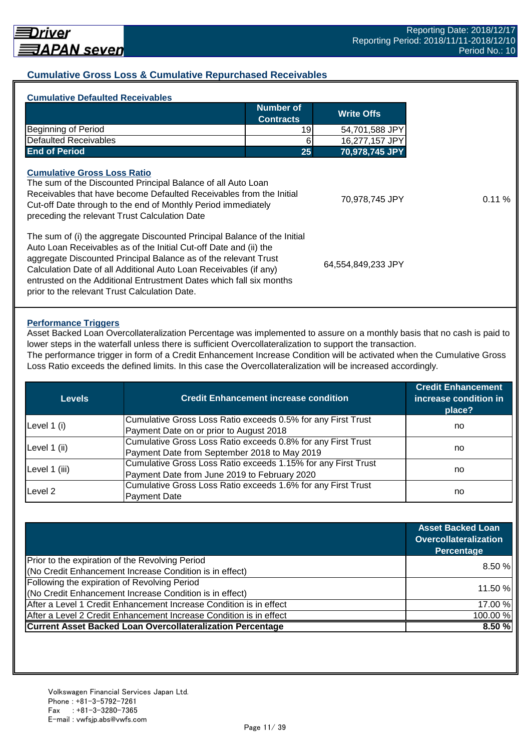## Cumulative Gross Loss & Cumulative Repurchased Receivables

### Cumulative Defaulted Receivables

| | Number of Contracts | Write Offs |
|---|---|---|
| Beginning of Period | 19 | 54,701,588 JPY |
| Defaulted Receivables | 6 | 16,277,157 JPY |
| **End of Period** | **25** | **70,978,745 JPY** |

### Cumulative Gross Loss Ratio

| | | |
|---|---|---|
| The sum of the Discounted Principal Balance of all Auto Loan Receivables that have become Defaulted Receivables from the Initial Cut-off Date through to the end of Monthly Period immediately preceding the relevant Trust Calculation Date | 70,978,745 JPY | 0.11 % |
| The sum of (i) the aggregate Discounted Principal Balance of the Initial Auto Loan Receivables as of the Initial Cut-off Date and (ii) the aggregate Discounted Principal Balance as of the relevant Trust Calculation Date of all Additional Auto Loan Receivables (if any) entrusted on the Additional Entrustment Dates which fall six months prior to the relevant Trust Calculation Date. | 64,554,849,233 JPY | |

### Performance Triggers

Asset Backed Loan Overcollateralization Percentage was implemented to assure on a monthly basis that no cash is paid to lower steps in the waterfall unless there is sufficient Overcollateralization to support the transaction.
The performance trigger in form of a Credit Enhancement Increase Condition will be activated when the Cumulative Gross Loss Ratio exceeds the defined limits. In this case the Overcollateralization will be increased accordingly.

| Levels | Credit Enhancement increase condition | Credit Enhancement increase condition in place? |
|---|---|---|
| Level 1 (i) | Cumulative Gross Loss Ratio exceeds 0.5% for any First Trust Payment Date on or prior to August 2018 | no |
| Level 1 (ii) | Cumulative Gross Loss Ratio exceeds 0.8% for any First Trust Payment Date from September 2018 to May 2019 | no |
| Level 1 (iii) | Cumulative Gross Loss Ratio exceeds 1.15% for any First Trust Payment Date from June 2019 to February 2020 | no |
| Level 2 | Cumulative Gross Loss Ratio exceeds 1.6% for any First Trust Payment Date | no |

| | Asset Backed Loan Overcollateralization Percentage |
|---|---|
| Prior to the expiration of the Revolving Period (No Credit Enhancement Increase Condition is in effect) | 8.50 % |
| Following the expiration of Revolving Period (No Credit Enhancement Increase Condition is in effect) | 11.50 % |
| After a Level 1 Credit Enhancement Increase Condition is in effect | 17.00 % |
| After a Level 2 Credit Enhancement Increase Condition is in effect | 100.00 % |
| **Current Asset Backed Loan Overcollateralization Percentage** | **8.50 %** |

Volkswagen Financial Services Japan Ltd.
Phone : +81-3-5792-7261
Fax : +81-3-3280-7365
E-mail : vwfsjp.abs@vwfs.com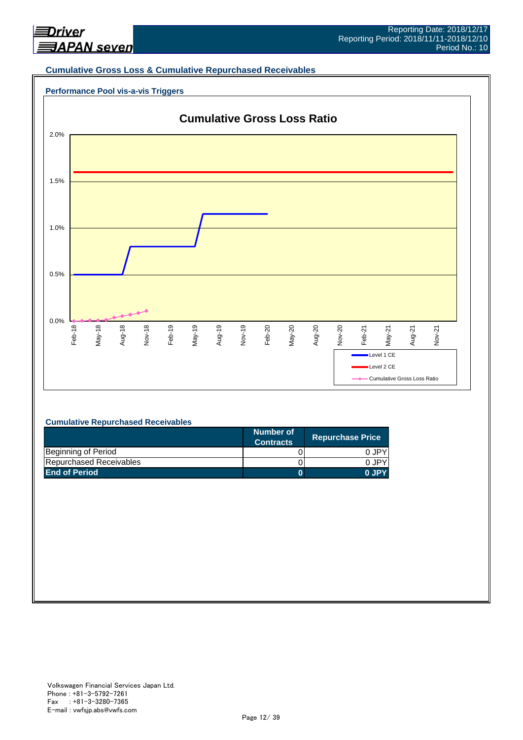Reporting Date: 2018/12/17
Reporting Period: 2018/11/11-2018/12/10
Period No.: 10

## Cumulative Gross Loss & Cumulative Repurchased Receivables

### Performance Pool vis-a-vis Triggers

**Cumulative Gross Loss Ratio**

Legend: Level 1 CE, Level 2 CE, Cumulative Gross Loss Ratio

### Cumulative Repurchased Receivables

| | Number of Contracts | Repurchase Price |
|---|---|---|
| Beginning of Period | 0 | 0 JPY |
| Repurchased Receivables | 0 | 0 JPY |
| **End of Period** | **0** | **0 JPY** |

Volkswagen Financial Services Japan Ltd.
Phone : +81-3-5792-7261
Fax : +81-3-3280-7365
E-mail : vwfsjp.abs@vwfs.com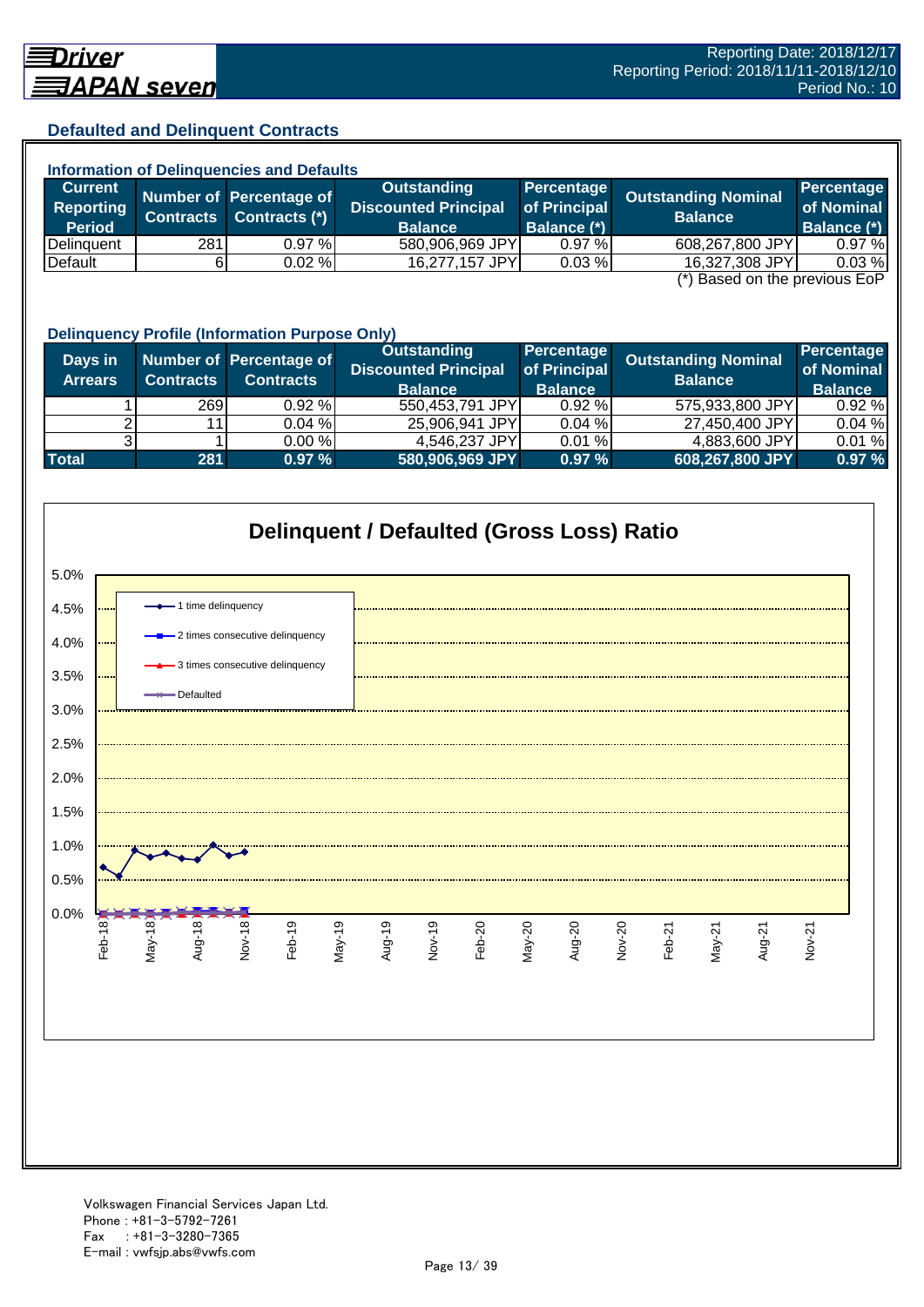## Defaulted and Delinquent Contracts

### Information of Delinquencies and Defaults

| Current Reporting Period | Number of Contracts | Percentage of Contracts (*) | Outstanding Discounted Principal Balance | Percentage of Principal Balance (*) | Outstanding Nominal Balance | Percentage of Nominal Balance (*) |
|---|---|---|---|---|---|---|
| Delinquent | 281 | 0.97 % | 580,906,969 JPY | 0.97 % | 608,267,800 JPY | 0.97 % |
| Default | 6 | 0.02 % | 16,277,157 JPY | 0.03 % | 16,327,308 JPY | 0.03 % |

(*) Based on the previous EoP

### Delinquency Profile (Information Purpose Only)

| Days in Arrears | Number of Contracts | Percentage of Contracts | Outstanding Discounted Principal Balance | Percentage of Principal Balance | Outstanding Nominal Balance | Percentage of Nominal Balance |
|---|---|---|---|---|---|---|
| 1 | 269 | 0.92 % | 550,453,791 JPY | 0.92 % | 575,933,800 JPY | 0.92 % |
| 2 | 11 | 0.04 % | 25,906,941 JPY | 0.04 % | 27,450,400 JPY | 0.04 % |
| 3 | 1 | 0.00 % | 4,546,237 JPY | 0.01 % | 4,883,600 JPY | 0.01 % |
| **Total** | **281** | **0.97 %** | **580,906,969 JPY** | **0.97 %** | **608,267,800 JPY** | **0.97 %** |

### Delinquent / Defaulted (Gross Loss) Ratio

Legend: 1 time delinquency; 2 times consecutive delinquency; 3 times consecutive delinquency; Defaulted

Y-axis: 0.0% – 5.0%

X-axis: Feb-18, May-18, Aug-18, Nov-18, Feb-19, May-19, Aug-19, Nov-19, Feb-20, May-20, Aug-20, Nov-20, Feb-21, May-21, Aug-21, Nov-21

Volkswagen Financial Services Japan Ltd.
Phone : +81-3-5792-7261
Fax : +81-3-3280-7365
E-mail : vwfsjp.abs@vwfs.com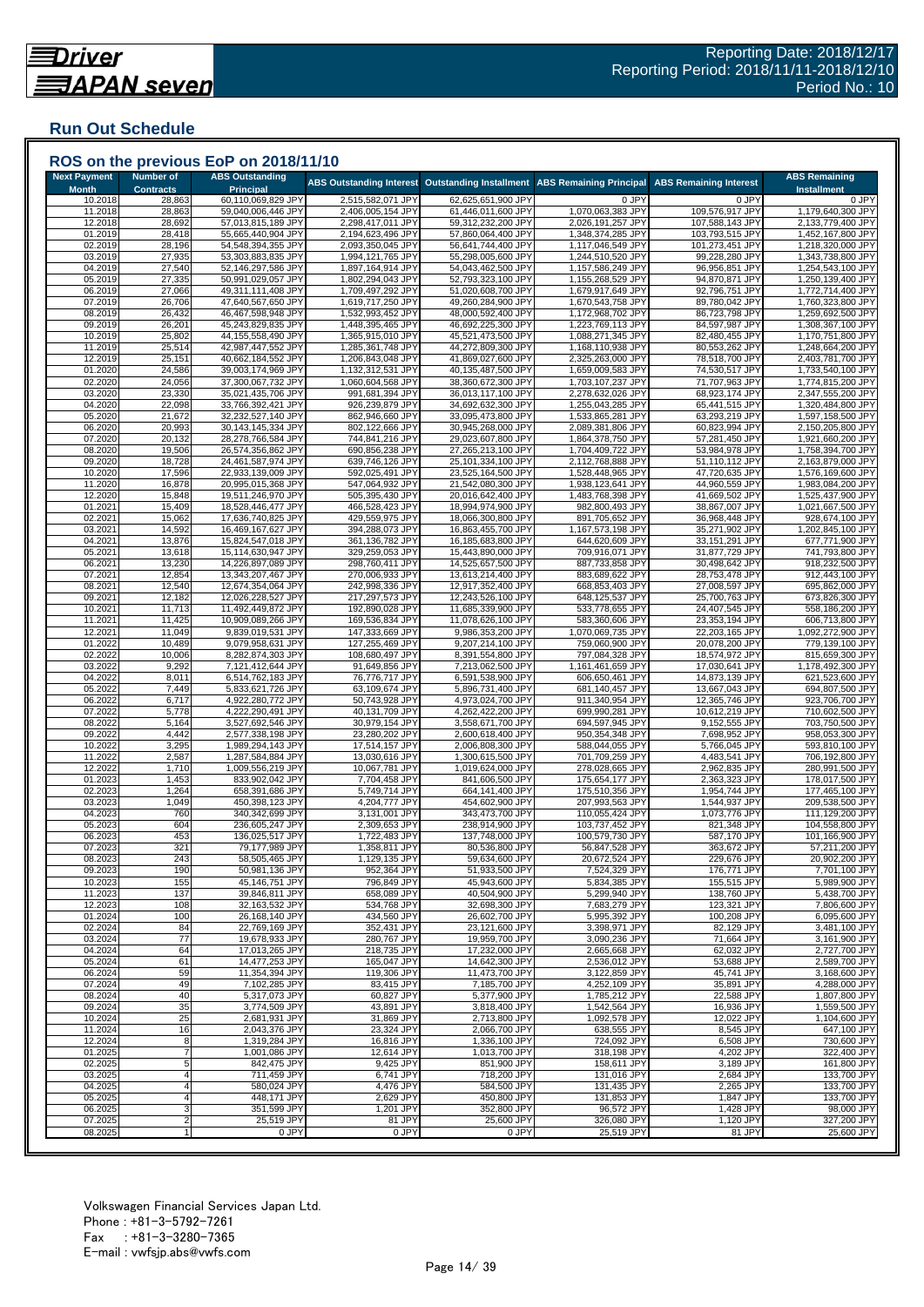## Run Out Schedule

### ROS on the previous EoP on 2018/11/10

| Next Payment Month | Number of Contracts | ABS Outstanding Principal | ABS Outstanding Interest | Outstanding Installment | ABS Remaining Principal | ABS Remaining Interest | ABS Remaining Installment |
|---|---|---|---|---|---|---|---|
| 10.2018 | 28,863 | 60,110,069,829 JPY | 2,515,582,071 JPY | 62,625,651,900 JPY | 0 JPY | 0 JPY | 0 JPY |
| 11.2018 | 28,863 | 59,040,006,446 JPY | 2,406,005,154 JPY | 61,446,011,600 JPY | 1,070,063,383 JPY | 109,576,917 JPY | 1,179,640,300 JPY |
| 12.2018 | 28,692 | 57,013,815,189 JPY | 2,298,417,011 JPY | 59,312,232,200 JPY | 2,026,191,257 JPY | 107,588,143 JPY | 2,133,779,400 JPY |
| 01.2019 | 28,418 | 55,665,440,904 JPY | 2,194,623,496 JPY | 57,860,064,400 JPY | 1,348,374,285 JPY | 103,793,515 JPY | 1,452,167,800 JPY |
| 02.2019 | 28,196 | 54,548,394,355 JPY | 2,093,350,045 JPY | 56,641,744,400 JPY | 1,117,046,549 JPY | 101,273,451 JPY | 1,218,320,000 JPY |
| 03.2019 | 27,935 | 53,303,883,835 JPY | 1,994,121,765 JPY | 55,298,005,600 JPY | 1,244,510,520 JPY | 99,228,280 JPY | 1,343,738,800 JPY |
| 04.2019 | 27,540 | 52,146,297,586 JPY | 1,897,164,914 JPY | 54,043,462,500 JPY | 1,157,586,249 JPY | 96,956,851 JPY | 1,254,543,100 JPY |
| 05.2019 | 27,335 | 50,991,029,057 JPY | 1,802,294,043 JPY | 52,793,323,100 JPY | 1,155,268,529 JPY | 94,870,871 JPY | 1,250,139,400 JPY |
| 06.2019 | 27,066 | 49,311,111,408 JPY | 1,709,497,292 JPY | 51,020,608,700 JPY | 1,679,917,649 JPY | 92,796,751 JPY | 1,772,714,400 JPY |
| 07.2019 | 26,706 | 47,640,567,650 JPY | 1,619,717,250 JPY | 49,260,284,900 JPY | 1,670,543,758 JPY | 89,780,042 JPY | 1,760,323,800 JPY |
| 08.2019 | 26,432 | 46,467,598,948 JPY | 1,532,993,452 JPY | 48,000,592,400 JPY | 1,172,968,702 JPY | 86,723,798 JPY | 1,259,692,500 JPY |
| 09.2019 | 26,201 | 45,243,829,835 JPY | 1,448,395,465 JPY | 46,692,225,300 JPY | 1,223,769,113 JPY | 84,597,987 JPY | 1,308,367,100 JPY |
| 10.2019 | 25,802 | 44,155,558,490 JPY | 1,365,915,010 JPY | 45,521,473,500 JPY | 1,088,271,345 JPY | 82,480,455 JPY | 1,170,751,800 JPY |
| 11.2019 | 25,514 | 42,987,447,552 JPY | 1,285,361,748 JPY | 44,272,809,300 JPY | 1,168,110,938 JPY | 80,553,262 JPY | 1,248,664,200 JPY |
| 12.2019 | 25,151 | 40,662,184,552 JPY | 1,206,843,048 JPY | 41,869,027,600 JPY | 2,325,263,000 JPY | 78,518,700 JPY | 2,403,781,700 JPY |
| 01.2020 | 24,586 | 39,003,174,969 JPY | 1,132,312,531 JPY | 40,135,487,500 JPY | 1,659,009,583 JPY | 74,530,517 JPY | 1,733,540,100 JPY |
| 02.2020 | 24,056 | 37,300,067,732 JPY | 1,060,604,568 JPY | 38,360,672,300 JPY | 1,703,107,237 JPY | 71,707,963 JPY | 1,774,815,200 JPY |
| 03.2020 | 23,330 | 35,021,435,706 JPY | 991,681,394 JPY | 36,013,117,100 JPY | 2,278,632,026 JPY | 68,923,174 JPY | 2,347,555,200 JPY |
| 04.2020 | 22,098 | 33,766,392,421 JPY | 926,239,879 JPY | 34,692,632,300 JPY | 1,255,043,285 JPY | 65,441,515 JPY | 1,320,484,800 JPY |
| 05.2020 | 21,672 | 32,232,527,140 JPY | 862,946,660 JPY | 33,095,473,800 JPY | 1,533,865,281 JPY | 63,293,219 JPY | 1,597,158,500 JPY |
| 06.2020 | 20,993 | 30,143,145,334 JPY | 802,122,666 JPY | 30,945,268,000 JPY | 2,089,381,806 JPY | 60,823,994 JPY | 2,150,205,800 JPY |
| 07.2020 | 20,132 | 28,278,766,584 JPY | 744,841,216 JPY | 29,023,607,800 JPY | 1,864,378,750 JPY | 57,281,450 JPY | 1,921,660,200 JPY |
| 08.2020 | 19,506 | 26,574,356,862 JPY | 690,856,238 JPY | 27,265,213,100 JPY | 1,704,409,722 JPY | 53,984,978 JPY | 1,758,394,700 JPY |
| 09.2020 | 18,728 | 24,461,587,974 JPY | 639,746,126 JPY | 25,101,334,100 JPY | 2,112,768,888 JPY | 51,110,112 JPY | 2,163,879,000 JPY |
| 10.2020 | 17,596 | 22,933,139,009 JPY | 592,025,491 JPY | 23,525,164,500 JPY | 1,528,448,965 JPY | 47,720,635 JPY | 1,576,169,600 JPY |
| 11.2020 | 16,878 | 20,995,015,368 JPY | 547,064,932 JPY | 21,542,080,300 JPY | 1,938,123,641 JPY | 44,960,559 JPY | 1,983,084,200 JPY |
| 12.2020 | 15,848 | 19,511,246,970 JPY | 505,395,430 JPY | 20,016,642,400 JPY | 1,483,768,398 JPY | 41,669,502 JPY | 1,525,437,900 JPY |
| 01.2021 | 15,409 | 18,528,446,477 JPY | 466,528,423 JPY | 18,994,974,900 JPY | 982,800,493 JPY | 38,867,007 JPY | 1,021,667,500 JPY |
| 02.2021 | 15,062 | 17,636,740,825 JPY | 429,559,975 JPY | 18,066,300,800 JPY | 891,705,652 JPY | 36,968,448 JPY | 928,674,100 JPY |
| 03.2021 | 14,592 | 16,469,167,627 JPY | 394,288,073 JPY | 16,863,455,700 JPY | 1,167,573,198 JPY | 35,271,902 JPY | 1,202,845,100 JPY |
| 04.2021 | 13,876 | 15,824,547,018 JPY | 361,136,782 JPY | 16,185,683,800 JPY | 644,620,609 JPY | 33,151,291 JPY | 677,771,900 JPY |
| 05.2021 | 13,618 | 15,114,630,947 JPY | 329,259,053 JPY | 15,443,890,000 JPY | 709,916,071 JPY | 31,877,729 JPY | 741,793,800 JPY |
| 06.2021 | 13,230 | 14,226,897,089 JPY | 298,760,411 JPY | 14,525,657,500 JPY | 887,733,858 JPY | 30,498,642 JPY | 918,232,500 JPY |
| 07.2021 | 12,854 | 13,343,207,467 JPY | 270,006,933 JPY | 13,613,214,400 JPY | 883,689,622 JPY | 28,753,478 JPY | 912,443,100 JPY |
| 08.2021 | 12,540 | 12,674,354,064 JPY | 242,998,336 JPY | 12,917,352,400 JPY | 668,853,403 JPY | 27,008,597 JPY | 695,862,000 JPY |
| 09.2021 | 12,182 | 12,026,228,527 JPY | 217,297,573 JPY | 12,243,526,100 JPY | 648,125,537 JPY | 25,700,763 JPY | 673,826,300 JPY |
| 10.2021 | 11,713 | 11,492,449,872 JPY | 192,890,028 JPY | 11,685,339,900 JPY | 533,778,655 JPY | 24,407,545 JPY | 558,186,200 JPY |
| 11.2021 | 11,425 | 10,909,089,266 JPY | 169,536,834 JPY | 11,078,626,100 JPY | 583,360,606 JPY | 23,353,194 JPY | 606,713,800 JPY |
| 12.2021 | 11,049 | 9,839,019,531 JPY | 147,333,669 JPY | 9,986,353,200 JPY | 1,070,069,735 JPY | 22,203,165 JPY | 1,092,272,900 JPY |
| 01.2022 | 10,489 | 9,079,958,631 JPY | 127,255,469 JPY | 9,207,214,100 JPY | 759,060,900 JPY | 20,078,200 JPY | 779,139,100 JPY |
| 02.2022 | 10,006 | 8,282,874,303 JPY | 108,680,497 JPY | 8,391,554,800 JPY | 797,084,328 JPY | 18,574,972 JPY | 815,659,300 JPY |
| 03.2022 | 9,292 | 7,121,412,644 JPY | 91,649,856 JPY | 7,213,062,500 JPY | 1,161,461,659 JPY | 17,030,641 JPY | 1,178,492,300 JPY |
| 04.2022 | 8,011 | 6,514,762,183 JPY | 76,776,717 JPY | 6,591,538,900 JPY | 606,650,461 JPY | 14,873,139 JPY | 621,523,600 JPY |
| 05.2022 | 7,449 | 5,833,621,726 JPY | 63,109,674 JPY | 5,896,731,400 JPY | 681,140,457 JPY | 13,667,043 JPY | 694,807,500 JPY |
| 06.2022 | 6,717 | 4,922,280,772 JPY | 50,743,928 JPY | 4,973,024,700 JPY | 911,340,954 JPY | 12,365,746 JPY | 923,706,700 JPY |
| 07.2022 | 5,778 | 4,222,290,491 JPY | 40,131,709 JPY | 4,262,422,200 JPY | 699,990,281 JPY | 10,612,219 JPY | 710,602,500 JPY |
| 08.2022 | 5,164 | 3,527,692,546 JPY | 30,979,154 JPY | 3,558,671,700 JPY | 694,597,945 JPY | 9,152,555 JPY | 703,750,500 JPY |
| 09.2022 | 4,442 | 2,577,338,198 JPY | 23,280,202 JPY | 2,600,618,400 JPY | 950,354,348 JPY | 7,698,952 JPY | 958,053,300 JPY |
| 10.2022 | 3,295 | 1,989,294,143 JPY | 17,514,157 JPY | 2,006,808,300 JPY | 588,044,055 JPY | 5,766,045 JPY | 593,810,100 JPY |
| 11.2022 | 2,587 | 1,287,584,884 JPY | 13,030,616 JPY | 1,300,615,500 JPY | 701,709,259 JPY | 4,483,541 JPY | 706,192,800 JPY |
| 12.2022 | 1,710 | 1,009,556,219 JPY | 10,067,781 JPY | 1,019,624,000 JPY | 278,028,665 JPY | 2,962,835 JPY | 280,991,500 JPY |
| 01.2023 | 1,453 | 833,902,042 JPY | 7,704,458 JPY | 841,606,500 JPY | 175,654,177 JPY | 2,363,323 JPY | 178,017,500 JPY |
| 02.2023 | 1,264 | 658,391,686 JPY | 5,749,714 JPY | 664,141,400 JPY | 175,510,356 JPY | 1,954,744 JPY | 177,465,100 JPY |
| 03.2023 | 1,049 | 450,398,123 JPY | 4,204,777 JPY | 454,602,900 JPY | 207,993,563 JPY | 1,544,937 JPY | 209,538,500 JPY |
| 04.2023 | 760 | 340,342,699 JPY | 3,131,001 JPY | 343,473,700 JPY | 110,055,424 JPY | 1,073,776 JPY | 111,129,200 JPY |
| 05.2023 | 604 | 236,605,247 JPY | 2,309,653 JPY | 238,914,900 JPY | 103,737,452 JPY | 821,348 JPY | 104,558,800 JPY |
| 06.2023 | 453 | 136,025,517 JPY | 1,722,483 JPY | 137,748,000 JPY | 100,579,730 JPY | 587,170 JPY | 101,166,900 JPY |
| 07.2023 | 321 | 79,177,989 JPY | 1,358,811 JPY | 80,536,800 JPY | 56,847,528 JPY | 363,672 JPY | 57,211,200 JPY |
| 08.2023 | 243 | 58,505,465 JPY | 1,129,135 JPY | 59,634,600 JPY | 20,672,524 JPY | 229,676 JPY | 20,902,200 JPY |
| 09.2023 | 190 | 50,981,136 JPY | 952,364 JPY | 51,933,500 JPY | 7,524,329 JPY | 176,771 JPY | 7,701,100 JPY |
| 10.2023 | 155 | 45,146,751 JPY | 796,849 JPY | 45,943,600 JPY | 5,834,385 JPY | 155,515 JPY | 5,989,900 JPY |
| 11.2023 | 137 | 39,846,811 JPY | 658,089 JPY | 40,504,900 JPY | 5,299,940 JPY | 138,760 JPY | 5,438,700 JPY |
| 12.2023 | 108 | 32,163,532 JPY | 534,768 JPY | 32,698,300 JPY | 7,683,279 JPY | 123,321 JPY | 7,806,600 JPY |
| 01.2024 | 100 | 26,168,140 JPY | 434,560 JPY | 26,602,700 JPY | 5,995,392 JPY | 100,208 JPY | 6,095,600 JPY |
| 02.2024 | 84 | 22,769,169 JPY | 352,431 JPY | 23,121,600 JPY | 3,398,971 JPY | 82,129 JPY | 3,481,100 JPY |
| 03.2024 | 77 | 19,678,933 JPY | 280,767 JPY | 19,959,700 JPY | 3,090,236 JPY | 71,664 JPY | 3,161,900 JPY |
| 04.2024 | 64 | 17,013,265 JPY | 218,735 JPY | 17,232,000 JPY | 2,665,668 JPY | 62,032 JPY | 2,727,700 JPY |
| 05.2024 | 61 | 14,477,253 JPY | 165,047 JPY | 14,642,300 JPY | 2,536,012 JPY | 53,688 JPY | 2,589,700 JPY |
| 06.2024 | 59 | 11,354,394 JPY | 119,306 JPY | 11,473,700 JPY | 3,122,859 JPY | 45,741 JPY | 3,168,600 JPY |
| 07.2024 | 49 | 7,102,285 JPY | 83,415 JPY | 7,185,700 JPY | 4,252,109 JPY | 35,891 JPY | 4,288,000 JPY |
| 08.2024 | 40 | 5,317,073 JPY | 60,827 JPY | 5,377,900 JPY | 1,785,212 JPY | 22,588 JPY | 1,807,800 JPY |
| 09.2024 | 35 | 3,774,509 JPY | 43,891 JPY | 3,818,400 JPY | 1,542,564 JPY | 16,936 JPY | 1,559,500 JPY |
| 10.2024 | 25 | 2,681,931 JPY | 31,869 JPY | 2,713,800 JPY | 1,092,578 JPY | 12,022 JPY | 1,104,600 JPY |
| 11.2024 | 16 | 2,043,376 JPY | 23,324 JPY | 2,066,700 JPY | 638,555 JPY | 8,545 JPY | 647,100 JPY |
| 12.2024 | 8 | 1,319,284 JPY | 16,816 JPY | 1,336,100 JPY | 724,092 JPY | 6,508 JPY | 730,600 JPY |
| 01.2025 | 7 | 1,001,086 JPY | 12,614 JPY | 1,013,700 JPY | 318,198 JPY | 4,202 JPY | 322,400 JPY |
| 02.2025 | 5 | 842,475 JPY | 9,425 JPY | 851,900 JPY | 158,611 JPY | 3,189 JPY | 161,800 JPY |
| 03.2025 | 4 | 711,459 JPY | 6,741 JPY | 718,200 JPY | 131,016 JPY | 2,684 JPY | 133,700 JPY |
| 04.2025 | 4 | 580,024 JPY | 4,476 JPY | 584,500 JPY | 131,435 JPY | 2,265 JPY | 133,700 JPY |
| 05.2025 | 4 | 448,171 JPY | 2,629 JPY | 450,800 JPY | 131,853 JPY | 1,847 JPY | 133,700 JPY |
| 06.2025 | 3 | 351,599 JPY | 1,201 JPY | 352,800 JPY | 96,572 JPY | 1,428 JPY | 98,000 JPY |
| 07.2025 | 2 | 25,519 JPY | 81 JPY | 25,600 JPY | 326,080 JPY | 1,120 JPY | 327,200 JPY |
| 08.2025 | 1 | 0 JPY | 0 JPY | 0 JPY | 25,519 JPY | 81 JPY | 25,600 JPY |

Volkswagen Financial Services Japan Ltd.
Phone : +81-3-5792-7261
Fax : +81-3-3280-7365
E-mail : vwfsjp.abs@vwfs.com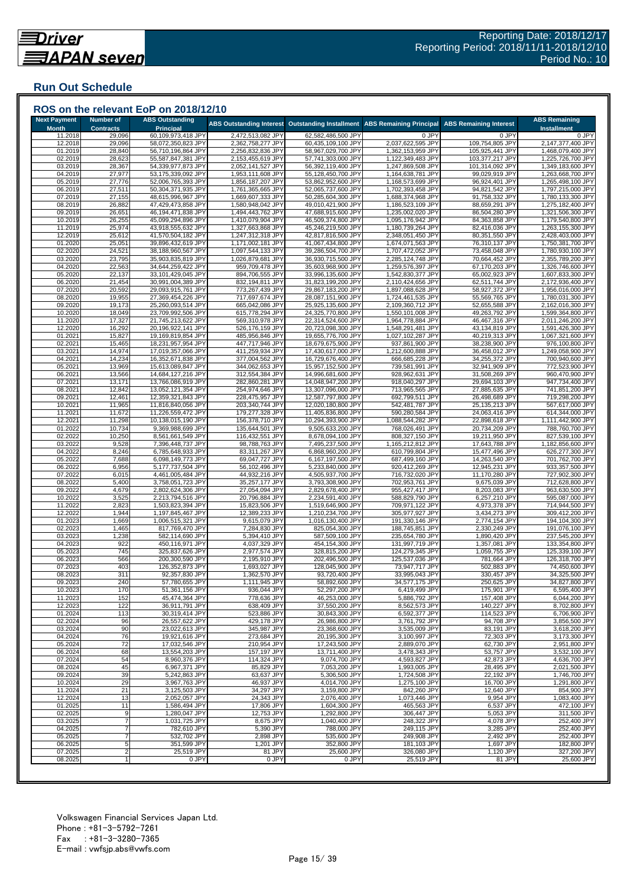## Run Out Schedule

### ROS on the relevant EoP on 2018/12/10

| Next Payment Month | Number of Contracts | ABS Outstanding Principal | ABS Outstanding Interest | Outstanding Installment | ABS Remaining Principal | ABS Remaining Interest | ABS Remaining Installment |
|---|---|---|---|---|---|---|---|
| 11.2018 | 29,096 | 60,109,973,418 JPY | 2,472,513,082 JPY | 62,582,486,500 JPY | 0 JPY | 0 JPY | 0 JPY |
| 12.2018 | 29,096 | 58,072,350,823 JPY | 2,362,758,277 JPY | 60,435,109,100 JPY | 2,037,622,595 JPY | 109,754,805 JPY | 2,147,377,400 JPY |
| 01.2019 | 28,840 | 56,710,196,864 JPY | 2,256,832,836 JPY | 58,967,029,700 JPY | 1,362,153,959 JPY | 105,925,441 JPY | 1,468,079,400 JPY |
| 02.2019 | 28,623 | 55,587,847,381 JPY | 2,153,455,619 JPY | 57,741,303,000 JPY | 1,122,349,483 JPY | 103,377,217 JPY | 1,225,726,700 JPY |
| 03.2019 | 28,367 | 54,339,977,873 JPY | 2,052,141,527 JPY | 56,392,119,400 JPY | 1,247,869,508 JPY | 101,314,092 JPY | 1,349,183,600 JPY |
| 04.2019 | 27,977 | 53,175,339,092 JPY | 1,953,111,608 JPY | 55,128,450,700 JPY | 1,164,638,781 JPY | 99,029,919 JPY | 1,263,668,700 JPY |
| 05.2019 | 27,776 | 52,006,765,393 JPY | 1,856,187,207 JPY | 53,862,952,600 JPY | 1,168,573,699 JPY | 96,924,401 JPY | 1,265,498,100 JPY |
| 06.2019 | 27,511 | 50,304,371,935 JPY | 1,761,365,665 JPY | 52,065,737,600 JPY | 1,702,393,458 JPY | 94,821,542 JPY | 1,797,215,000 JPY |
| 07.2019 | 27,155 | 48,615,996,967 JPY | 1,669,607,333 JPY | 50,285,604,300 JPY | 1,688,374,968 JPY | 91,758,332 JPY | 1,780,133,300 JPY |
| 08.2019 | 26,882 | 47,429,473,858 JPY | 1,580,948,042 JPY | 49,010,421,900 JPY | 1,186,523,109 JPY | 88,659,291 JPY | 1,275,182,400 JPY |
| 09.2019 | 26,651 | 46,194,471,838 JPY | 1,494,443,762 JPY | 47,688,915,600 JPY | 1,235,002,020 JPY | 86,504,280 JPY | 1,321,506,300 JPY |
| 10.2019 | 26,255 | 45,099,294,896 JPY | 1,410,079,904 JPY | 46,509,374,800 JPY | 1,095,176,942 JPY | 84,363,858 JPY | 1,179,540,800 JPY |
| 11.2019 | 25,974 | 43,918,555,632 JPY | 1,327,663,868 JPY | 45,246,219,500 JPY | 1,180,739,264 JPY | 82,416,036 JPY | 1,263,155,300 JPY |
| 12.2019 | 25,612 | 41,570,504,182 JPY | 1,247,312,318 JPY | 42,817,816,500 JPY | 2,348,051,450 JPY | 80,351,550 JPY | 2,428,403,000 JPY |
| 01.2020 | 25,051 | 39,896,432,619 JPY | 1,171,002,181 JPY | 41,067,434,800 JPY | 1,674,071,563 JPY | 76,310,137 JPY | 1,750,381,700 JPY |
| 02.2020 | 24,521 | 38,188,960,567 JPY | 1,097,544,133 JPY | 39,286,504,700 JPY | 1,707,472,052 JPY | 73,458,048 JPY | 1,780,930,100 JPY |
| 03.2020 | 23,795 | 35,903,835,819 JPY | 1,026,879,681 JPY | 36,930,715,500 JPY | 2,285,124,748 JPY | 70,664,452 JPY | 2,355,789,200 JPY |
| 04.2020 | 22,563 | 34,644,259,422 JPY | 959,709,478 JPY | 35,603,968,900 JPY | 1,259,576,397 JPY | 67,170,203 JPY | 1,326,746,600 JPY |
| 05.2020 | 22,137 | 33,101,429,045 JPY | 894,706,555 JPY | 33,996,135,600 JPY | 1,542,830,377 JPY | 65,002,923 JPY | 1,607,833,300 JPY |
| 06.2020 | 21,454 | 30,991,004,389 JPY | 832,194,811 JPY | 31,823,199,200 JPY | 2,110,424,656 JPY | 62,511,744 JPY | 2,172,936,400 JPY |
| 07.2020 | 20,592 | 29,093,915,761 JPY | 773,267,439 JPY | 29,867,183,200 JPY | 1,897,088,628 JPY | 58,927,372 JPY | 1,956,016,000 JPY |
| 08.2020 | 19,955 | 27,369,454,226 JPY | 717,697,674 JPY | 28,087,151,900 JPY | 1,724,461,535 JPY | 55,569,765 JPY | 1,780,031,300 JPY |
| 09.2020 | 19,173 | 25,260,093,514 JPY | 665,042,086 JPY | 25,925,135,600 JPY | 2,109,360,712 JPY | 52,655,588 JPY | 2,162,016,300 JPY |
| 10.2020 | 18,049 | 23,709,992,506 JPY | 615,778,294 JPY | 24,325,770,800 JPY | 1,550,101,008 JPY | 49,263,792 JPY | 1,599,364,800 JPY |
| 11.2020 | 17,327 | 21,745,213,622 JPY | 569,310,978 JPY | 22,314,524,600 JPY | 1,964,778,884 JPY | 46,467,316 JPY | 2,011,246,200 JPY |
| 12.2020 | 16,292 | 20,196,922,141 JPY | 526,176,159 JPY | 20,723,098,300 JPY | 1,548,291,481 JPY | 43,134,819 JPY | 1,591,426,300 JPY |
| 01.2021 | 15,827 | 19,169,819,854 JPY | 485,956,846 JPY | 19,655,776,700 JPY | 1,027,102,287 JPY | 40,219,313 JPY | 1,067,321,600 JPY |
| 02.2021 | 15,465 | 18,231,957,954 JPY | 447,717,946 JPY | 18,679,675,900 JPY | 937,861,900 JPY | 38,238,900 JPY | 976,100,800 JPY |
| 03.2021 | 14,974 | 17,019,357,066 JPY | 411,259,934 JPY | 17,430,617,000 JPY | 1,212,600,888 JPY | 36,458,012 JPY | 1,249,058,900 JPY |
| 04.2021 | 14,234 | 16,352,671,838 JPY | 377,004,562 JPY | 16,729,676,400 JPY | 666,685,228 JPY | 34,255,372 JPY | 700,940,600 JPY |
| 05.2021 | 13,969 | 15,613,089,847 JPY | 344,062,653 JPY | 15,957,152,500 JPY | 739,581,991 JPY | 32,941,909 JPY | 772,523,900 JPY |
| 06.2021 | 13,566 | 14,684,127,216 JPY | 312,554,384 JPY | 14,996,681,600 JPY | 928,962,631 JPY | 31,508,269 JPY | 960,470,900 JPY |
| 07.2021 | 13,171 | 13,766,086,919 JPY | 282,860,281 JPY | 14,048,947,200 JPY | 918,040,297 JPY | 29,694,103 JPY | 947,734,400 JPY |
| 08.2021 | 12,842 | 13,052,121,354 JPY | 254,974,646 JPY | 13,307,096,000 JPY | 713,965,565 JPY | 27,885,635 JPY | 741,851,200 JPY |
| 09.2021 | 12,461 | 12,359,321,843 JPY | 228,475,957 JPY | 12,587,797,800 JPY | 692,799,511 JPY | 26,498,689 JPY | 719,298,200 JPY |
| 10.2021 | 11,965 | 11,816,840,056 JPY | 203,340,744 JPY | 12,020,180,800 JPY | 542,481,787 JPY | 25,135,213 JPY | 567,617,000 JPY |
| 11.2021 | 11,672 | 11,226,559,472 JPY | 179,277,328 JPY | 11,405,836,800 JPY | 590,280,584 JPY | 24,063,416 JPY | 614,344,000 JPY |
| 12.2021 | 11,298 | 10,138,015,190 JPY | 156,378,710 JPY | 10,294,393,900 JPY | 1,088,544,282 JPY | 22,898,618 JPY | 1,111,442,900 JPY |
| 01.2022 | 10,734 | 9,369,988,699 JPY | 135,644,501 JPY | 9,505,633,200 JPY | 768,026,491 JPY | 20,734,209 JPY | 788,760,700 JPY |
| 02.2022 | 10,250 | 8,561,661,549 JPY | 116,432,551 JPY | 8,678,094,100 JPY | 808,327,150 JPY | 19,211,950 JPY | 827,539,100 JPY |
| 03.2022 | 9,528 | 7,396,448,737 JPY | 98,788,763 JPY | 7,495,237,500 JPY | 1,165,212,812 JPY | 17,643,788 JPY | 1,182,856,600 JPY |
| 04.2022 | 8,246 | 6,785,648,933 JPY | 83,311,267 JPY | 6,868,960,200 JPY | 610,799,804 JPY | 15,477,496 JPY | 626,277,300 JPY |
| 05.2022 | 7,688 | 6,098,149,773 JPY | 69,047,727 JPY | 6,167,197,500 JPY | 687,499,160 JPY | 14,263,540 JPY | 701,762,700 JPY |
| 06.2022 | 6,956 | 5,177,737,504 JPY | 56,102,496 JPY | 5,233,840,000 JPY | 920,412,269 JPY | 12,945,231 JPY | 933,357,500 JPY |
| 07.2022 | 6,015 | 4,461,005,484 JPY | 44,932,216 JPY | 4,505,937,700 JPY | 716,732,020 JPY | 11,170,280 JPY | 727,902,300 JPY |
| 08.2022 | 5,400 | 3,758,051,723 JPY | 35,257,177 JPY | 3,793,308,900 JPY | 702,953,761 JPY | 9,675,039 JPY | 712,628,800 JPY |
| 09.2022 | 4,679 | 2,802,624,306 JPY | 27,054,094 JPY | 2,829,678,400 JPY | 955,427,417 JPY | 8,203,083 JPY | 963,630,500 JPY |
| 10.2022 | 3,525 | 2,213,794,516 JPY | 20,796,884 JPY | 2,234,591,400 JPY | 588,829,790 JPY | 6,257,210 JPY | 595,087,000 JPY |
| 11.2022 | 2,823 | 1,503,823,394 JPY | 15,823,506 JPY | 1,519,646,900 JPY | 709,971,122 JPY | 4,973,378 JPY | 714,944,500 JPY |
| 12.2022 | 1,944 | 1,197,845,467 JPY | 12,389,233 JPY | 1,210,234,700 JPY | 305,977,927 JPY | 3,434,273 JPY | 309,412,200 JPY |
| 01.2023 | 1,669 | 1,006,515,321 JPY | 9,615,079 JPY | 1,016,130,400 JPY | 191,330,146 JPY | 2,774,154 JPY | 194,104,300 JPY |
| 02.2023 | 1,465 | 817,769,470 JPY | 7,284,830 JPY | 825,054,300 JPY | 188,745,851 JPY | 2,330,249 JPY | 191,076,100 JPY |
| 03.2023 | 1,238 | 582,114,690 JPY | 5,394,410 JPY | 587,509,100 JPY | 235,654,780 JPY | 1,890,420 JPY | 237,545,200 JPY |
| 04.2023 | 922 | 450,116,971 JPY | 4,037,329 JPY | 454,154,300 JPY | 131,997,719 JPY | 1,357,081 JPY | 133,354,800 JPY |
| 05.2023 | 745 | 325,837,626 JPY | 2,977,574 JPY | 328,815,200 JPY | 124,279,345 JPY | 1,059,755 JPY | 125,339,100 JPY |
| 06.2023 | 566 | 200,300,590 JPY | 2,195,910 JPY | 202,496,500 JPY | 125,537,036 JPY | 781,664 JPY | 126,318,700 JPY |
| 07.2023 | 403 | 126,352,873 JPY | 1,693,027 JPY | 128,045,900 JPY | 73,947,717 JPY | 502,883 JPY | 74,450,600 JPY |
| 08.2023 | 311 | 92,357,830 JPY | 1,362,570 JPY | 93,720,400 JPY | 33,995,043 JPY | 330,457 JPY | 34,325,500 JPY |
| 09.2023 | 240 | 57,780,655 JPY | 1,111,945 JPY | 58,892,600 JPY | 34,577,175 JPY | 250,625 JPY | 34,827,800 JPY |
| 10.2023 | 170 | 51,361,156 JPY | 936,044 JPY | 52,297,200 JPY | 6,419,499 JPY | 175,901 JPY | 6,595,400 JPY |
| 11.2023 | 152 | 45,474,364 JPY | 778,636 JPY | 46,253,000 JPY | 5,886,792 JPY | 157,408 JPY | 6,044,200 JPY |
| 12.2023 | 122 | 36,911,791 JPY | 638,409 JPY | 37,550,200 JPY | 8,562,573 JPY | 140,227 JPY | 8,702,800 JPY |
| 01.2024 | 113 | 30,319,414 JPY | 523,886 JPY | 30,843,300 JPY | 6,592,377 JPY | 114,523 JPY | 6,706,900 JPY |
| 02.2024 | 96 | 26,557,622 JPY | 429,178 JPY | 26,986,800 JPY | 3,761,792 JPY | 94,708 JPY | 3,856,500 JPY |
| 03.2024 | 90 | 23,022,613 JPY | 345,987 JPY | 23,368,600 JPY | 3,535,009 JPY | 83,191 JPY | 3,618,200 JPY |
| 04.2024 | 76 | 19,921,616 JPY | 273,684 JPY | 20,195,300 JPY | 3,100,997 JPY | 72,303 JPY | 3,173,300 JPY |
| 05.2024 | 72 | 17,032,546 JPY | 210,954 JPY | 17,243,500 JPY | 2,889,070 JPY | 62,730 JPY | 2,951,800 JPY |
| 06.2024 | 68 | 13,554,203 JPY | 157,197 JPY | 13,711,400 JPY | 3,478,343 JPY | 53,757 JPY | 3,532,100 JPY |
| 07.2024 | 54 | 8,960,376 JPY | 114,324 JPY | 9,074,700 JPY | 4,593,827 JPY | 42,873 JPY | 4,636,700 JPY |
| 08.2024 | 45 | 6,967,371 JPY | 85,829 JPY | 7,053,200 JPY | 1,993,005 JPY | 28,495 JPY | 2,021,500 JPY |
| 09.2024 | 39 | 5,242,863 JPY | 63,637 JPY | 5,306,500 JPY | 1,724,508 JPY | 22,192 JPY | 1,746,700 JPY |
| 10.2024 | 29 | 3,967,763 JPY | 46,937 JPY | 4,014,700 JPY | 1,275,100 JPY | 16,700 JPY | 1,291,800 JPY |
| 11.2024 | 21 | 3,125,503 JPY | 34,297 JPY | 3,159,800 JPY | 842,260 JPY | 12,640 JPY | 854,900 JPY |
| 12.2024 | 13 | 2,052,057 JPY | 24,343 JPY | 2,076,400 JPY | 1,073,446 JPY | 9,954 JPY | 1,083,400 JPY |
| 01.2025 | 11 | 1,586,494 JPY | 17,806 JPY | 1,604,300 JPY | 465,563 JPY | 6,537 JPY | 472,100 JPY |
| 02.2025 | 9 | 1,280,047 JPY | 12,753 JPY | 1,292,800 JPY | 306,447 JPY | 5,053 JPY | 311,500 JPY |
| 03.2025 | 7 | 1,031,725 JPY | 8,675 JPY | 1,040,400 JPY | 248,322 JPY | 4,078 JPY | 252,400 JPY |
| 04.2025 | 7 | 782,610 JPY | 5,390 JPY | 788,000 JPY | 249,115 JPY | 3,285 JPY | 252,400 JPY |
| 05.2025 | 7 | 532,702 JPY | 2,898 JPY | 535,600 JPY | 249,908 JPY | 2,492 JPY | 252,400 JPY |
| 06.2025 | 5 | 351,599 JPY | 1,201 JPY | 352,800 JPY | 181,103 JPY | 1,697 JPY | 182,800 JPY |
| 07.2025 | 2 | 25,519 JPY | 81 JPY | 25,600 JPY | 326,080 JPY | 1,120 JPY | 327,200 JPY |
| 08.2025 | 1 | 0 JPY | 0 JPY | 0 JPY | 25,519 JPY | 81 JPY | 25,600 JPY |

Volkswagen Financial Services Japan Ltd.
Phone : +81-3-5792-7261
Fax : +81-3-3280-7365
E-mail : vwfsjp.abs@vwfs.com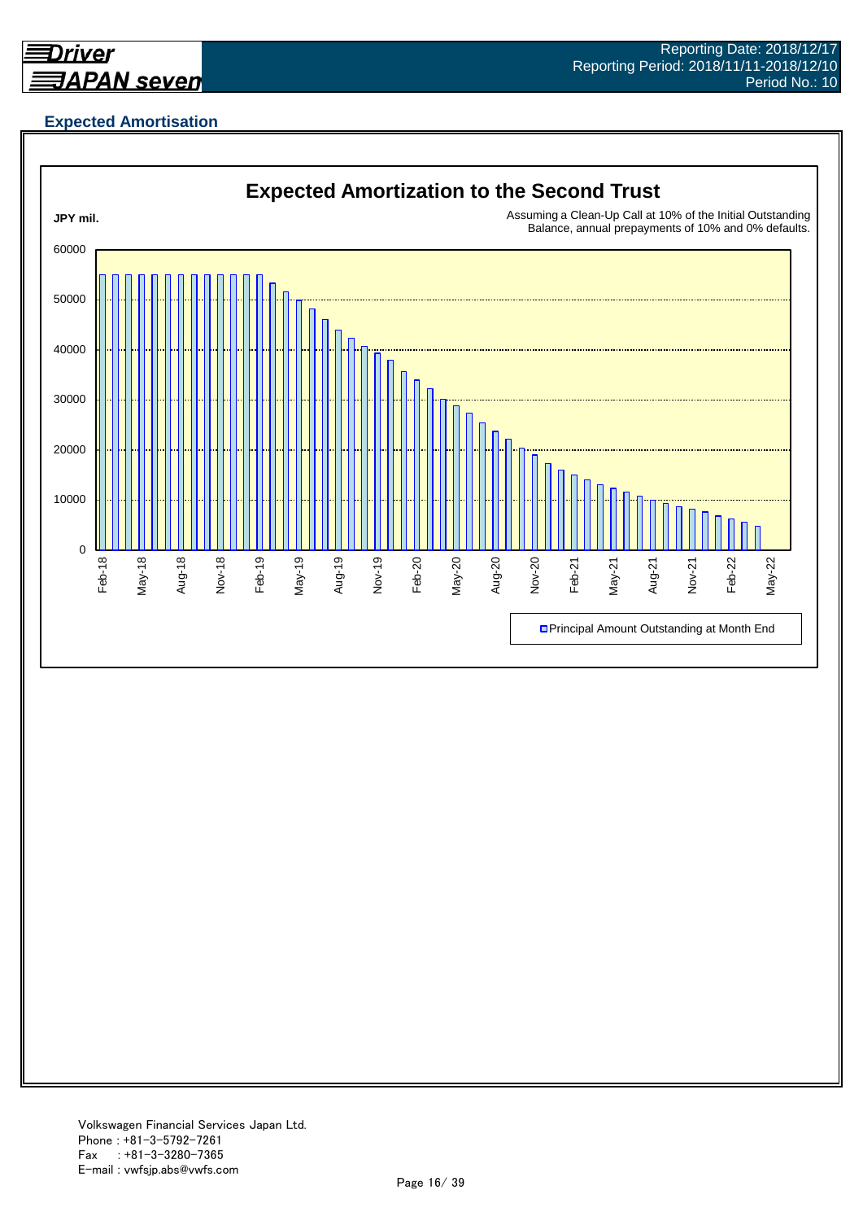## Expected Amortisation

### Expected Amortization to the Second Trust

JPY mil.

Assuming a Clean-Up Call at 10% of the Initial Outstanding Balance, annual prepayments of 10% and 0% defaults.

Principal Amount Outstanding at Month End

Volkswagen Financial Services Japan Ltd.
Phone : +81-3-5792-7261
Fax : +81-3-3280-7365
E-mail : vwfsjp.abs@vwfs.com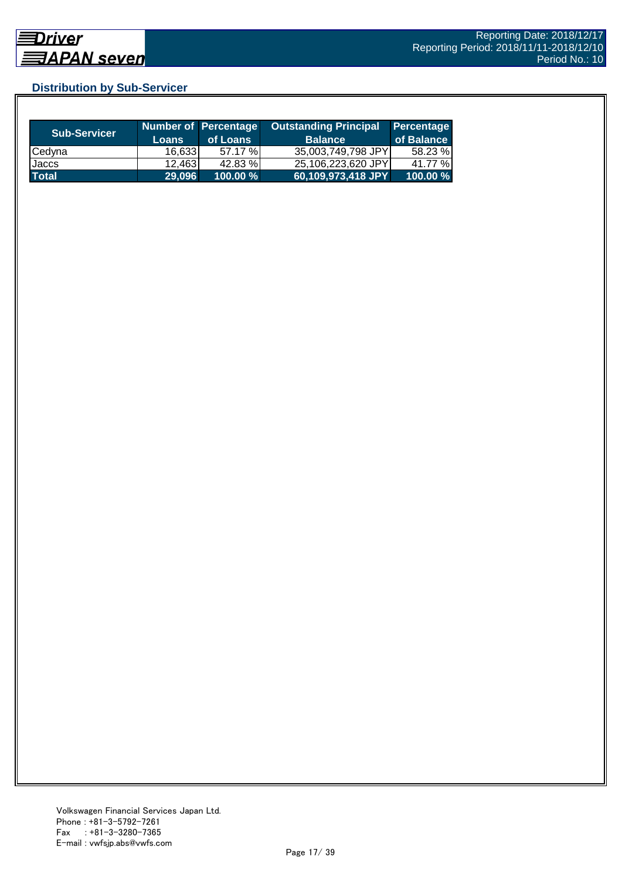## Distribution by Sub-Servicer

| Sub-Servicer | Number of Loans | Percentage of Loans | Outstanding Principal Balance | Percentage of Balance |
|---|---|---|---|---|
| Cedyna | 16,633 | 57.17 % | 35,003,749,798 JPY | 58.23 % |
| Jaccs | 12,463 | 42.83 % | 25,106,223,620 JPY | 41.77 % |
| **Total** | **29,096** | **100.00 %** | **60,109,973,418 JPY** | **100.00 %** |

Volkswagen Financial Services Japan Ltd.
Phone : +81-3-5792-7261
Fax : +81-3-3280-7365
E-mail : vwfsjp.abs@vwfs.com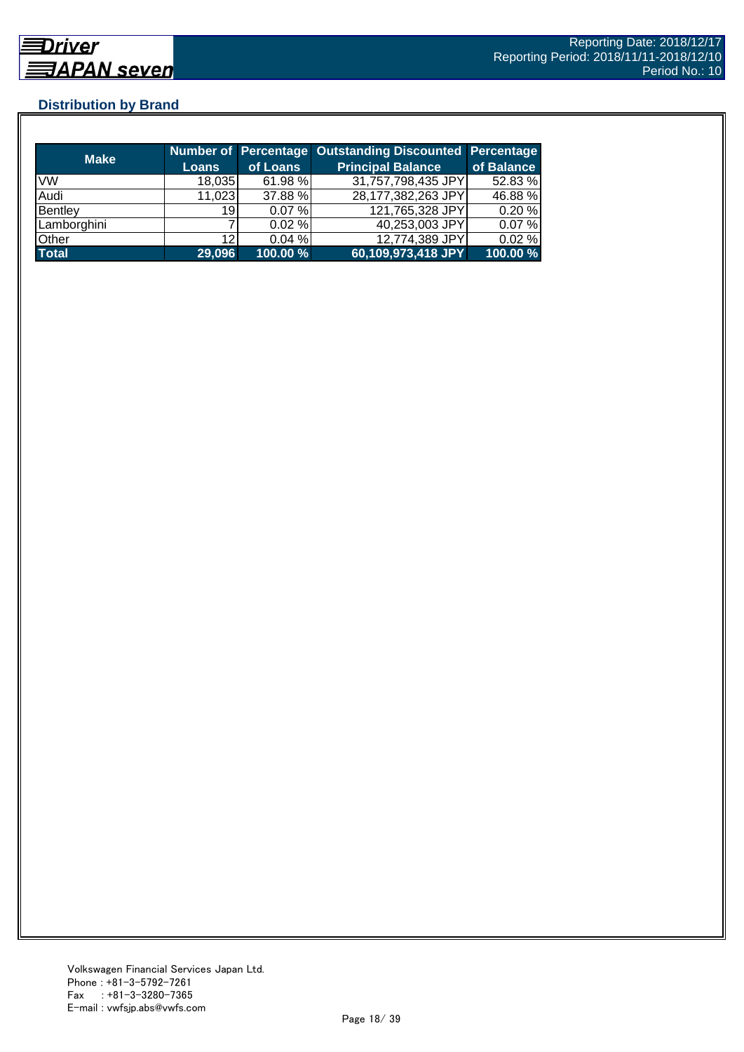## Distribution by Brand

| Make | Number of Loans | Percentage of Loans | Outstanding Discounted Principal Balance | Percentage of Balance |
|---|---|---|---|---|
| VW | 18,035 | 61.98 % | 31,757,798,435 JPY | 52.83 % |
| Audi | 11,023 | 37.88 % | 28,177,382,263 JPY | 46.88 % |
| Bentley | 19 | 0.07 % | 121,765,328 JPY | 0.20 % |
| Lamborghini | 7 | 0.02 % | 40,253,003 JPY | 0.07 % |
| Other | 12 | 0.04 % | 12,774,389 JPY | 0.02 % |
| **Total** | **29,096** | **100.00 %** | **60,109,973,418 JPY** | **100.00 %** |

Volkswagen Financial Services Japan Ltd.
Phone : +81-3-5792-7261
Fax　 : +81-3-3280-7365
E-mail : vwfsjp.abs@vwfs.com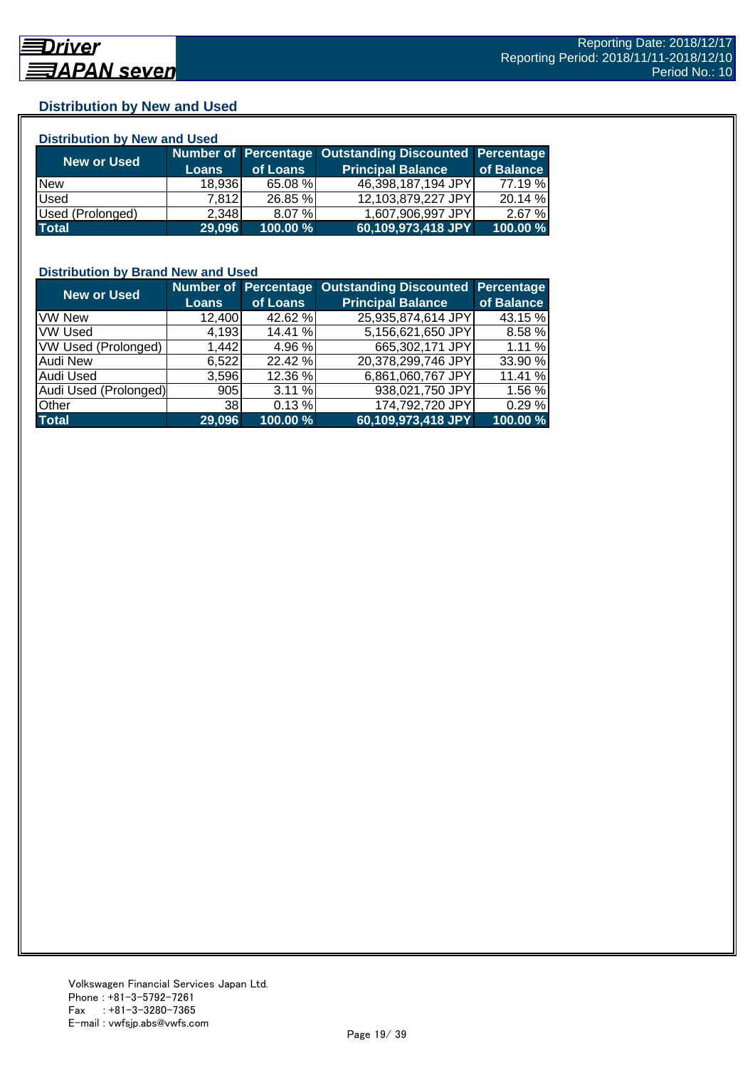## Distribution by New and Used

### Distribution by New and Used

| New or Used | Number of Loans | Percentage of Loans | Outstanding Discounted Principal Balance | Percentage of Balance |
|---|---|---|---|---|
| New | 18,936 | 65.08 % | 46,398,187,194 JPY | 77.19 % |
| Used | 7,812 | 26.85 % | 12,103,879,227 JPY | 20.14 % |
| Used (Prolonged) | 2,348 | 8.07 % | 1,607,906,997 JPY | 2.67 % |
| **Total** | **29,096** | **100.00 %** | **60,109,973,418 JPY** | **100.00 %** |

### Distribution by Brand New and Used

| New or Used | Number of Loans | Percentage of Loans | Outstanding Discounted Principal Balance | Percentage of Balance |
|---|---|---|---|---|
| VW New | 12,400 | 42.62 % | 25,935,874,614 JPY | 43.15 % |
| VW Used | 4,193 | 14.41 % | 5,156,621,650 JPY | 8.58 % |
| VW Used (Prolonged) | 1,442 | 4.96 % | 665,302,171 JPY | 1.11 % |
| Audi New | 6,522 | 22.42 % | 20,378,299,746 JPY | 33.90 % |
| Audi Used | 3,596 | 12.36 % | 6,861,060,767 JPY | 11.41 % |
| Audi Used (Prolonged) | 905 | 3.11 % | 938,021,750 JPY | 1.56 % |
| Other | 38 | 0.13 % | 174,792,720 JPY | 0.29 % |
| **Total** | **29,096** | **100.00 %** | **60,109,973,418 JPY** | **100.00 %** |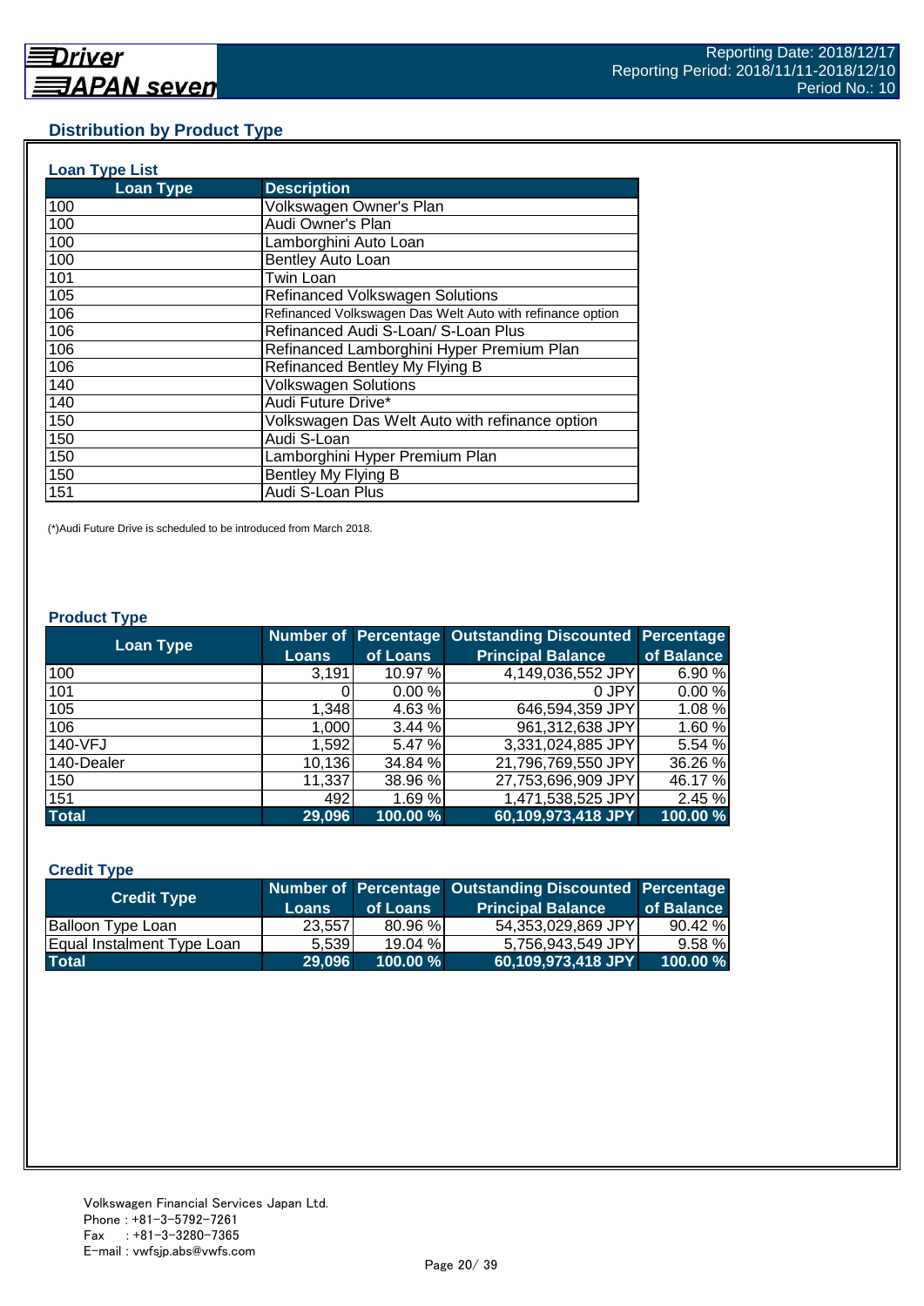## Distribution by Product Type

### Loan Type List

| Loan Type | Description |
|---|---|
| 100 | Volkswagen Owner's Plan |
| 100 | Audi Owner's Plan |
| 100 | Lamborghini Auto Loan |
| 100 | Bentley Auto Loan |
| 101 | Twin Loan |
| 105 | Refinanced Volkswagen Solutions |
| 106 | Refinanced Volkswagen Das Welt Auto with refinance option |
| 106 | Refinanced Audi S-Loan/ S-Loan Plus |
| 106 | Refinanced Lamborghini Hyper Premium Plan |
| 106 | Refinanced Bentley My Flying B |
| 140 | Volkswagen Solutions |
| 140 | Audi Future Drive* |
| 150 | Volkswagen Das Welt Auto with refinance option |
| 150 | Audi S-Loan |
| 150 | Lamborghini Hyper Premium Plan |
| 150 | Bentley My Flying B |
| 151 | Audi S-Loan Plus |

(*)Audi Future Drive is scheduled to be introduced from March 2018.

### Product Type

| Loan Type | Number of Loans | Percentage of Loans | Outstanding Discounted Principal Balance | Percentage of Balance |
|---|---|---|---|---|
| 100 | 3,191 | 10.97 % | 4,149,036,552 JPY | 6.90 % |
| 101 | 0 | 0.00 % | 0 JPY | 0.00 % |
| 105 | 1,348 | 4.63 % | 646,594,359 JPY | 1.08 % |
| 106 | 1,000 | 3.44 % | 961,312,638 JPY | 1.60 % |
| 140-VFJ | 1,592 | 5.47 % | 3,331,024,885 JPY | 5.54 % |
| 140-Dealer | 10,136 | 34.84 % | 21,796,769,550 JPY | 36.26 % |
| 150 | 11,337 | 38.96 % | 27,753,696,909 JPY | 46.17 % |
| 151 | 492 | 1.69 % | 1,471,538,525 JPY | 2.45 % |
| **Total** | **29,096** | **100.00 %** | **60,109,973,418 JPY** | **100.00 %** |

### Credit Type

| Credit Type | Number of Loans | Percentage of Loans | Outstanding Discounted Principal Balance | Percentage of Balance |
|---|---|---|---|---|
| Balloon Type Loan | 23,557 | 80.96 % | 54,353,029,869 JPY | 90.42 % |
| Equal Instalment Type Loan | 5,539 | 19.04 % | 5,756,943,549 JPY | 9.58 % |
| **Total** | **29,096** | **100.00 %** | **60,109,973,418 JPY** | **100.00 %** |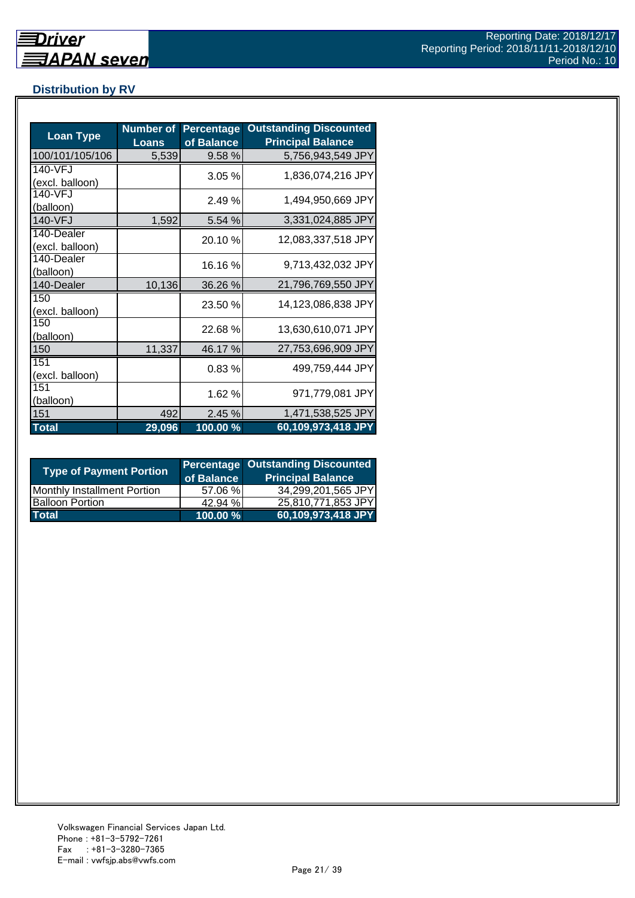## Distribution by RV

| Loan Type | Number of Loans | Percentage of Balance | Outstanding Discounted Principal Balance |
|---|---|---|---|
| 100/101/105/106 | 5,539 | 9.58 % | 5,756,943,549 JPY |
| 140-VFJ (excl. balloon) | | 3.05 % | 1,836,074,216 JPY |
| 140-VFJ (balloon) | | 2.49 % | 1,494,950,669 JPY |
| 140-VFJ | 1,592 | 5.54 % | 3,331,024,885 JPY |
| 140-Dealer (excl. balloon) | | 20.10 % | 12,083,337,518 JPY |
| 140-Dealer (balloon) | | 16.16 % | 9,713,432,032 JPY |
| 140-Dealer | 10,136 | 36.26 % | 21,796,769,550 JPY |
| 150 (excl. balloon) | | 23.50 % | 14,123,086,838 JPY |
| 150 (balloon) | | 22.68 % | 13,630,610,071 JPY |
| 150 | 11,337 | 46.17 % | 27,753,696,909 JPY |
| 151 (excl. balloon) | | 0.83 % | 499,759,444 JPY |
| 151 (balloon) | | 1.62 % | 971,779,081 JPY |
| 151 | 492 | 2.45 % | 1,471,538,525 JPY |
| **Total** | **29,096** | **100.00 %** | **60,109,973,418 JPY** |

| Type of Payment Portion | Percentage of Balance | Outstanding Discounted Principal Balance |
|---|---|---|
| Monthly Installment Portion | 57.06 % | 34,299,201,565 JPY |
| Balloon Portion | 42.94 % | 25,810,771,853 JPY |
| **Total** | **100.00 %** | **60,109,973,418 JPY** |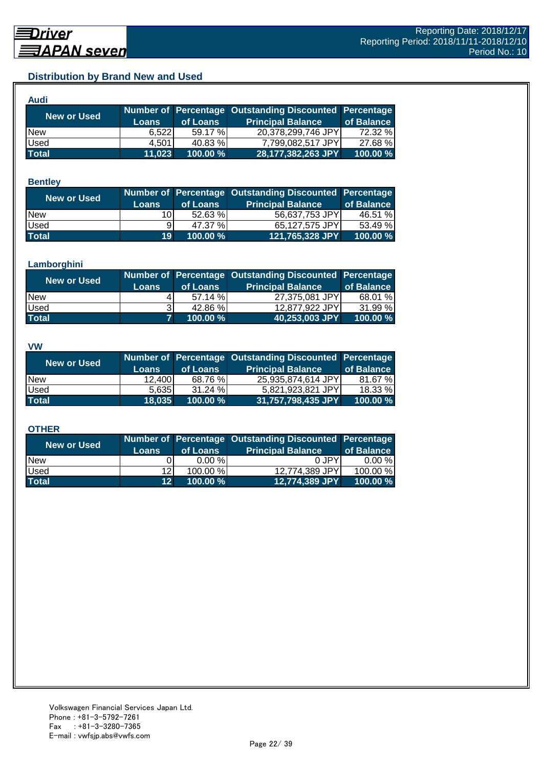## Distribution by Brand New and Used

### Audi

| New or Used | Number of Loans | Percentage of Loans | Outstanding Discounted Principal Balance | Percentage of Balance |
|---|---|---|---|---|
| New | 6,522 | 59.17 % | 20,378,299,746 JPY | 72.32 % |
| Used | 4,501 | 40.83 % | 7,799,082,517 JPY | 27.68 % |
| **Total** | **11,023** | **100.00 %** | **28,177,382,263 JPY** | **100.00 %** |

### Bentley

| New or Used | Number of Loans | Percentage of Loans | Outstanding Discounted Principal Balance | Percentage of Balance |
|---|---|---|---|---|
| New | 10 | 52.63 % | 56,637,753 JPY | 46.51 % |
| Used | 9 | 47.37 % | 65,127,575 JPY | 53.49 % |
| **Total** | **19** | **100.00 %** | **121,765,328 JPY** | **100.00 %** |

### Lamborghini

| New or Used | Number of Loans | Percentage of Loans | Outstanding Discounted Principal Balance | Percentage of Balance |
|---|---|---|---|---|
| New | 4 | 57.14 % | 27,375,081 JPY | 68.01 % |
| Used | 3 | 42.86 % | 12,877,922 JPY | 31.99 % |
| **Total** | **7** | **100.00 %** | **40,253,003 JPY** | **100.00 %** |

### VW

| New or Used | Number of Loans | Percentage of Loans | Outstanding Discounted Principal Balance | Percentage of Balance |
|---|---|---|---|---|
| New | 12,400 | 68.76 % | 25,935,874,614 JPY | 81.67 % |
| Used | 5,635 | 31.24 % | 5,821,923,821 JPY | 18.33 % |
| **Total** | **18,035** | **100.00 %** | **31,757,798,435 JPY** | **100.00 %** |

### OTHER

| New or Used | Number of Loans | Percentage of Loans | Outstanding Discounted Principal Balance | Percentage of Balance |
|---|---|---|---|---|
| New | 0 | 0.00 % | 0 JPY | 0.00 % |
| Used | 12 | 100.00 % | 12,774,389 JPY | 100.00 % |
| **Total** | **12** | **100.00 %** | **12,774,389 JPY** | **100.00 %** |

Volkswagen Financial Services Japan Ltd.
Phone : +81-3-5792-7261
Fax : +81-3-3280-7365
E-mail : vwfsjp.abs@vwfs.com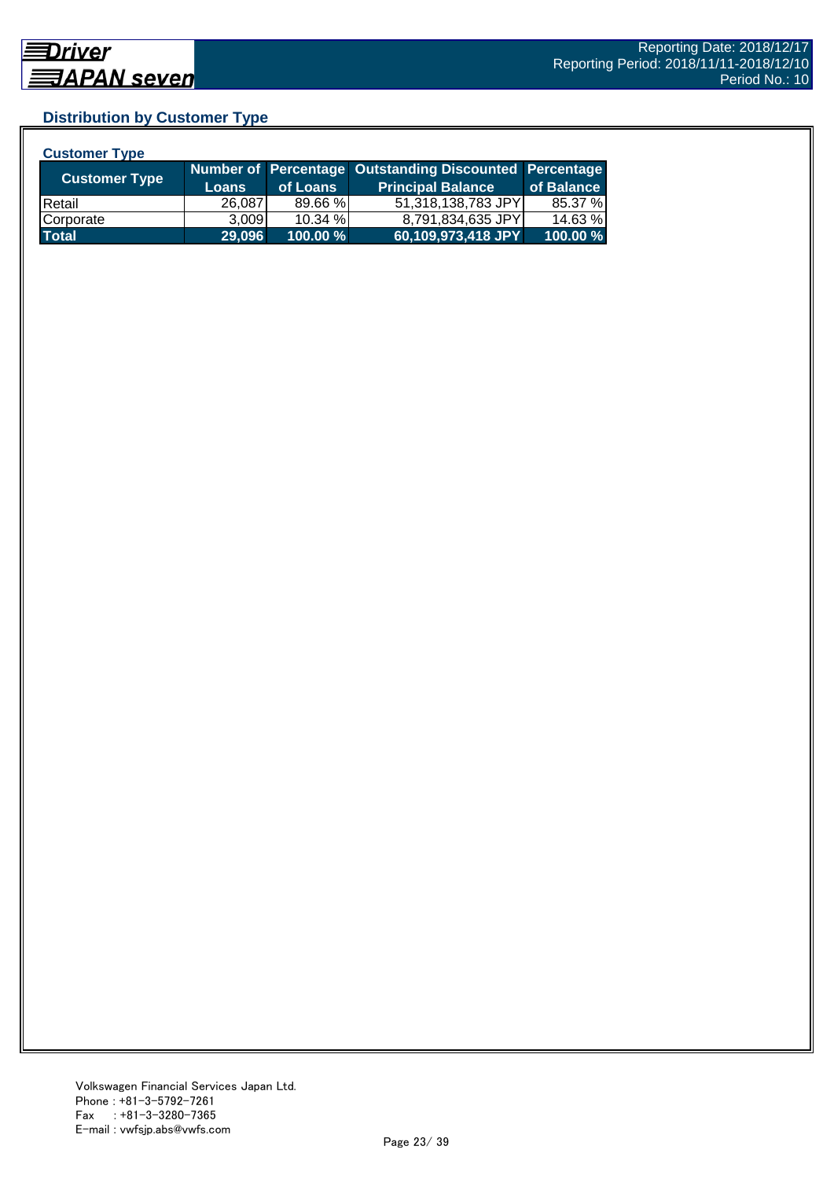## Distribution by Customer Type

### Customer Type

| Customer Type | Number of Loans | Percentage of Loans | Outstanding Discounted Principal Balance | Percentage of Balance |
|---|---|---|---|---|
| Retail | 26,087 | 89.66 % | 51,318,138,783 JPY | 85.37 % |
| Corporate | 3,009 | 10.34 % | 8,791,834,635 JPY | 14.63 % |
| **Total** | **29,096** | **100.00 %** | **60,109,973,418 JPY** | **100.00 %** |

Volkswagen Financial Services Japan Ltd.
Phone : +81-3-5792-7261
Fax : +81-3-3280-7365
E-mail : vwfsjp.abs@vwfs.com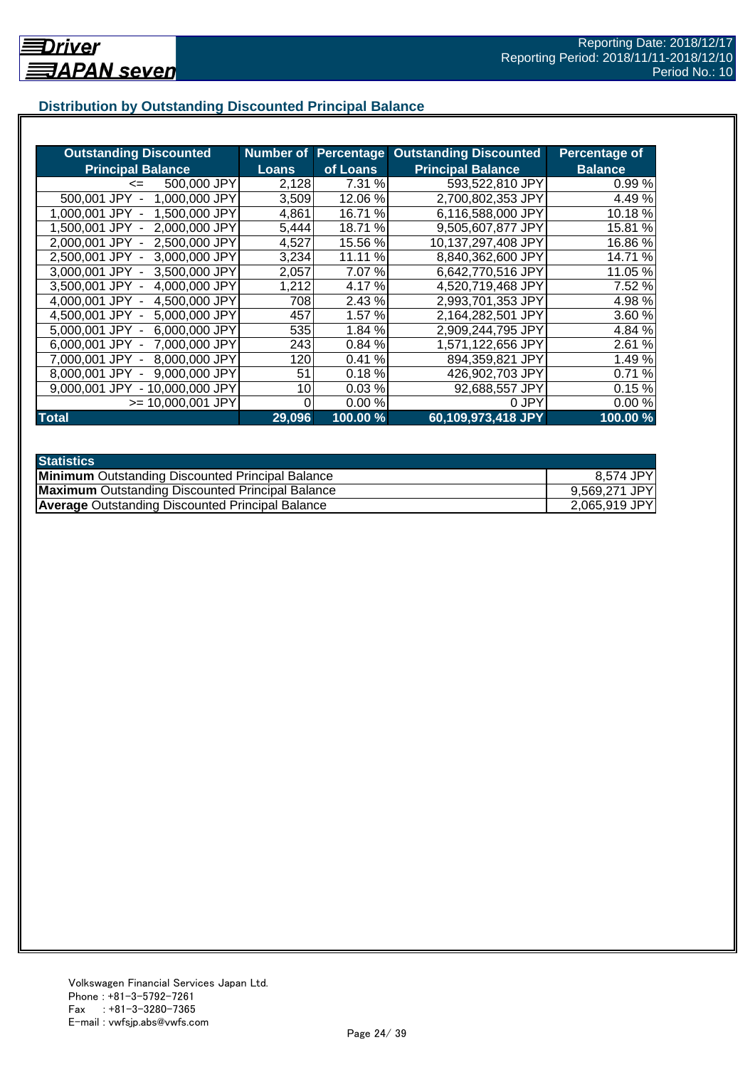## Distribution by Outstanding Discounted Principal Balance

| Outstanding Discounted Principal Balance | Number of Loans | Percentage of Loans | Outstanding Discounted Principal Balance | Percentage of Balance |
|---|---|---|---|---|
| <= 500,000 JPY | 2,128 | 7.31 % | 593,522,810 JPY | 0.99 % |
| 500,001 JPY - 1,000,000 JPY | 3,509 | 12.06 % | 2,700,802,353 JPY | 4.49 % |
| 1,000,001 JPY - 1,500,000 JPY | 4,861 | 16.71 % | 6,116,588,000 JPY | 10.18 % |
| 1,500,001 JPY - 2,000,000 JPY | 5,444 | 18.71 % | 9,505,607,877 JPY | 15.81 % |
| 2,000,001 JPY - 2,500,000 JPY | 4,527 | 15.56 % | 10,137,297,408 JPY | 16.86 % |
| 2,500,001 JPY - 3,000,000 JPY | 3,234 | 11.11 % | 8,840,362,600 JPY | 14.71 % |
| 3,000,001 JPY - 3,500,000 JPY | 2,057 | 7.07 % | 6,642,770,516 JPY | 11.05 % |
| 3,500,001 JPY - 4,000,000 JPY | 1,212 | 4.17 % | 4,520,719,468 JPY | 7.52 % |
| 4,000,001 JPY - 4,500,000 JPY | 708 | 2.43 % | 2,993,701,353 JPY | 4.98 % |
| 4,500,001 JPY - 5,000,000 JPY | 457 | 1.57 % | 2,164,282,501 JPY | 3.60 % |
| 5,000,001 JPY - 6,000,000 JPY | 535 | 1.84 % | 2,909,244,795 JPY | 4.84 % |
| 6,000,001 JPY - 7,000,000 JPY | 243 | 0.84 % | 1,571,122,656 JPY | 2.61 % |
| 7,000,001 JPY - 8,000,000 JPY | 120 | 0.41 % | 894,359,821 JPY | 1.49 % |
| 8,000,001 JPY - 9,000,000 JPY | 51 | 0.18 % | 426,902,703 JPY | 0.71 % |
| 9,000,001 JPY - 10,000,000 JPY | 10 | 0.03 % | 92,688,557 JPY | 0.15 % |
| >= 10,000,001 JPY | 0 | 0.00 % | 0 JPY | 0.00 % |
| **Total** | **29,096** | **100.00 %** | **60,109,973,418 JPY** | **100.00 %** |

| Statistics | |
|---|---|
| **Minimum** Outstanding Discounted Principal Balance | 8,574 JPY |
| **Maximum** Outstanding Discounted Principal Balance | 9,569,271 JPY |
| **Average** Outstanding Discounted Principal Balance | 2,065,919 JPY |

Volkswagen Financial Services Japan Ltd.
Phone : +81-3-5792-7261
Fax : +81-3-3280-7365
E-mail : vwfsjp.abs@vwfs.com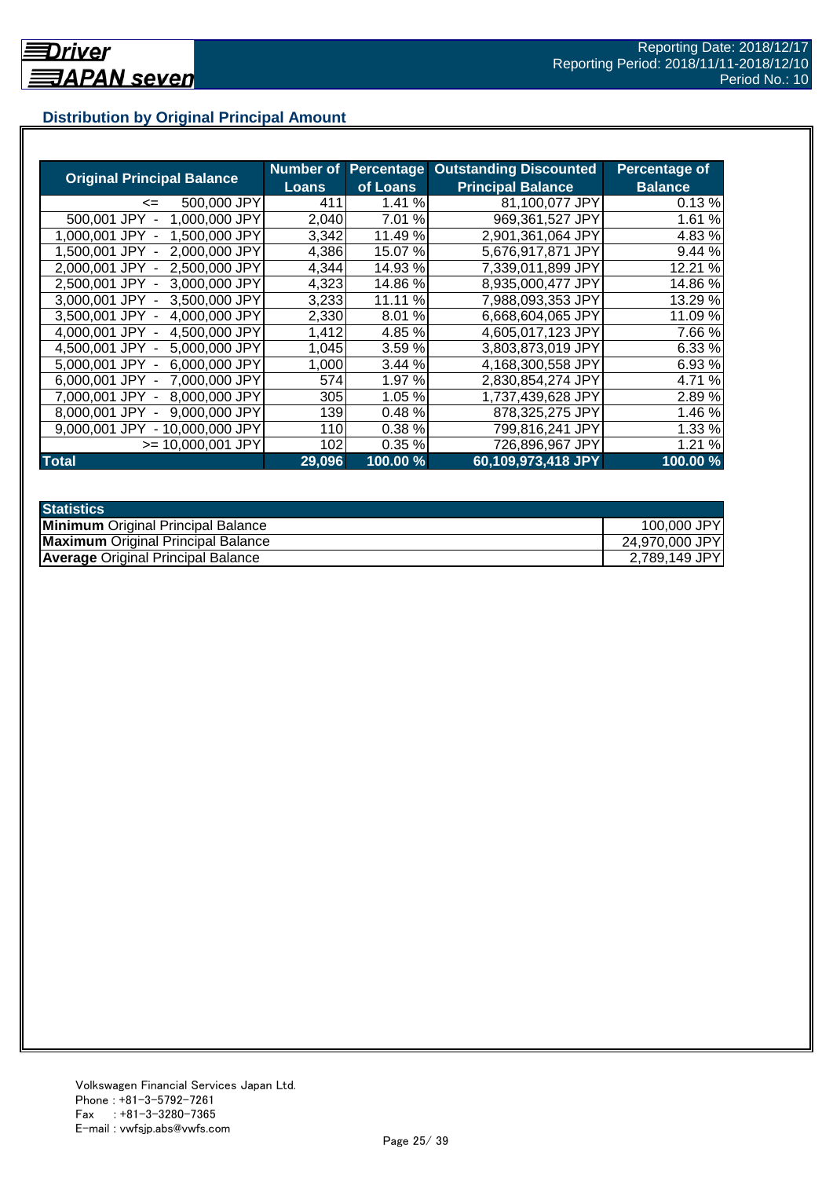## Distribution by Original Principal Amount

| Original Principal Balance | Number of Loans | Percentage of Loans | Outstanding Discounted Principal Balance | Percentage of Balance |
|---|---|---|---|---|
| <= 500,000 JPY | 411 | 1.41 % | 81,100,077 JPY | 0.13 % |
| 500,001 JPY - 1,000,000 JPY | 2,040 | 7.01 % | 969,361,527 JPY | 1.61 % |
| 1,000,001 JPY - 1,500,000 JPY | 3,342 | 11.49 % | 2,901,361,064 JPY | 4.83 % |
| 1,500,001 JPY - 2,000,000 JPY | 4,386 | 15.07 % | 5,676,917,871 JPY | 9.44 % |
| 2,000,001 JPY - 2,500,000 JPY | 4,344 | 14.93 % | 7,339,011,899 JPY | 12.21 % |
| 2,500,001 JPY - 3,000,000 JPY | 4,323 | 14.86 % | 8,935,000,477 JPY | 14.86 % |
| 3,000,001 JPY - 3,500,000 JPY | 3,233 | 11.11 % | 7,988,093,353 JPY | 13.29 % |
| 3,500,001 JPY - 4,000,000 JPY | 2,330 | 8.01 % | 6,668,604,065 JPY | 11.09 % |
| 4,000,001 JPY - 4,500,000 JPY | 1,412 | 4.85 % | 4,605,017,123 JPY | 7.66 % |
| 4,500,001 JPY - 5,000,000 JPY | 1,045 | 3.59 % | 3,803,873,019 JPY | 6.33 % |
| 5,000,001 JPY - 6,000,000 JPY | 1,000 | 3.44 % | 4,168,300,558 JPY | 6.93 % |
| 6,000,001 JPY - 7,000,000 JPY | 574 | 1.97 % | 2,830,854,274 JPY | 4.71 % |
| 7,000,001 JPY - 8,000,000 JPY | 305 | 1.05 % | 1,737,439,628 JPY | 2.89 % |
| 8,000,001 JPY - 9,000,000 JPY | 139 | 0.48 % | 878,325,275 JPY | 1.46 % |
| 9,000,001 JPY - 10,000,000 JPY | 110 | 0.38 % | 799,816,241 JPY | 1.33 % |
| >= 10,000,001 JPY | 102 | 0.35 % | 726,896,967 JPY | 1.21 % |
| **Total** | **29,096** | **100.00 %** | **60,109,973,418 JPY** | **100.00 %** |

| Statistics | |
|---|---|
| **Minimum** Original Principal Balance | 100,000 JPY |
| **Maximum** Original Principal Balance | 24,970,000 JPY |
| **Average** Original Principal Balance | 2,789,149 JPY |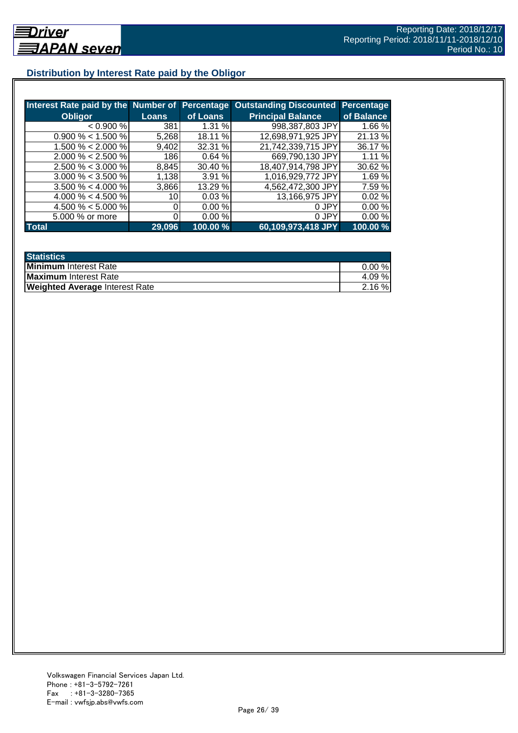## Distribution by Interest Rate paid by the Obligor

| Interest Rate paid by the Obligor | Number of Loans | Percentage of Loans | Outstanding Discounted Principal Balance | Percentage of Balance |
|---|---|---|---|---|
| < 0.900 % | 381 | 1.31 % | 998,387,803 JPY | 1.66 % |
| 0.900 % < 1.500 % | 5,268 | 18.11 % | 12,698,971,925 JPY | 21.13 % |
| 1.500 % < 2.000 % | 9,402 | 32.31 % | 21,742,339,715 JPY | 36.17 % |
| 2.000 % < 2.500 % | 186 | 0.64 % | 669,790,130 JPY | 1.11 % |
| 2.500 % < 3.000 % | 8,845 | 30.40 % | 18,407,914,798 JPY | 30.62 % |
| 3.000 % < 3.500 % | 1,138 | 3.91 % | 1,016,929,772 JPY | 1.69 % |
| 3.500 % < 4.000 % | 3,866 | 13.29 % | 4,562,472,300 JPY | 7.59 % |
| 4.000 % < 4.500 % | 10 | 0.03 % | 13,166,975 JPY | 0.02 % |
| 4.500 % < 5.000 % | 0 | 0.00 % | 0 JPY | 0.00 % |
| 5.000 % or more | 0 | 0.00 % | 0 JPY | 0.00 % |
| **Total** | **29,096** | **100.00 %** | **60,109,973,418 JPY** | **100.00 %** |

| Statistics | |
|---|---|
| **Minimum** Interest Rate | 0.00 % |
| **Maximum** Interest Rate | 4.09 % |
| **Weighted Average** Interest Rate | 2.16 % |

Volkswagen Financial Services Japan Ltd.
Phone : +81-3-5792-7261
Fax : +81-3-3280-7365
E-mail : vwfsjp.abs@vwfs.com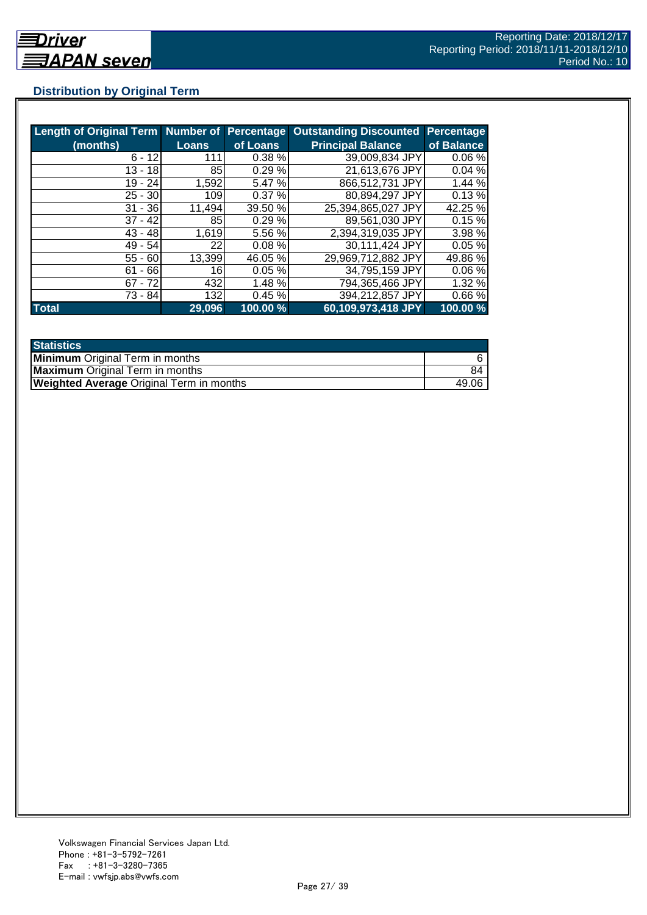## Distribution by Original Term

| Length of Original Term (months) | Number of Loans | Percentage of Loans | Outstanding Discounted Principal Balance | Percentage of Balance |
|---|---|---|---|---|
| 6 - 12 | 111 | 0.38 % | 39,009,834 JPY | 0.06 % |
| 13 - 18 | 85 | 0.29 % | 21,613,676 JPY | 0.04 % |
| 19 - 24 | 1,592 | 5.47 % | 866,512,731 JPY | 1.44 % |
| 25 - 30 | 109 | 0.37 % | 80,894,297 JPY | 0.13 % |
| 31 - 36 | 11,494 | 39.50 % | 25,394,865,027 JPY | 42.25 % |
| 37 - 42 | 85 | 0.29 % | 89,561,030 JPY | 0.15 % |
| 43 - 48 | 1,619 | 5.56 % | 2,394,319,035 JPY | 3.98 % |
| 49 - 54 | 22 | 0.08 % | 30,111,424 JPY | 0.05 % |
| 55 - 60 | 13,399 | 46.05 % | 29,969,712,882 JPY | 49.86 % |
| 61 - 66 | 16 | 0.05 % | 34,795,159 JPY | 0.06 % |
| 67 - 72 | 432 | 1.48 % | 794,365,466 JPY | 1.32 % |
| 73 - 84 | 132 | 0.45 % | 394,212,857 JPY | 0.66 % |
| **Total** | **29,096** | **100.00 %** | **60,109,973,418 JPY** | **100.00 %** |

| Statistics | |
|---|---|
| **Minimum** Original Term in months | 6 |
| **Maximum** Original Term in months | 84 |
| **Weighted Average** Original Term in months | 49.06 |

Volkswagen Financial Services Japan Ltd.
Phone : +81-3-5792-7261
Fax : +81-3-3280-7365
E-mail : vwfsjp.abs@vwfs.com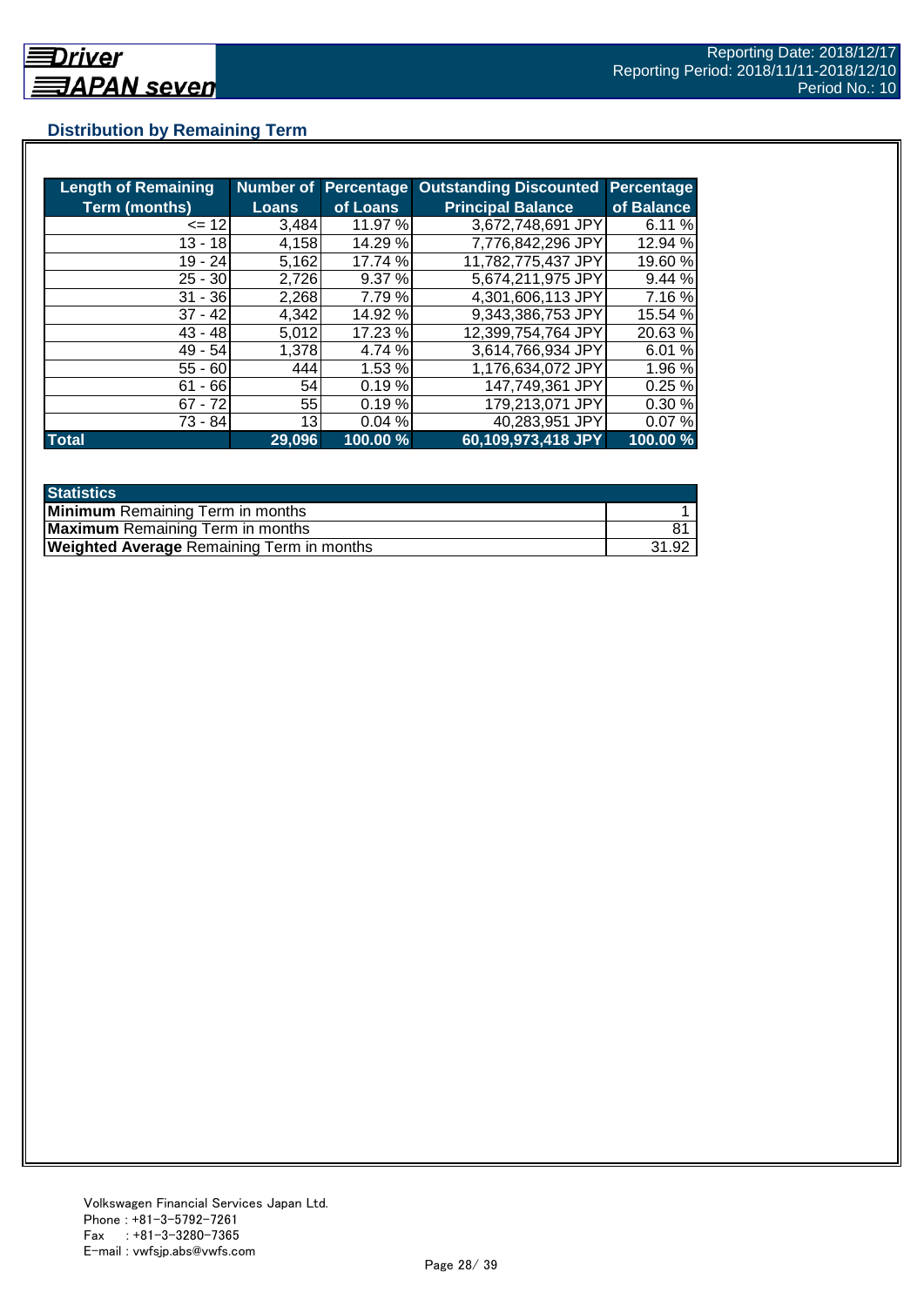## Distribution by Remaining Term

| Length of Remaining Term (months) | Number of Loans | Percentage of Loans | Outstanding Discounted Principal Balance | Percentage of Balance |
|---|---|---|---|---|
| <= 12 | 3,484 | 11.97 % | 3,672,748,691 JPY | 6.11 % |
| 13 - 18 | 4,158 | 14.29 % | 7,776,842,296 JPY | 12.94 % |
| 19 - 24 | 5,162 | 17.74 % | 11,782,775,437 JPY | 19.60 % |
| 25 - 30 | 2,726 | 9.37 % | 5,674,211,975 JPY | 9.44 % |
| 31 - 36 | 2,268 | 7.79 % | 4,301,606,113 JPY | 7.16 % |
| 37 - 42 | 4,342 | 14.92 % | 9,343,386,753 JPY | 15.54 % |
| 43 - 48 | 5,012 | 17.23 % | 12,399,754,764 JPY | 20.63 % |
| 49 - 54 | 1,378 | 4.74 % | 3,614,766,934 JPY | 6.01 % |
| 55 - 60 | 444 | 1.53 % | 1,176,634,072 JPY | 1.96 % |
| 61 - 66 | 54 | 0.19 % | 147,749,361 JPY | 0.25 % |
| 67 - 72 | 55 | 0.19 % | 179,213,071 JPY | 0.30 % |
| 73 - 84 | 13 | 0.04 % | 40,283,951 JPY | 0.07 % |
| **Total** | **29,096** | **100.00 %** | **60,109,973,418 JPY** | **100.00 %** |

| Statistics | |
|---|---|
| **Minimum** Remaining Term in months | 1 |
| **Maximum** Remaining Term in months | 81 |
| **Weighted Average** Remaining Term in months | 31.92 |

Volkswagen Financial Services Japan Ltd.
Phone : +81-3-5792-7261
Fax : +81-3-3280-7365
E-mail : vwfsjp.abs@vwfs.com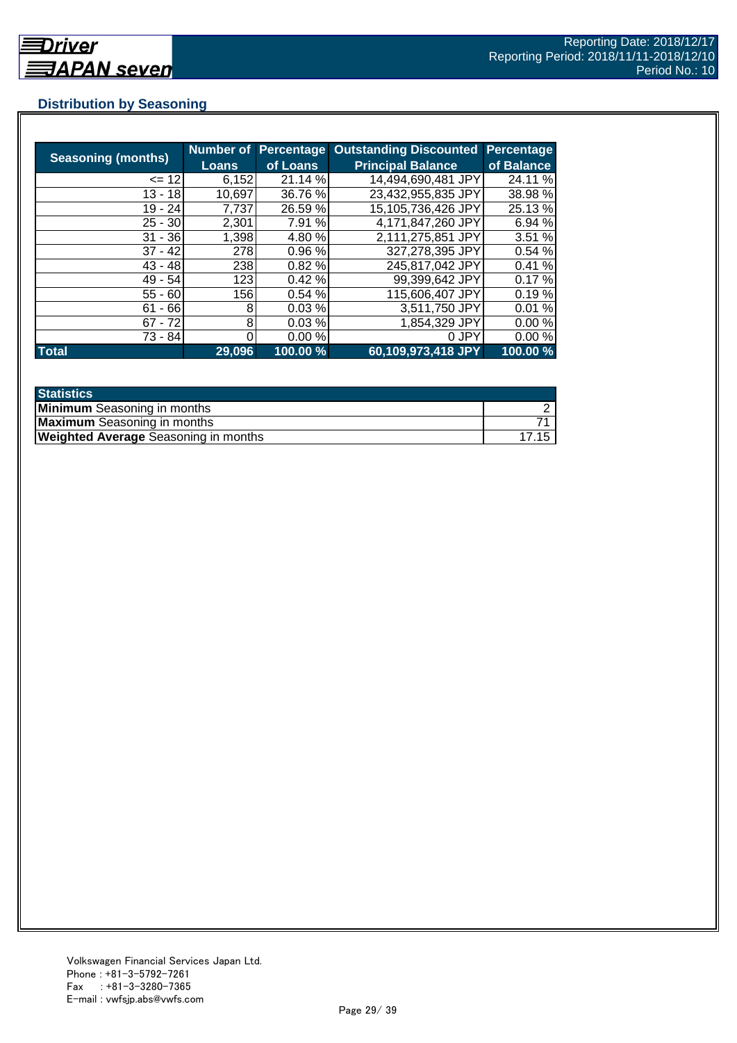## Distribution by Seasoning

| Seasoning (months) | Number of Loans | Percentage of Loans | Outstanding Discounted Principal Balance | Percentage of Balance |
|---|---|---|---|---|
| <= 12 | 6,152 | 21.14 % | 14,494,690,481 JPY | 24.11 % |
| 13 - 18 | 10,697 | 36.76 % | 23,432,955,835 JPY | 38.98 % |
| 19 - 24 | 7,737 | 26.59 % | 15,105,736,426 JPY | 25.13 % |
| 25 - 30 | 2,301 | 7.91 % | 4,171,847,260 JPY | 6.94 % |
| 31 - 36 | 1,398 | 4.80 % | 2,111,275,851 JPY | 3.51 % |
| 37 - 42 | 278 | 0.96 % | 327,278,395 JPY | 0.54 % |
| 43 - 48 | 238 | 0.82 % | 245,817,042 JPY | 0.41 % |
| 49 - 54 | 123 | 0.42 % | 99,399,642 JPY | 0.17 % |
| 55 - 60 | 156 | 0.54 % | 115,606,407 JPY | 0.19 % |
| 61 - 66 | 8 | 0.03 % | 3,511,750 JPY | 0.01 % |
| 67 - 72 | 8 | 0.03 % | 1,854,329 JPY | 0.00 % |
| 73 - 84 | 0 | 0.00 % | 0 JPY | 0.00 % |
| **Total** | **29,096** | **100.00 %** | **60,109,973,418 JPY** | **100.00 %** |

| Statistics | |
|---|---|
| **Minimum** Seasoning in months | 2 |
| **Maximum** Seasoning in months | 71 |
| **Weighted Average** Seasoning in months | 17.15 |

Volkswagen Financial Services Japan Ltd.
Phone : +81-3-5792-7261
Fax : +81-3-3280-7365
E-mail : vwfsjp.abs@vwfs.com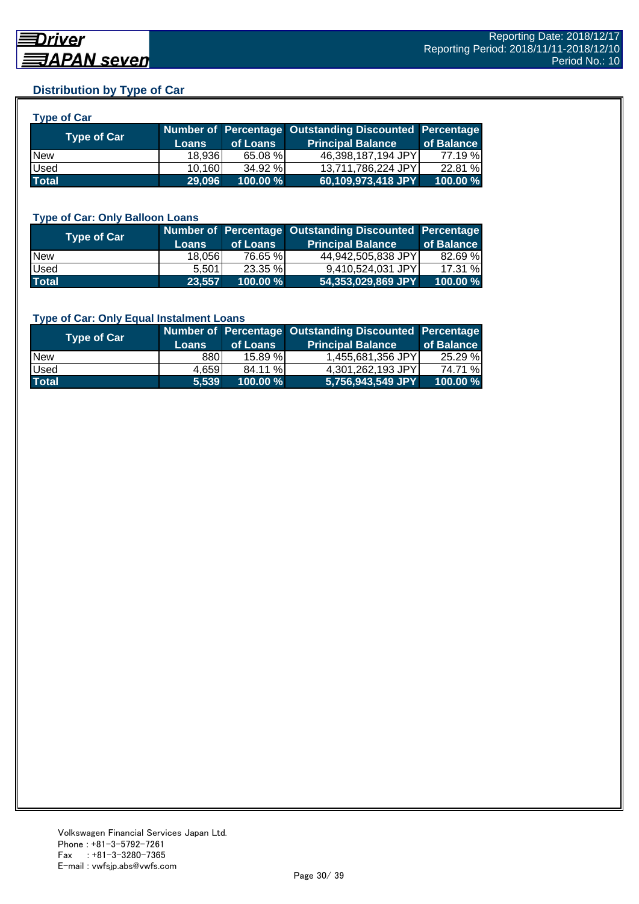## Distribution by Type of Car

### Type of Car

| Type of Car | Number of Loans | Percentage of Loans | Outstanding Discounted Principal Balance | Percentage of Balance |
|---|---|---|---|---|
| New | 18,936 | 65.08 % | 46,398,187,194 JPY | 77.19 % |
| Used | 10,160 | 34.92 % | 13,711,786,224 JPY | 22.81 % |
| **Total** | **29,096** | **100.00 %** | **60,109,973,418 JPY** | **100.00 %** |

### Type of Car: Only Balloon Loans

| Type of Car | Number of Loans | Percentage of Loans | Outstanding Discounted Principal Balance | Percentage of Balance |
|---|---|---|---|---|
| New | 18,056 | 76.65 % | 44,942,505,838 JPY | 82.69 % |
| Used | 5,501 | 23.35 % | 9,410,524,031 JPY | 17.31 % |
| **Total** | **23,557** | **100.00 %** | **54,353,029,869 JPY** | **100.00 %** |

### Type of Car: Only Equal Instalment Loans

| Type of Car | Number of Loans | Percentage of Loans | Outstanding Discounted Principal Balance | Percentage of Balance |
|---|---|---|---|---|
| New | 880 | 15.89 % | 1,455,681,356 JPY | 25.29 % |
| Used | 4,659 | 84.11 % | 4,301,262,193 JPY | 74.71 % |
| **Total** | **5,539** | **100.00 %** | **5,756,943,549 JPY** | **100.00 %** |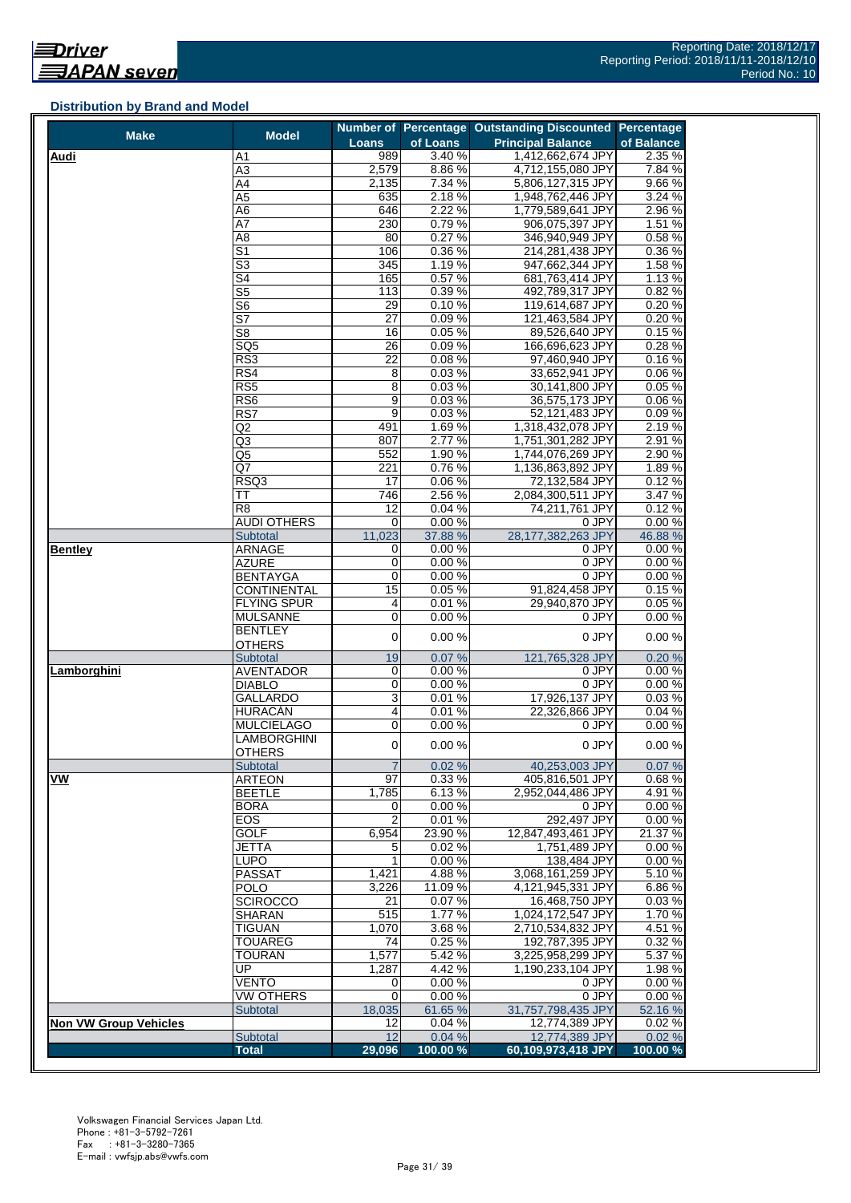### Distribution by Brand and Model

| Make | Model | Number of Loans | Percentage of Loans | Outstanding Discounted Principal Balance | Percentage of Balance |
|---|---|---|---|---|---|
| **Audi** | A1 | 989 | 3.40 % | 1,412,662,674 JPY | 2.35 % |
| | A3 | 2,579 | 8.86 % | 4,712,155,080 JPY | 7.84 % |
| | A4 | 2,135 | 7.34 % | 5,806,127,315 JPY | 9.66 % |
| | A5 | 635 | 2.18 % | 1,948,762,446 JPY | 3.24 % |
| | A6 | 646 | 2.22 % | 1,779,589,641 JPY | 2.96 % |
| | A7 | 230 | 0.79 % | 906,075,397 JPY | 1.51 % |
| | A8 | 80 | 0.27 % | 346,940,949 JPY | 0.58 % |
| | S1 | 106 | 0.36 % | 214,281,438 JPY | 0.36 % |
| | S3 | 345 | 1.19 % | 947,662,344 JPY | 1.58 % |
| | S4 | 165 | 0.57 % | 681,763,414 JPY | 1.13 % |
| | S5 | 113 | 0.39 % | 492,789,317 JPY | 0.82 % |
| | S6 | 29 | 0.10 % | 119,614,687 JPY | 0.20 % |
| | S7 | 27 | 0.09 % | 121,463,584 JPY | 0.20 % |
| | S8 | 16 | 0.05 % | 89,526,640 JPY | 0.15 % |
| | SQ5 | 26 | 0.09 % | 166,696,623 JPY | 0.28 % |
| | RS3 | 22 | 0.08 % | 97,460,940 JPY | 0.16 % |
| | RS4 | 8 | 0.03 % | 33,652,941 JPY | 0.06 % |
| | RS5 | 8 | 0.03 % | 30,141,800 JPY | 0.05 % |
| | RS6 | 9 | 0.03 % | 36,575,173 JPY | 0.06 % |
| | RS7 | 9 | 0.03 % | 52,121,483 JPY | 0.09 % |
| | Q2 | 491 | 1.69 % | 1,318,432,078 JPY | 2.19 % |
| | Q3 | 807 | 2.77 % | 1,751,301,282 JPY | 2.91 % |
| | Q5 | 552 | 1.90 % | 1,744,076,269 JPY | 2.90 % |
| | Q7 | 221 | 0.76 % | 1,136,863,892 JPY | 1.89 % |
| | RSQ3 | 17 | 0.06 % | 72,132,584 JPY | 0.12 % |
| | TT | 746 | 2.56 % | 2,084,300,511 JPY | 3.47 % |
| | R8 | 12 | 0.04 % | 74,211,761 JPY | 0.12 % |
| | AUDI OTHERS | 0 | 0.00 % | 0 JPY | 0.00 % |
| | Subtotal | 11,023 | 37.88 % | 28,177,382,263 JPY | 46.88 % |
| **Bentley** | ARNAGE | 0 | 0.00 % | 0 JPY | 0.00 % |
| | AZURE | 0 | 0.00 % | 0 JPY | 0.00 % |
| | BENTAYGA | 0 | 0.00 % | 0 JPY | 0.00 % |
| | CONTINENTAL | 15 | 0.05 % | 91,824,458 JPY | 0.15 % |
| | FLYING SPUR | 4 | 0.01 % | 29,940,870 JPY | 0.05 % |
| | MULSANNE | 0 | 0.00 % | 0 JPY | 0.00 % |
| | BENTLEY OTHERS | 0 | 0.00 % | 0 JPY | 0.00 % |
| | Subtotal | 19 | 0.07 % | 121,765,328 JPY | 0.20 % |
| **Lamborghini** | AVENTADOR | 0 | 0.00 % | 0 JPY | 0.00 % |
| | DIABLO | 0 | 0.00 % | 0 JPY | 0.00 % |
| | GALLARDO | 3 | 0.01 % | 17,926,137 JPY | 0.03 % |
| | HURACAN | 4 | 0.01 % | 22,326,866 JPY | 0.04 % |
| | MULCIELAGO | 0 | 0.00 % | 0 JPY | 0.00 % |
| | LAMBORGHINI OTHERS | 0 | 0.00 % | 0 JPY | 0.00 % |
| | Subtotal | 7 | 0.02 % | 40,253,003 JPY | 0.07 % |
| **VW** | ARTEON | 97 | 0.33 % | 405,816,501 JPY | 0.68 % |
| | BEETLE | 1,785 | 6.13 % | 2,952,044,486 JPY | 4.91 % |
| | BORA | 0 | 0.00 % | 0 JPY | 0.00 % |
| | EOS | 2 | 0.01 % | 292,497 JPY | 0.00 % |
| | GOLF | 6,954 | 23.90 % | 12,847,493,461 JPY | 21.37 % |
| | JETTA | 5 | 0.02 % | 1,751,489 JPY | 0.00 % |
| | LUPO | 1 | 0.00 % | 138,484 JPY | 0.00 % |
| | PASSAT | 1,421 | 4.88 % | 3,068,161,259 JPY | 5.10 % |
| | POLO | 3,226 | 11.09 % | 4,121,945,331 JPY | 6.86 % |
| | SCIROCCO | 21 | 0.07 % | 16,468,750 JPY | 0.03 % |
| | SHARAN | 515 | 1.77 % | 1,024,172,547 JPY | 1.70 % |
| | TIGUAN | 1,070 | 3.68 % | 2,710,534,832 JPY | 4.51 % |
| | TOUAREG | 74 | 0.25 % | 192,787,395 JPY | 0.32 % |
| | TOURAN | 1,577 | 5.42 % | 3,225,958,299 JPY | 5.37 % |
| | UP | 1,287 | 4.42 % | 1,190,233,104 JPY | 1.98 % |
| | VENTO | 0 | 0.00 % | 0 JPY | 0.00 % |
| | VW OTHERS | 0 | 0.00 % | 0 JPY | 0.00 % |
| | Subtotal | 18,035 | 61.65 % | 31,757,798,435 JPY | 52.16 % |
| **Non VW Group Vehicles** | | 12 | 0.04 % | 12,774,389 JPY | 0.02 % |
| | Subtotal | 12 | 0.04 % | 12,774,389 JPY | 0.02 % |
| | **Total** | **29,096** | **100.00 %** | **60,109,973,418 JPY** | **100.00 %** |

Volkswagen Financial Services Japan Ltd.
Phone : +81-3-5792-7261
Fax : +81-3-3280-7365
E-mail : vwfsjp.abs@vwfs.com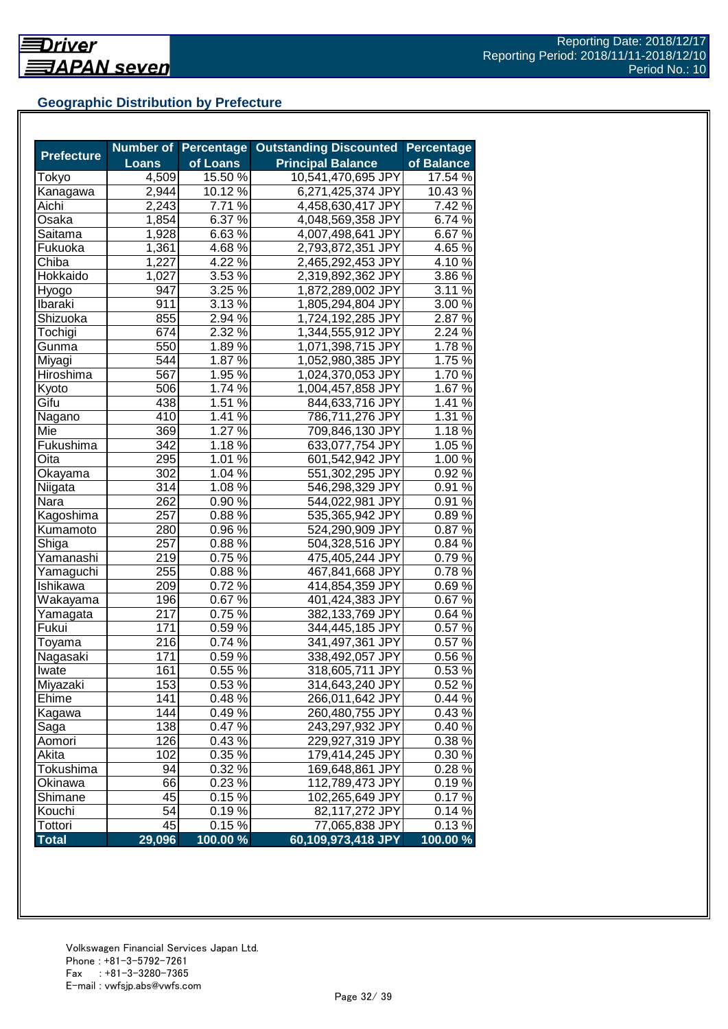Driver JAPAN seven

Reporting Date: 2018/12/17
Reporting Period: 2018/11/11-2018/12/10
Period No.: 10

## Geographic Distribution by Prefecture

| Prefecture | Number of Loans | Percentage of Loans | Outstanding Discounted Principal Balance | Percentage of Balance |
|---|---|---|---|---|
| Tokyo | 4,509 | 15.50 % | 10,541,470,695 JPY | 17.54 % |
| Kanagawa | 2,944 | 10.12 % | 6,271,425,374 JPY | 10.43 % |
| Aichi | 2,243 | 7.71 % | 4,458,630,417 JPY | 7.42 % |
| Osaka | 1,854 | 6.37 % | 4,048,569,358 JPY | 6.74 % |
| Saitama | 1,928 | 6.63 % | 4,007,498,641 JPY | 6.67 % |
| Fukuoka | 1,361 | 4.68 % | 2,793,872,351 JPY | 4.65 % |
| Chiba | 1,227 | 4.22 % | 2,465,292,453 JPY | 4.10 % |
| Hokkaido | 1,027 | 3.53 % | 2,319,892,362 JPY | 3.86 % |
| Hyogo | 947 | 3.25 % | 1,872,289,002 JPY | 3.11 % |
| Ibaraki | 911 | 3.13 % | 1,805,294,804 JPY | 3.00 % |
| Shizuoka | 855 | 2.94 % | 1,724,192,285 JPY | 2.87 % |
| Tochigi | 674 | 2.32 % | 1,344,555,912 JPY | 2.24 % |
| Gunma | 550 | 1.89 % | 1,071,398,715 JPY | 1.78 % |
| Miyagi | 544 | 1.87 % | 1,052,980,385 JPY | 1.75 % |
| Hiroshima | 567 | 1.95 % | 1,024,370,053 JPY | 1.70 % |
| Kyoto | 506 | 1.74 % | 1,004,457,858 JPY | 1.67 % |
| Gifu | 438 | 1.51 % | 844,633,716 JPY | 1.41 % |
| Nagano | 410 | 1.41 % | 786,711,276 JPY | 1.31 % |
| Mie | 369 | 1.27 % | 709,846,130 JPY | 1.18 % |
| Fukushima | 342 | 1.18 % | 633,077,754 JPY | 1.05 % |
| Oita | 295 | 1.01 % | 601,542,942 JPY | 1.00 % |
| Okayama | 302 | 1.04 % | 551,302,295 JPY | 0.92 % |
| Niigata | 314 | 1.08 % | 546,298,329 JPY | 0.91 % |
| Nara | 262 | 0.90 % | 544,022,981 JPY | 0.91 % |
| Kagoshima | 257 | 0.88 % | 535,365,942 JPY | 0.89 % |
| Kumamoto | 280 | 0.96 % | 524,290,909 JPY | 0.87 % |
| Shiga | 257 | 0.88 % | 504,328,516 JPY | 0.84 % |
| Yamanashi | 219 | 0.75 % | 475,405,244 JPY | 0.79 % |
| Yamaguchi | 255 | 0.88 % | 467,841,668 JPY | 0.78 % |
| Ishikawa | 209 | 0.72 % | 414,854,359 JPY | 0.69 % |
| Wakayama | 196 | 0.67 % | 401,424,383 JPY | 0.67 % |
| Yamagata | 217 | 0.75 % | 382,133,769 JPY | 0.64 % |
| Fukui | 171 | 0.59 % | 344,445,185 JPY | 0.57 % |
| Toyama | 216 | 0.74 % | 341,497,361 JPY | 0.57 % |
| Nagasaki | 171 | 0.59 % | 338,492,057 JPY | 0.56 % |
| Iwate | 161 | 0.55 % | 318,605,711 JPY | 0.53 % |
| Miyazaki | 153 | 0.53 % | 314,643,240 JPY | 0.52 % |
| Ehime | 141 | 0.48 % | 266,011,642 JPY | 0.44 % |
| Kagawa | 144 | 0.49 % | 260,480,755 JPY | 0.43 % |
| Saga | 138 | 0.47 % | 243,297,932 JPY | 0.40 % |
| Aomori | 126 | 0.43 % | 229,927,319 JPY | 0.38 % |
| Akita | 102 | 0.35 % | 179,414,245 JPY | 0.30 % |
| Tokushima | 94 | 0.32 % | 169,648,861 JPY | 0.28 % |
| Okinawa | 66 | 0.23 % | 112,789,473 JPY | 0.19 % |
| Shimane | 45 | 0.15 % | 102,265,649 JPY | 0.17 % |
| Kouchi | 54 | 0.19 % | 82,117,272 JPY | 0.14 % |
| Tottori | 45 | 0.15 % | 77,065,838 JPY | 0.13 % |
| **Total** | **29,096** | **100.00 %** | **60,109,973,418 JPY** | **100.00 %** |

Volkswagen Financial Services Japan Ltd.
Phone : +81-3-5792-7261
Fax : +81-3-3280-7365
E-mail : vwfsjp.abs@vwfs.com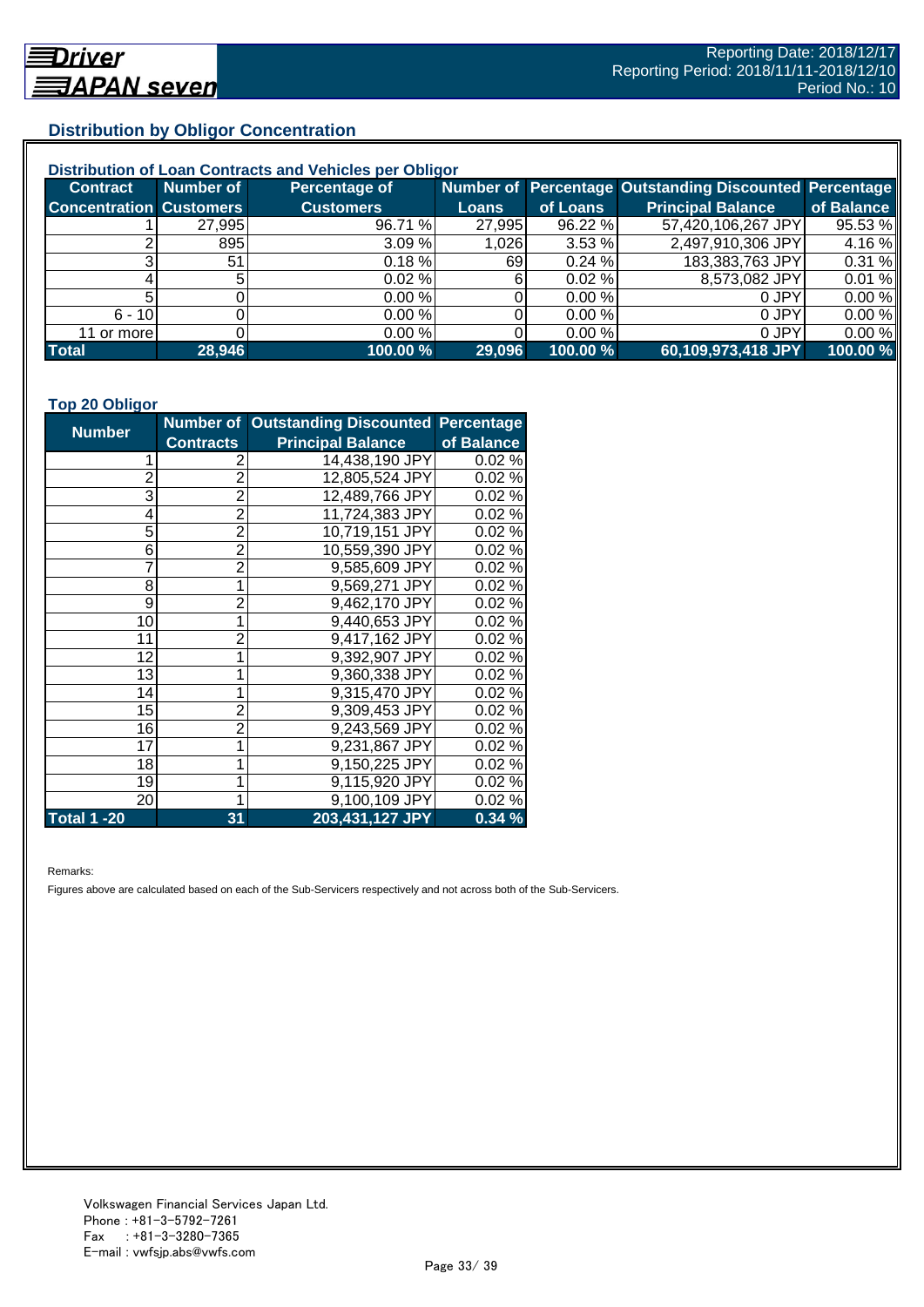## Distribution by Obligor Concentration

### Distribution of Loan Contracts and Vehicles per Obligor

| Contract Concentration | Number of Customers | Percentage of Customers | Number of Loans | Percentage of Loans | Outstanding Discounted Principal Balance | Percentage of Balance |
|---|---|---|---|---|---|---|
| 1 | 27,995 | 96.71 % | 27,995 | 96.22 % | 57,420,106,267 JPY | 95.53 % |
| 2 | 895 | 3.09 % | 1,026 | 3.53 % | 2,497,910,306 JPY | 4.16 % |
| 3 | 51 | 0.18 % | 69 | 0.24 % | 183,383,763 JPY | 0.31 % |
| 4 | 5 | 0.02 % | 6 | 0.02 % | 8,573,082 JPY | 0.01 % |
| 5 | 0 | 0.00 % | 0 | 0.00 % | 0 JPY | 0.00 % |
| 6 - 10 | 0 | 0.00 % | 0 | 0.00 % | 0 JPY | 0.00 % |
| 11 or more | 0 | 0.00 % | 0 | 0.00 % | 0 JPY | 0.00 % |
| **Total** | **28,946** | **100.00 %** | **29,096** | **100.00 %** | **60,109,973,418 JPY** | **100.00 %** |

### Top 20 Obligor

| Number | Number of Contracts | Outstanding Discounted Principal Balance | Percentage of Balance |
|---|---|---|---|
| 1 | 2 | 14,438,190 JPY | 0.02 % |
| 2 | 2 | 12,805,524 JPY | 0.02 % |
| 3 | 2 | 12,489,766 JPY | 0.02 % |
| 4 | 2 | 11,724,383 JPY | 0.02 % |
| 5 | 2 | 10,719,151 JPY | 0.02 % |
| 6 | 2 | 10,559,390 JPY | 0.02 % |
| 7 | 2 | 9,585,609 JPY | 0.02 % |
| 8 | 1 | 9,569,271 JPY | 0.02 % |
| 9 | 2 | 9,462,170 JPY | 0.02 % |
| 10 | 1 | 9,440,653 JPY | 0.02 % |
| 11 | 2 | 9,417,162 JPY | 0.02 % |
| 12 | 1 | 9,392,907 JPY | 0.02 % |
| 13 | 1 | 9,360,338 JPY | 0.02 % |
| 14 | 1 | 9,315,470 JPY | 0.02 % |
| 15 | 2 | 9,309,453 JPY | 0.02 % |
| 16 | 2 | 9,243,569 JPY | 0.02 % |
| 17 | 1 | 9,231,867 JPY | 0.02 % |
| 18 | 1 | 9,150,225 JPY | 0.02 % |
| 19 | 1 | 9,115,920 JPY | 0.02 % |
| 20 | 1 | 9,100,109 JPY | 0.02 % |
| **Total 1 -20** | **31** | **203,431,127 JPY** | **0.34 %** |

Remarks:

Figures above are calculated based on each of the Sub-Servicers respectively and not across both of the Sub-Servicers.

Volkswagen Financial Services Japan Ltd.
Phone : +81-3-5792-7261
Fax : +81-3-3280-7365
E-mail : vwfsjp.abs@vwfs.com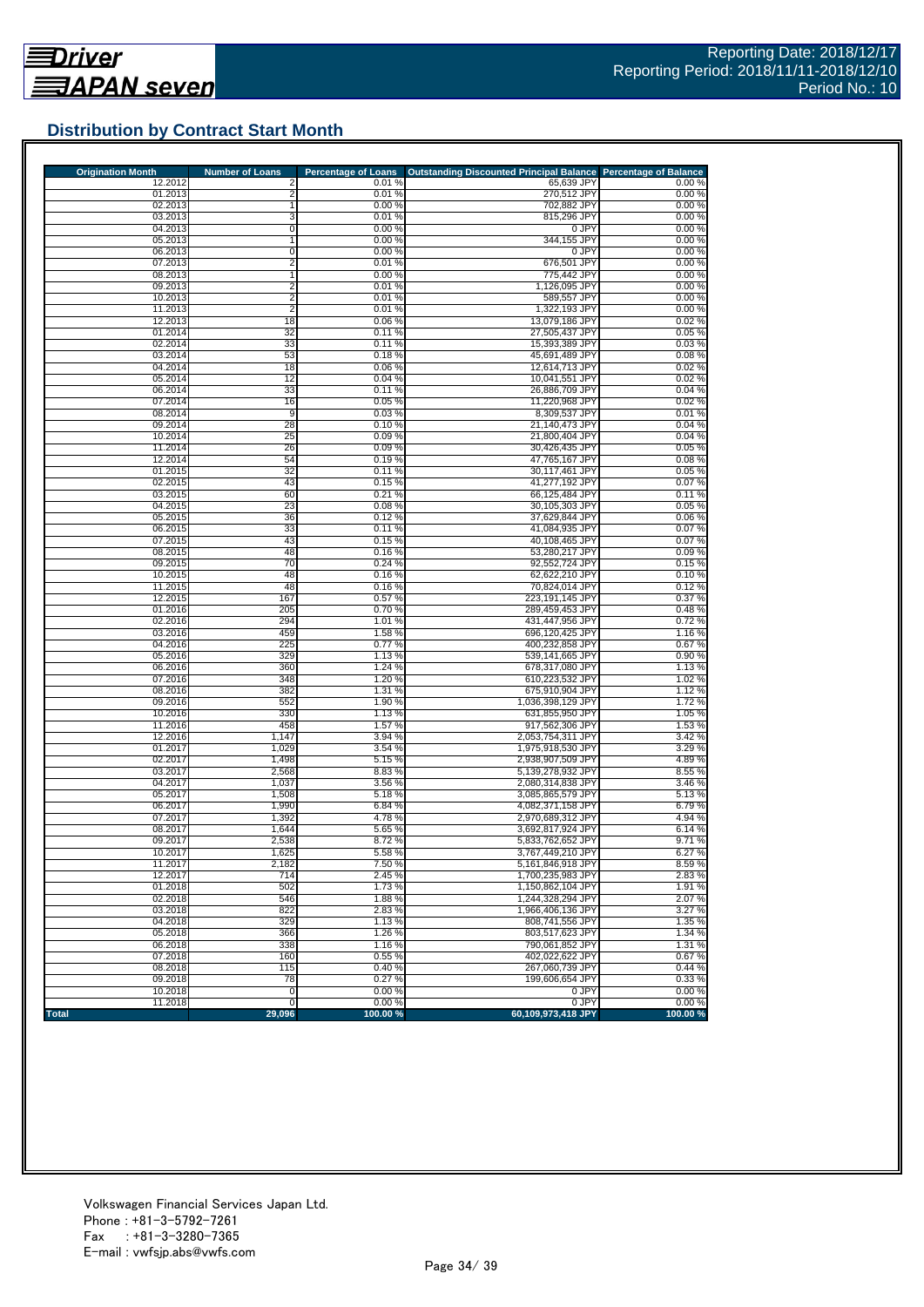## Distribution by Contract Start Month

| Origination Month | Number of Loans | Percentage of Loans | Outstanding Discounted Principal Balance | Percentage of Balance |
|---|---|---|---|---|
| 12.2012 | 2 | 0.01 % | 65,639 JPY | 0.00 % |
| 01.2013 | 2 | 0.01 % | 270,512 JPY | 0.00 % |
| 02.2013 | 1 | 0.00 % | 702,882 JPY | 0.00 % |
| 03.2013 | 3 | 0.01 % | 815,296 JPY | 0.00 % |
| 04.2013 | 0 | 0.00 % | 0 JPY | 0.00 % |
| 05.2013 | 1 | 0.00 % | 344,155 JPY | 0.00 % |
| 06.2013 | 0 | 0.00 % | 0 JPY | 0.00 % |
| 07.2013 | 2 | 0.01 % | 676,501 JPY | 0.00 % |
| 08.2013 | 1 | 0.00 % | 775,442 JPY | 0.00 % |
| 09.2013 | 2 | 0.01 % | 1,126,095 JPY | 0.00 % |
| 10.2013 | 2 | 0.01 % | 589,557 JPY | 0.00 % |
| 11.2013 | 2 | 0.01 % | 1,322,193 JPY | 0.00 % |
| 12.2013 | 18 | 0.06 % | 13,079,186 JPY | 0.02 % |
| 01.2014 | 32 | 0.11 % | 27,505,437 JPY | 0.05 % |
| 02.2014 | 33 | 0.11 % | 15,393,389 JPY | 0.03 % |
| 03.2014 | 53 | 0.18 % | 45,691,489 JPY | 0.08 % |
| 04.2014 | 18 | 0.06 % | 12,614,713 JPY | 0.02 % |
| 05.2014 | 12 | 0.04 % | 10,041,551 JPY | 0.02 % |
| 06.2014 | 33 | 0.11 % | 26,886,709 JPY | 0.04 % |
| 07.2014 | 16 | 0.05 % | 11,220,968 JPY | 0.02 % |
| 08.2014 | 9 | 0.03 % | 8,309,537 JPY | 0.01 % |
| 09.2014 | 28 | 0.10 % | 21,140,473 JPY | 0.04 % |
| 10.2014 | 25 | 0.09 % | 21,800,404 JPY | 0.04 % |
| 11.2014 | 26 | 0.09 % | 30,426,435 JPY | 0.05 % |
| 12.2014 | 54 | 0.19 % | 47,765,167 JPY | 0.08 % |
| 01.2015 | 32 | 0.11 % | 30,117,461 JPY | 0.05 % |
| 02.2015 | 43 | 0.15 % | 41,277,192 JPY | 0.07 % |
| 03.2015 | 60 | 0.21 % | 66,125,484 JPY | 0.11 % |
| 04.2015 | 23 | 0.08 % | 30,105,303 JPY | 0.05 % |
| 05.2015 | 36 | 0.12 % | 37,629,844 JPY | 0.06 % |
| 06.2015 | 33 | 0.11 % | 41,084,935 JPY | 0.07 % |
| 07.2015 | 43 | 0.15 % | 40,108,465 JPY | 0.07 % |
| 08.2015 | 48 | 0.16 % | 53,280,217 JPY | 0.09 % |
| 09.2015 | 70 | 0.24 % | 92,552,724 JPY | 0.15 % |
| 10.2015 | 48 | 0.16 % | 62,622,210 JPY | 0.10 % |
| 11.2015 | 48 | 0.16 % | 70,824,014 JPY | 0.12 % |
| 12.2015 | 167 | 0.57 % | 223,191,145 JPY | 0.37 % |
| 01.2016 | 205 | 0.70 % | 289,459,453 JPY | 0.48 % |
| 02.2016 | 294 | 1.01 % | 431,447,956 JPY | 0.72 % |
| 03.2016 | 459 | 1.58 % | 696,120,425 JPY | 1.16 % |
| 04.2016 | 225 | 0.77 % | 400,232,858 JPY | 0.67 % |
| 05.2016 | 329 | 1.13 % | 539,141,665 JPY | 0.90 % |
| 06.2016 | 360 | 1.24 % | 678,317,080 JPY | 1.13 % |
| 07.2016 | 348 | 1.20 % | 610,223,532 JPY | 1.02 % |
| 08.2016 | 382 | 1.31 % | 675,910,904 JPY | 1.12 % |
| 09.2016 | 552 | 1.90 % | 1,036,398,129 JPY | 1.72 % |
| 10.2016 | 330 | 1.13 % | 631,855,950 JPY | 1.05 % |
| 11.2016 | 458 | 1.57 % | 917,562,306 JPY | 1.53 % |
| 12.2016 | 1,147 | 3.94 % | 2,053,754,311 JPY | 3.42 % |
| 01.2017 | 1,029 | 3.54 % | 1,975,918,530 JPY | 3.29 % |
| 02.2017 | 1,498 | 5.15 % | 2,938,907,509 JPY | 4.89 % |
| 03.2017 | 2,568 | 8.83 % | 5,139,278,932 JPY | 8.55 % |
| 04.2017 | 1,037 | 3.56 % | 2,080,314,838 JPY | 3.46 % |
| 05.2017 | 1,508 | 5.18 % | 3,085,865,579 JPY | 5.13 % |
| 06.2017 | 1,990 | 6.84 % | 4,082,371,158 JPY | 6.79 % |
| 07.2017 | 1,392 | 4.78 % | 2,970,689,312 JPY | 4.94 % |
| 08.2017 | 1,644 | 5.65 % | 3,692,817,924 JPY | 6.14 % |
| 09.2017 | 2,538 | 8.72 % | 5,833,762,652 JPY | 9.71 % |
| 10.2017 | 1,625 | 5.58 % | 3,767,449,210 JPY | 6.27 % |
| 11.2017 | 2,182 | 7.50 % | 5,161,846,918 JPY | 8.59 % |
| 12.2017 | 714 | 2.45 % | 1,700,235,983 JPY | 2.83 % |
| 01.2018 | 502 | 1.73 % | 1,150,862,104 JPY | 1.91 % |
| 02.2018 | 546 | 1.88 % | 1,244,328,294 JPY | 2.07 % |
| 03.2018 | 822 | 2.83 % | 1,966,406,136 JPY | 3.27 % |
| 04.2018 | 329 | 1.13 % | 808,741,556 JPY | 1.35 % |
| 05.2018 | 366 | 1.26 % | 803,517,623 JPY | 1.34 % |
| 06.2018 | 338 | 1.16 % | 790,061,852 JPY | 1.31 % |
| 07.2018 | 160 | 0.55 % | 402,022,622 JPY | 0.67 % |
| 08.2018 | 115 | 0.40 % | 267,060,739 JPY | 0.44 % |
| 09.2018 | 78 | 0.27 % | 199,606,654 JPY | 0.33 % |
| 10.2018 | 0 | 0.00 % | 0 JPY | 0.00 % |
| 11.2018 | 0 | 0.00 % | 0 JPY | 0.00 % |
| **Total** | **29,096** | **100.00 %** | **60,109,973,418 JPY** | **100.00 %** |

Volkswagen Financial Services Japan Ltd.
Phone : +81-3-5792-7261
Fax : +81-3-3280-7365
E-mail : vwfsjp.abs@vwfs.com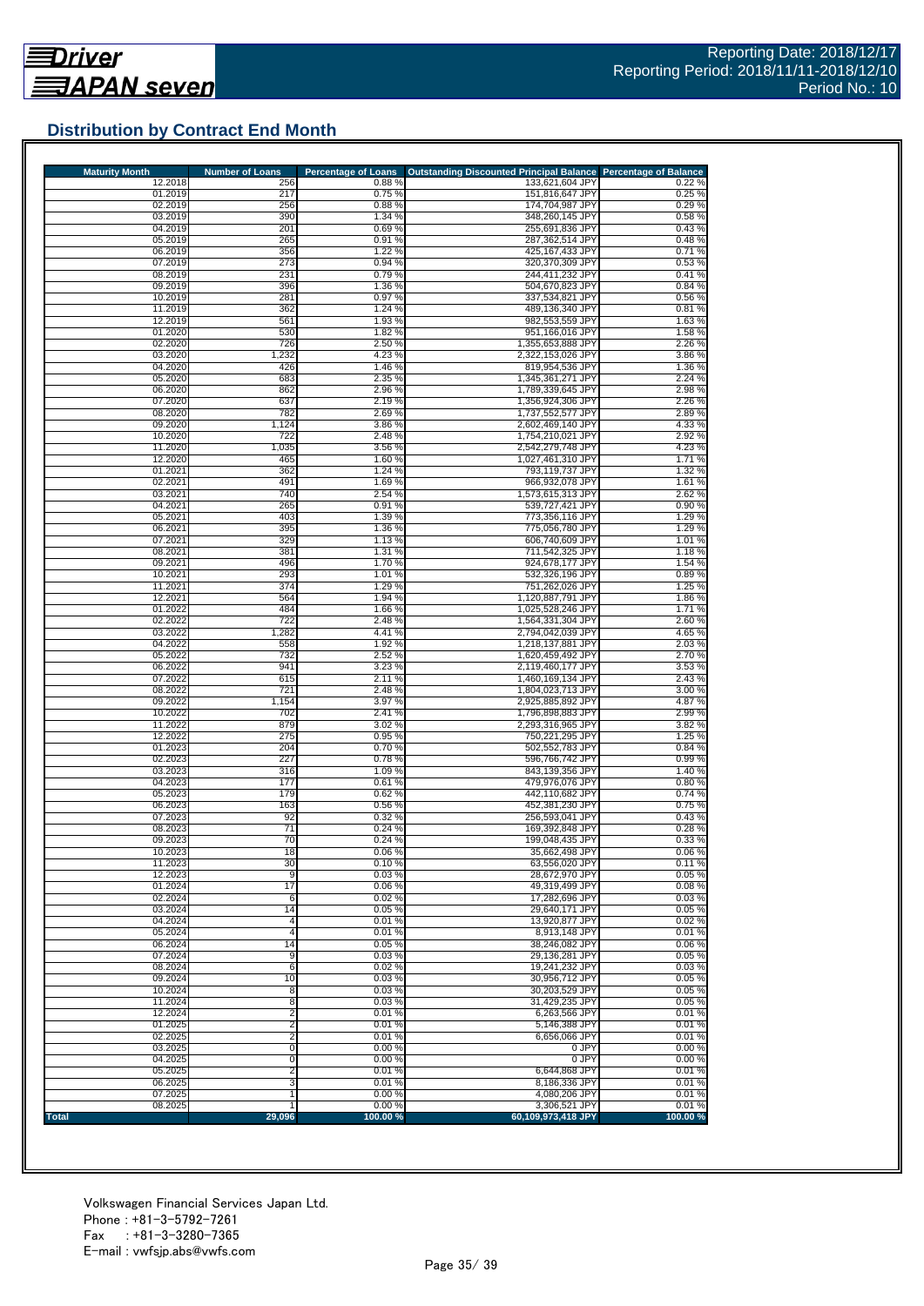## Distribution by Contract End Month

| Maturity Month | Number of Loans | Percentage of Loans | Outstanding Discounted Principal Balance | Percentage of Balance |
|---|---|---|---|---|
| 12.2018 | 256 | 0.88 % | 133,621,604 JPY | 0.22 % |
| 01.2019 | 217 | 0.75 % | 151,816,647 JPY | 0.25 % |
| 02.2019 | 256 | 0.88 % | 174,704,987 JPY | 0.29 % |
| 03.2019 | 390 | 1.34 % | 348,260,145 JPY | 0.58 % |
| 04.2019 | 201 | 0.69 % | 255,691,836 JPY | 0.43 % |
| 05.2019 | 265 | 0.91 % | 287,362,514 JPY | 0.48 % |
| 06.2019 | 356 | 1.22 % | 425,167,433 JPY | 0.71 % |
| 07.2019 | 273 | 0.94 % | 320,370,309 JPY | 0.53 % |
| 08.2019 | 231 | 0.79 % | 244,411,232 JPY | 0.41 % |
| 09.2019 | 396 | 1.36 % | 504,670,823 JPY | 0.84 % |
| 10.2019 | 281 | 0.97 % | 337,534,821 JPY | 0.56 % |
| 11.2019 | 362 | 1.24 % | 489,136,340 JPY | 0.81 % |
| 12.2019 | 561 | 1.93 % | 982,553,559 JPY | 1.63 % |
| 01.2020 | 530 | 1.82 % | 951,166,016 JPY | 1.58 % |
| 02.2020 | 726 | 2.50 % | 1,355,653,888 JPY | 2.26 % |
| 03.2020 | 1,232 | 4.23 % | 2,322,153,026 JPY | 3.86 % |
| 04.2020 | 426 | 1.46 % | 819,954,536 JPY | 1.36 % |
| 05.2020 | 683 | 2.35 % | 1,345,361,271 JPY | 2.24 % |
| 06.2020 | 862 | 2.96 % | 1,789,339,645 JPY | 2.98 % |
| 07.2020 | 637 | 2.19 % | 1,356,924,306 JPY | 2.26 % |
| 08.2020 | 782 | 2.69 % | 1,737,552,577 JPY | 2.89 % |
| 09.2020 | 1,124 | 3.86 % | 2,602,469,140 JPY | 4.33 % |
| 10.2020 | 722 | 2.48 % | 1,754,210,021 JPY | 2.92 % |
| 11.2020 | 1,035 | 3.56 % | 2,542,279,748 JPY | 4.23 % |
| 12.2020 | 465 | 1.60 % | 1,027,461,310 JPY | 1.71 % |
| 01.2021 | 362 | 1.24 % | 793,119,737 JPY | 1.32 % |
| 02.2021 | 491 | 1.69 % | 966,932,078 JPY | 1.61 % |
| 03.2021 | 740 | 2.54 % | 1,573,615,313 JPY | 2.62 % |
| 04.2021 | 265 | 0.91 % | 539,727,421 JPY | 0.90 % |
| 05.2021 | 403 | 1.39 % | 773,356,116 JPY | 1.29 % |
| 06.2021 | 395 | 1.36 % | 775,056,780 JPY | 1.29 % |
| 07.2021 | 329 | 1.13 % | 606,740,609 JPY | 1.01 % |
| 08.2021 | 381 | 1.31 % | 711,542,325 JPY | 1.18 % |
| 09.2021 | 496 | 1.70 % | 924,678,177 JPY | 1.54 % |
| 10.2021 | 293 | 1.01 % | 532,326,196 JPY | 0.89 % |
| 11.2021 | 374 | 1.29 % | 751,262,026 JPY | 1.25 % |
| 12.2021 | 564 | 1.94 % | 1,120,887,791 JPY | 1.86 % |
| 01.2022 | 484 | 1.66 % | 1,025,528,246 JPY | 1.71 % |
| 02.2022 | 722 | 2.48 % | 1,564,331,304 JPY | 2.60 % |
| 03.2022 | 1,282 | 4.41 % | 2,794,042,039 JPY | 4.65 % |
| 04.2022 | 558 | 1.92 % | 1,218,137,881 JPY | 2.03 % |
| 05.2022 | 732 | 2.52 % | 1,620,459,492 JPY | 2.70 % |
| 06.2022 | 941 | 3.23 % | 2,119,460,177 JPY | 3.53 % |
| 07.2022 | 615 | 2.11 % | 1,460,169,134 JPY | 2.43 % |
| 08.2022 | 721 | 2.48 % | 1,804,023,713 JPY | 3.00 % |
| 09.2022 | 1,154 | 3.97 % | 2,925,885,892 JPY | 4.87 % |
| 10.2022 | 702 | 2.41 % | 1,796,898,883 JPY | 2.99 % |
| 11.2022 | 879 | 3.02 % | 2,293,316,965 JPY | 3.82 % |
| 12.2022 | 275 | 0.95 % | 750,221,295 JPY | 1.25 % |
| 01.2023 | 204 | 0.70 % | 502,552,783 JPY | 0.84 % |
| 02.2023 | 227 | 0.78 % | 596,766,742 JPY | 0.99 % |
| 03.2023 | 316 | 1.09 % | 843,139,356 JPY | 1.40 % |
| 04.2023 | 177 | 0.61 % | 479,976,076 JPY | 0.80 % |
| 05.2023 | 179 | 0.62 % | 442,110,682 JPY | 0.74 % |
| 06.2023 | 163 | 0.56 % | 452,381,230 JPY | 0.75 % |
| 07.2023 | 92 | 0.32 % | 256,593,041 JPY | 0.43 % |
| 08.2023 | 71 | 0.24 % | 169,392,848 JPY | 0.28 % |
| 09.2023 | 70 | 0.24 % | 199,048,435 JPY | 0.33 % |
| 10.2023 | 18 | 0.06 % | 35,662,498 JPY | 0.06 % |
| 11.2023 | 30 | 0.10 % | 63,556,020 JPY | 0.11 % |
| 12.2023 | 9 | 0.03 % | 28,672,970 JPY | 0.05 % |
| 01.2024 | 17 | 0.06 % | 49,319,499 JPY | 0.08 % |
| 02.2024 | 6 | 0.02 % | 17,282,696 JPY | 0.03 % |
| 03.2024 | 14 | 0.05 % | 29,640,171 JPY | 0.05 % |
| 04.2024 | 4 | 0.01 % | 13,920,877 JPY | 0.02 % |
| 05.2024 | 4 | 0.01 % | 8,913,148 JPY | 0.01 % |
| 06.2024 | 14 | 0.05 % | 38,246,082 JPY | 0.06 % |
| 07.2024 | 9 | 0.03 % | 29,136,281 JPY | 0.05 % |
| 08.2024 | 6 | 0.02 % | 19,241,232 JPY | 0.03 % |
| 09.2024 | 10 | 0.03 % | 30,956,712 JPY | 0.05 % |
| 10.2024 | 8 | 0.03 % | 30,203,529 JPY | 0.05 % |
| 11.2024 | 8 | 0.03 % | 31,429,235 JPY | 0.05 % |
| 12.2024 | 2 | 0.01 % | 6,263,566 JPY | 0.01 % |
| 01.2025 | 2 | 0.01 % | 5,146,388 JPY | 0.01 % |
| 02.2025 | 2 | 0.01 % | 6,656,066 JPY | 0.01 % |
| 03.2025 | 0 | 0.00 % | 0 JPY | 0.00 % |
| 04.2025 | 0 | 0.00 % | 0 JPY | 0.00 % |
| 05.2025 | 2 | 0.01 % | 6,644,868 JPY | 0.01 % |
| 06.2025 | 3 | 0.01 % | 8,186,336 JPY | 0.01 % |
| 07.2025 | 1 | 0.00 % | 4,080,206 JPY | 0.01 % |
| 08.2025 | 1 | 0.00 % | 3,306,521 JPY | 0.01 % |
| **Total** | **29,096** | **100.00 %** | **60,109,973,418 JPY** | **100.00 %** |

Volkswagen Financial Services Japan Ltd.
Phone : +81-3-5792-7261
Fax : +81-3-3280-7365
E-mail : vwfsjp.abs@vwfs.com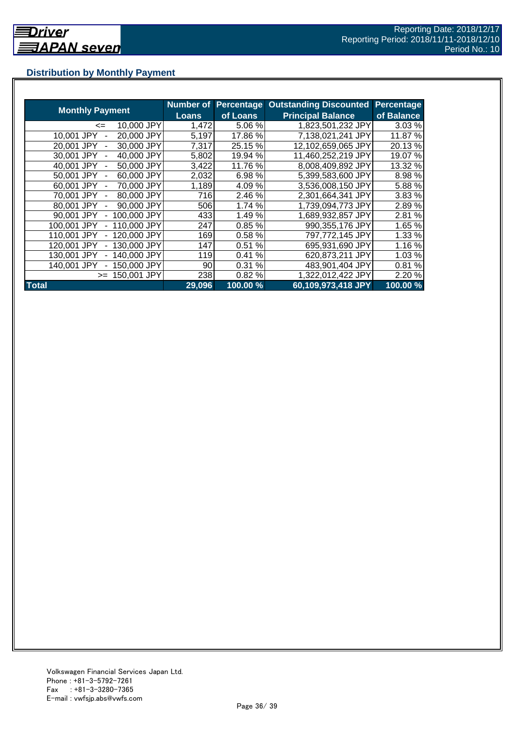Driver JAPAN seven

Reporting Date: 2018/12/17
Reporting Period: 2018/11/11-2018/12/10
Period No.: 10

## Distribution by Monthly Payment

| Monthly Payment | Number of Loans | Percentage of Loans | Outstanding Discounted Principal Balance | Percentage of Balance |
|---|---|---|---|---|
| <= 10,000 JPY | 1,472 | 5.06 % | 1,823,501,232 JPY | 3.03 % |
| 10,001 JPY - 20,000 JPY | 5,197 | 17.86 % | 7,138,021,241 JPY | 11.87 % |
| 20,001 JPY - 30,000 JPY | 7,317 | 25.15 % | 12,102,659,065 JPY | 20.13 % |
| 30,001 JPY - 40,000 JPY | 5,802 | 19.94 % | 11,460,252,219 JPY | 19.07 % |
| 40,001 JPY - 50,000 JPY | 3,422 | 11.76 % | 8,008,409,892 JPY | 13.32 % |
| 50,001 JPY - 60,000 JPY | 2,032 | 6.98 % | 5,399,583,600 JPY | 8.98 % |
| 60,001 JPY - 70,000 JPY | 1,189 | 4.09 % | 3,536,008,150 JPY | 5.88 % |
| 70,001 JPY - 80,000 JPY | 716 | 2.46 % | 2,301,664,341 JPY | 3.83 % |
| 80,001 JPY - 90,000 JPY | 506 | 1.74 % | 1,739,094,773 JPY | 2.89 % |
| 90,001 JPY - 100,000 JPY | 433 | 1.49 % | 1,689,932,857 JPY | 2.81 % |
| 100,001 JPY - 110,000 JPY | 247 | 0.85 % | 990,355,176 JPY | 1.65 % |
| 110,001 JPY - 120,000 JPY | 169 | 0.58 % | 797,772,145 JPY | 1.33 % |
| 120,001 JPY - 130,000 JPY | 147 | 0.51 % | 695,931,690 JPY | 1.16 % |
| 130,001 JPY - 140,000 JPY | 119 | 0.41 % | 620,873,211 JPY | 1.03 % |
| 140,001 JPY - 150,000 JPY | 90 | 0.31 % | 483,901,404 JPY | 0.81 % |
| >= 150,001 JPY | 238 | 0.82 % | 1,322,012,422 JPY | 2.20 % |
| **Total** | **29,096** | **100.00 %** | **60,109,973,418 JPY** | **100.00 %** |

Volkswagen Financial Services Japan Ltd.
Phone : +81-3-5792-7261
Fax : +81-3-3280-7365
E-mail : vwfsjp.abs@vwfs.com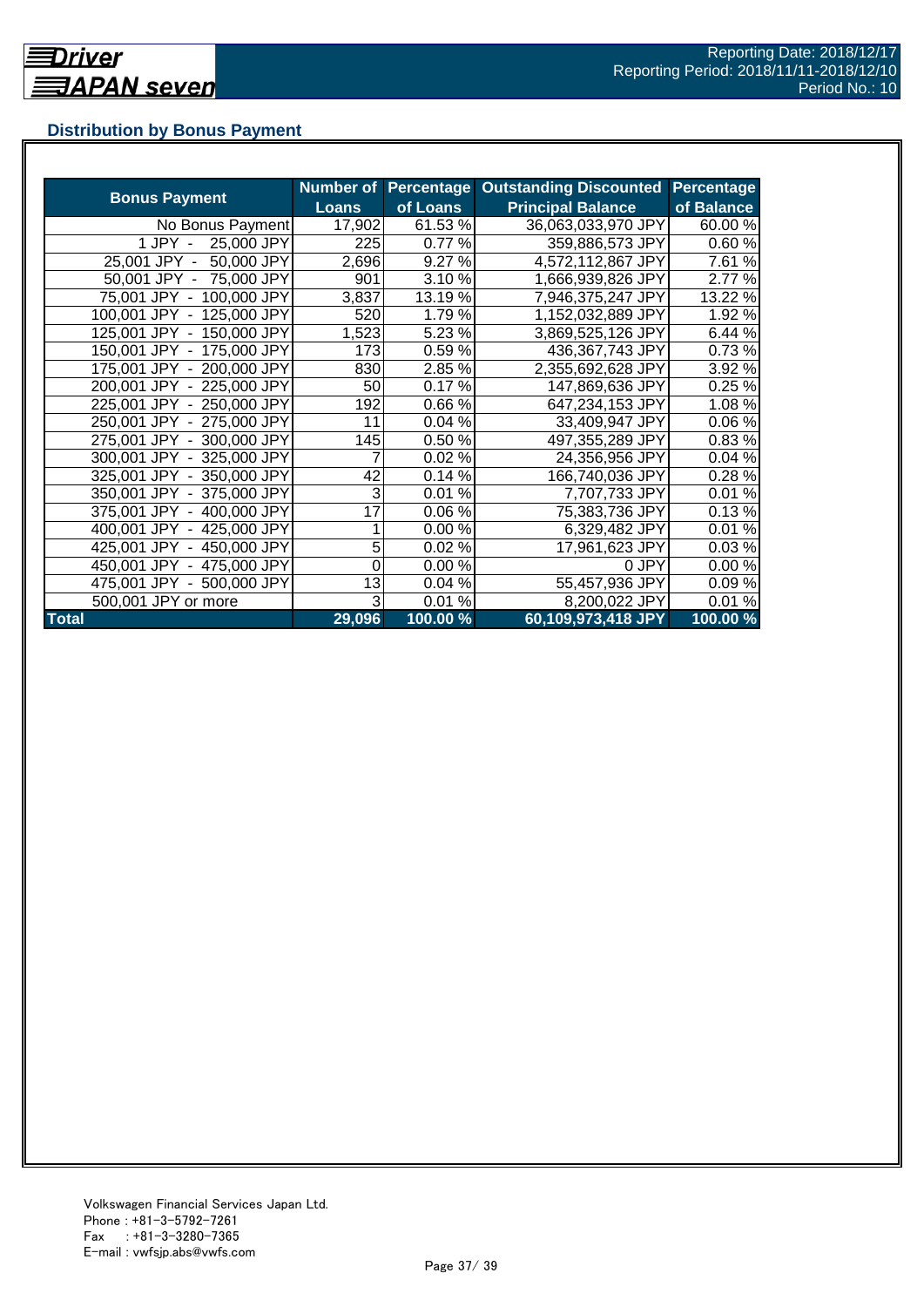## Distribution by Bonus Payment

| Bonus Payment | Number of Loans | Percentage of Loans | Outstanding Discounted Principal Balance | Percentage of Balance |
|---|---|---|---|---|
| No Bonus Payment | 17,902 | 61.53 % | 36,063,033,970 JPY | 60.00 % |
| 1 JPY - 25,000 JPY | 225 | 0.77 % | 359,886,573 JPY | 0.60 % |
| 25,001 JPY - 50,000 JPY | 2,696 | 9.27 % | 4,572,112,867 JPY | 7.61 % |
| 50,001 JPY - 75,000 JPY | 901 | 3.10 % | 1,666,939,826 JPY | 2.77 % |
| 75,001 JPY - 100,000 JPY | 3,837 | 13.19 % | 7,946,375,247 JPY | 13.22 % |
| 100,001 JPY - 125,000 JPY | 520 | 1.79 % | 1,152,032,889 JPY | 1.92 % |
| 125,001 JPY - 150,000 JPY | 1,523 | 5.23 % | 3,869,525,126 JPY | 6.44 % |
| 150,001 JPY - 175,000 JPY | 173 | 0.59 % | 436,367,743 JPY | 0.73 % |
| 175,001 JPY - 200,000 JPY | 830 | 2.85 % | 2,355,692,628 JPY | 3.92 % |
| 200,001 JPY - 225,000 JPY | 50 | 0.17 % | 147,869,636 JPY | 0.25 % |
| 225,001 JPY - 250,000 JPY | 192 | 0.66 % | 647,234,153 JPY | 1.08 % |
| 250,001 JPY - 275,000 JPY | 11 | 0.04 % | 33,409,947 JPY | 0.06 % |
| 275,001 JPY - 300,000 JPY | 145 | 0.50 % | 497,355,289 JPY | 0.83 % |
| 300,001 JPY - 325,000 JPY | 7 | 0.02 % | 24,356,956 JPY | 0.04 % |
| 325,001 JPY - 350,000 JPY | 42 | 0.14 % | 166,740,036 JPY | 0.28 % |
| 350,001 JPY - 375,000 JPY | 3 | 0.01 % | 7,707,733 JPY | 0.01 % |
| 375,001 JPY - 400,000 JPY | 17 | 0.06 % | 75,383,736 JPY | 0.13 % |
| 400,001 JPY - 425,000 JPY | 1 | 0.00 % | 6,329,482 JPY | 0.01 % |
| 425,001 JPY - 450,000 JPY | 5 | 0.02 % | 17,961,623 JPY | 0.03 % |
| 450,001 JPY - 475,000 JPY | 0 | 0.00 % | 0 JPY | 0.00 % |
| 475,001 JPY - 500,000 JPY | 13 | 0.04 % | 55,457,936 JPY | 0.09 % |
| 500,001 JPY or more | 3 | 0.01 % | 8,200,022 JPY | 0.01 % |
| **Total** | **29,096** | **100.00 %** | **60,109,973,418 JPY** | **100.00 %** |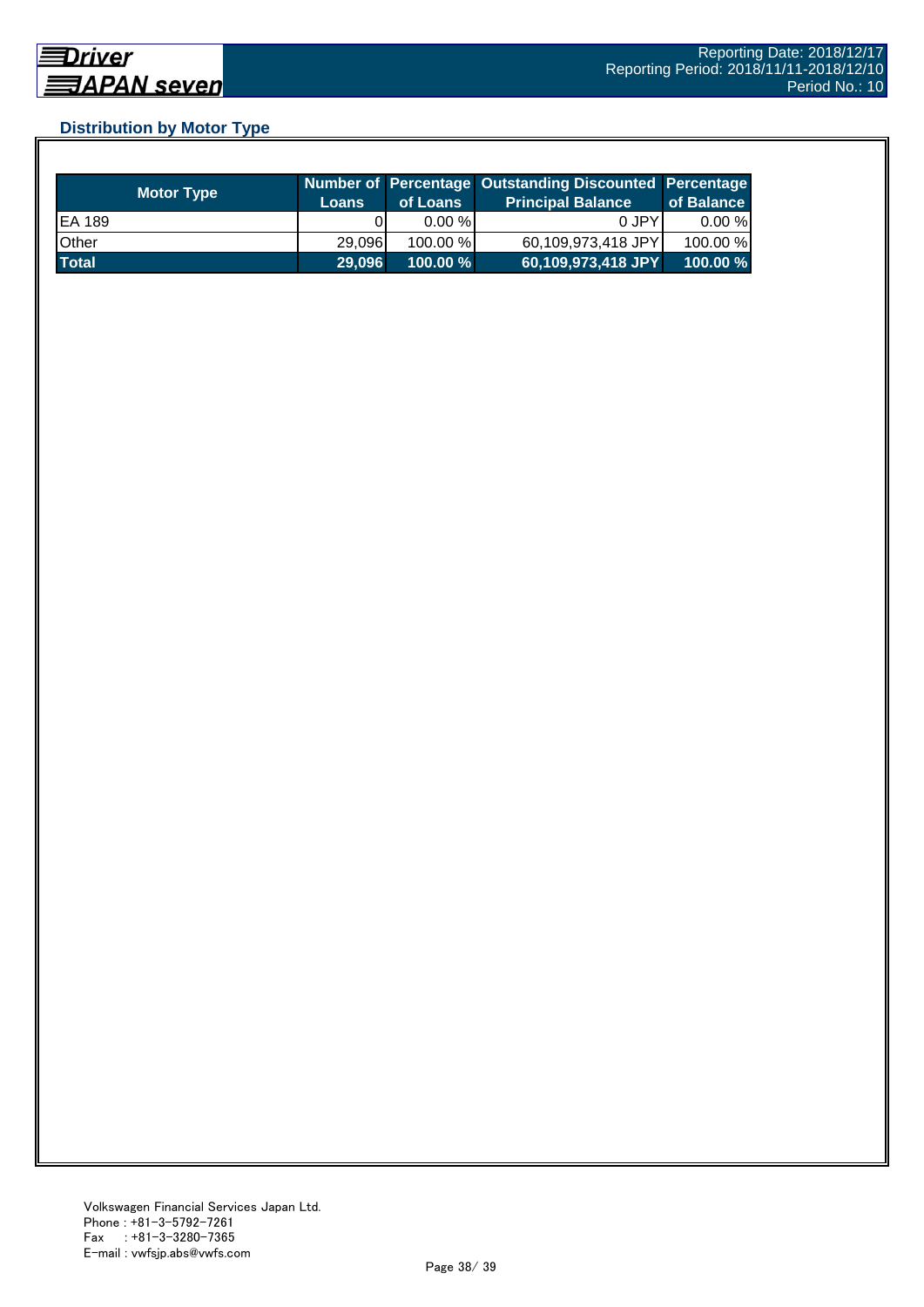## Distribution by Motor Type

| Motor Type | Number of Loans | Percentage of Loans | Outstanding Discounted Principal Balance | Percentage of Balance |
|---|---|---|---|---|
| EA 189 | 0 | 0.00 % | 0 JPY | 0.00 % |
| Other | 29,096 | 100.00 % | 60,109,973,418 JPY | 100.00 % |
| **Total** | **29,096** | **100.00 %** | **60,109,973,418 JPY** | **100.00 %** |

Volkswagen Financial Services Japan Ltd.
Phone : +81-3-5792-7261
Fax : +81-3-3280-7365
E-mail : vwfsjp.abs@vwfs.com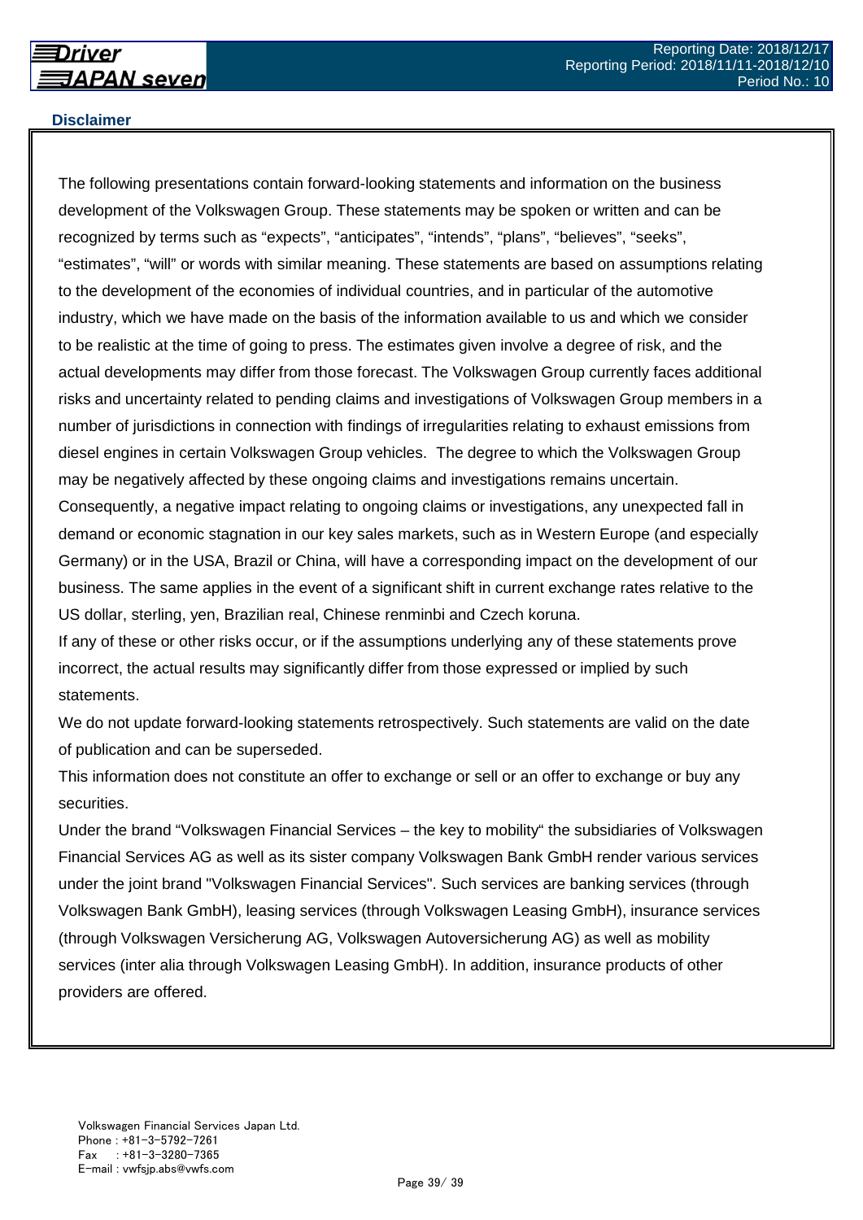## Disclaimer

The following presentations contain forward-looking statements and information on the business development of the Volkswagen Group. These statements may be spoken or written and can be recognized by terms such as "expects", "anticipates", "intends", "plans", "believes", "seeks", "estimates", "will" or words with similar meaning. These statements are based on assumptions relating to the development of the economies of individual countries, and in particular of the automotive industry, which we have made on the basis of the information available to us and which we consider to be realistic at the time of going to press. The estimates given involve a degree of risk, and the actual developments may differ from those forecast. The Volkswagen Group currently faces additional risks and uncertainty related to pending claims and investigations of Volkswagen Group members in a number of jurisdictions in connection with findings of irregularities relating to exhaust emissions from diesel engines in certain Volkswagen Group vehicles. The degree to which the Volkswagen Group may be negatively affected by these ongoing claims and investigations remains uncertain.
Consequently, a negative impact relating to ongoing claims or investigations, any unexpected fall in demand or economic stagnation in our key sales markets, such as in Western Europe (and especially Germany) or in the USA, Brazil or China, will have a corresponding impact on the development of our business. The same applies in the event of a significant shift in current exchange rates relative to the US dollar, sterling, yen, Brazilian real, Chinese renminbi and Czech koruna.
If any of these or other risks occur, or if the assumptions underlying any of these statements prove incorrect, the actual results may significantly differ from those expressed or implied by such statements.
We do not update forward-looking statements retrospectively. Such statements are valid on the date of publication and can be superseded.
This information does not constitute an offer to exchange or sell or an offer to exchange or buy any securities.
Under the brand "Volkswagen Financial Services – the key to mobility" the subsidiaries of Volkswagen Financial Services AG as well as its sister company Volkswagen Bank GmbH render various services under the joint brand "Volkswagen Financial Services". Such services are banking services (through Volkswagen Bank GmbH), leasing services (through Volkswagen Leasing GmbH), insurance services (through Volkswagen Versicherung AG, Volkswagen Autoversicherung AG) as well as mobility services (inter alia through Volkswagen Leasing GmbH). In addition, insurance products of other providers are offered.

Volkswagen Financial Services Japan Ltd.
Phone : +81-3-5792-7261
Fax : +81-3-3280-7365
E-mail : vwfsjp.abs@vwfs.com